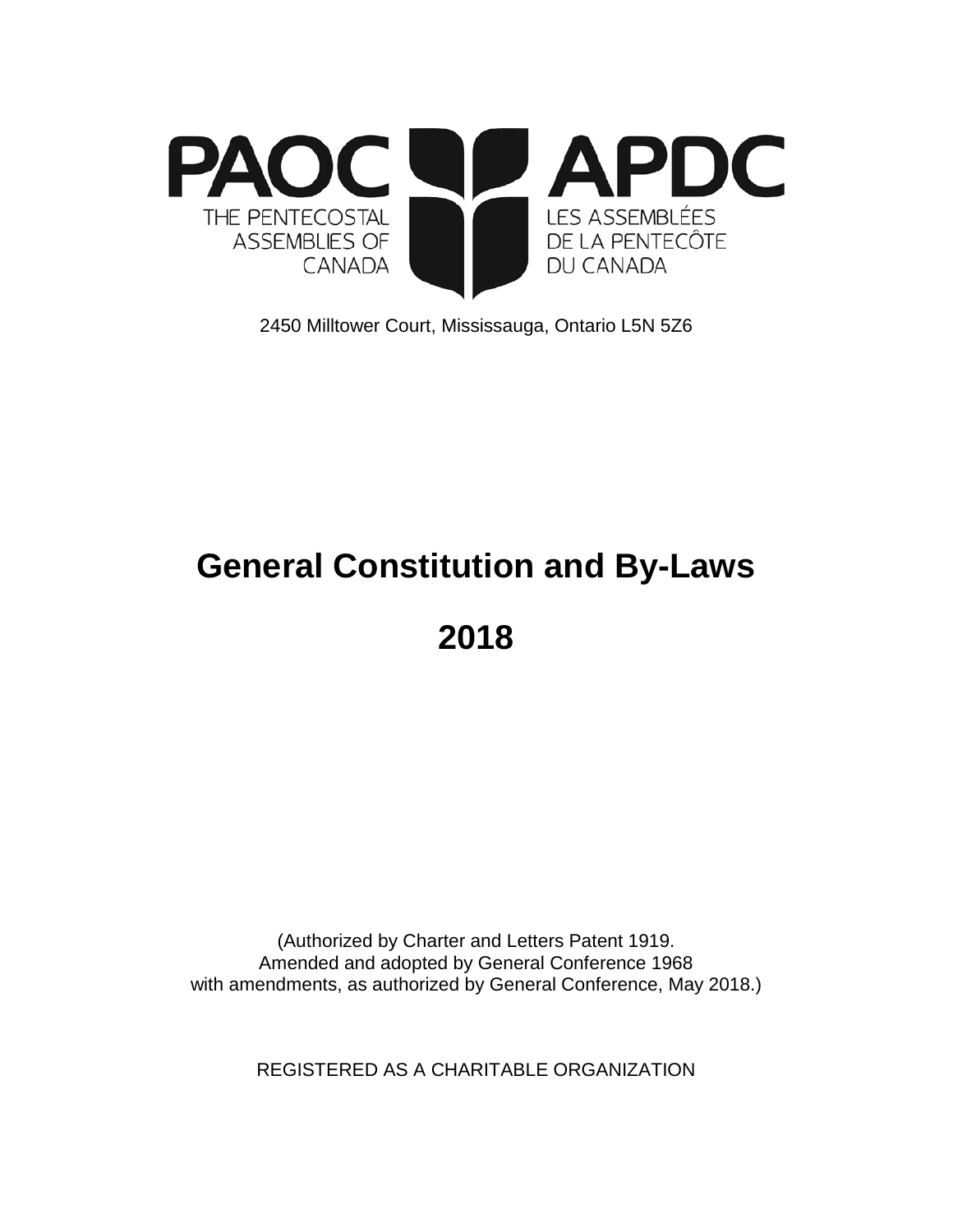PAOC THE PENTECOSTAL ASSEMBLIES OF CANADA

APDC LES ASSEMBLÉES DE LA PENTECÔTE DU CANADA

2450 Milltower Court, Mississauga, Ontario L5N 5Z6

# General Constitution and By-Laws

# 2018

(Authorized by Charter and Letters Patent 1919.
Amended and adopted by General Conference 1968
with amendments, as authorized by General Conference, May 2018.)

REGISTERED AS A CHARITABLE ORGANIZATION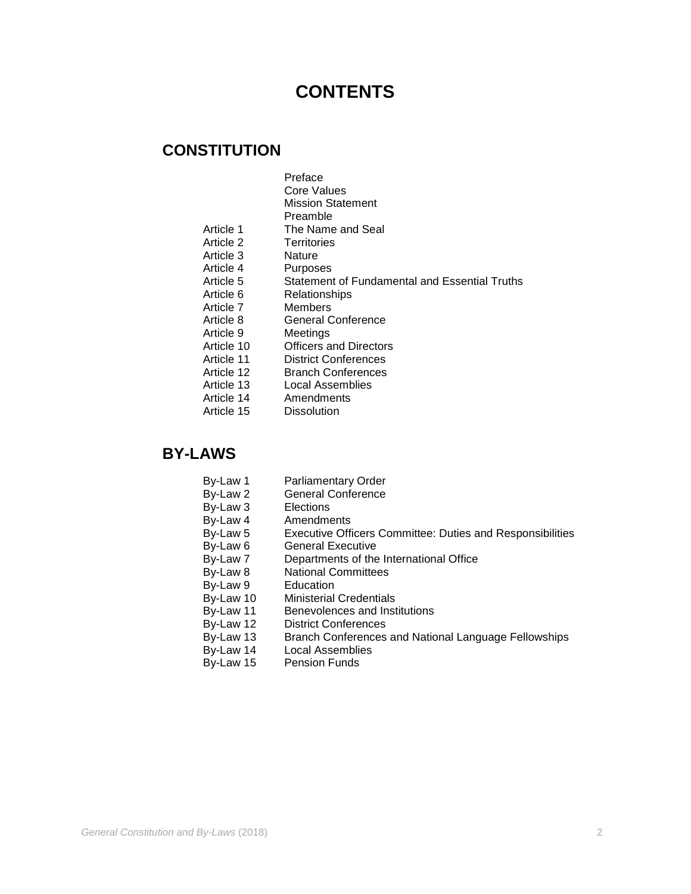# CONTENTS

## CONSTITUTION

| | |
|---|---|
| | Preface |
| | Core Values |
| | Mission Statement |
| | Preamble |
| Article 1 | The Name and Seal |
| Article 2 | Territories |
| Article 3 | Nature |
| Article 4 | Purposes |
| Article 5 | Statement of Fundamental and Essential Truths |
| Article 6 | Relationships |
| Article 7 | Members |
| Article 8 | General Conference |
| Article 9 | Meetings |
| Article 10 | Officers and Directors |
| Article 11 | District Conferences |
| Article 12 | Branch Conferences |
| Article 13 | Local Assemblies |
| Article 14 | Amendments |
| Article 15 | Dissolution |

## BY-LAWS

| | |
|---|---|
| By-Law 1 | Parliamentary Order |
| By-Law 2 | General Conference |
| By-Law 3 | Elections |
| By-Law 4 | Amendments |
| By-Law 5 | Executive Officers Committee: Duties and Responsibilities |
| By-Law 6 | General Executive |
| By-Law 7 | Departments of the International Office |
| By-Law 8 | National Committees |
| By-Law 9 | Education |
| By-Law 10 | Ministerial Credentials |
| By-Law 11 | Benevolences and Institutions |
| By-Law 12 | District Conferences |
| By-Law 13 | Branch Conferences and National Language Fellowships |
| By-Law 14 | Local Assemblies |
| By-Law 15 | Pension Funds |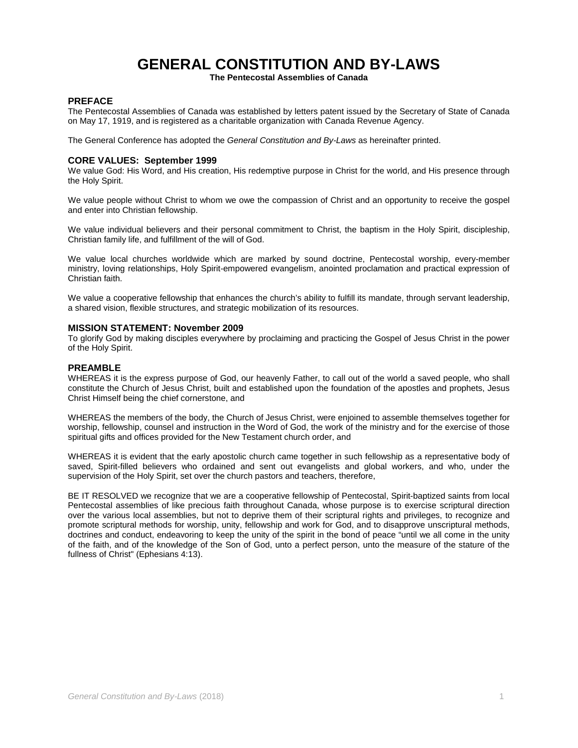# GENERAL CONSTITUTION AND BY-LAWS

**The Pentecostal Assemblies of Canada**

## PREFACE

The Pentecostal Assemblies of Canada was established by letters patent issued by the Secretary of State of Canada on May 17, 1919, and is registered as a charitable organization with Canada Revenue Agency.

The General Conference has adopted the *General Constitution and By-Laws* as hereinafter printed.

## CORE VALUES: September 1999

We value God: His Word, and His creation, His redemptive purpose in Christ for the world, and His presence through the Holy Spirit.

We value people without Christ to whom we owe the compassion of Christ and an opportunity to receive the gospel and enter into Christian fellowship.

We value individual believers and their personal commitment to Christ, the baptism in the Holy Spirit, discipleship, Christian family life, and fulfillment of the will of God.

We value local churches worldwide which are marked by sound doctrine, Pentecostal worship, every-member ministry, loving relationships, Holy Spirit-empowered evangelism, anointed proclamation and practical expression of Christian faith.

We value a cooperative fellowship that enhances the church's ability to fulfill its mandate, through servant leadership, a shared vision, flexible structures, and strategic mobilization of its resources.

## MISSION STATEMENT: November 2009

To glorify God by making disciples everywhere by proclaiming and practicing the Gospel of Jesus Christ in the power of the Holy Spirit.

## PREAMBLE

WHEREAS it is the express purpose of God, our heavenly Father, to call out of the world a saved people, who shall constitute the Church of Jesus Christ, built and established upon the foundation of the apostles and prophets, Jesus Christ Himself being the chief cornerstone, and

WHEREAS the members of the body, the Church of Jesus Christ, were enjoined to assemble themselves together for worship, fellowship, counsel and instruction in the Word of God, the work of the ministry and for the exercise of those spiritual gifts and offices provided for the New Testament church order, and

WHEREAS it is evident that the early apostolic church came together in such fellowship as a representative body of saved, Spirit-filled believers who ordained and sent out evangelists and global workers, and who, under the supervision of the Holy Spirit, set over the church pastors and teachers, therefore,

BE IT RESOLVED we recognize that we are a cooperative fellowship of Pentecostal, Spirit-baptized saints from local Pentecostal assemblies of like precious faith throughout Canada, whose purpose is to exercise scriptural direction over the various local assemblies, but not to deprive them of their scriptural rights and privileges, to recognize and promote scriptural methods for worship, unity, fellowship and work for God, and to disapprove unscriptural methods, doctrines and conduct, endeavoring to keep the unity of the spirit in the bond of peace "until we all come in the unity of the faith, and of the knowledge of the Son of God, unto a perfect person, unto the measure of the stature of the fullness of Christ" (Ephesians 4:13).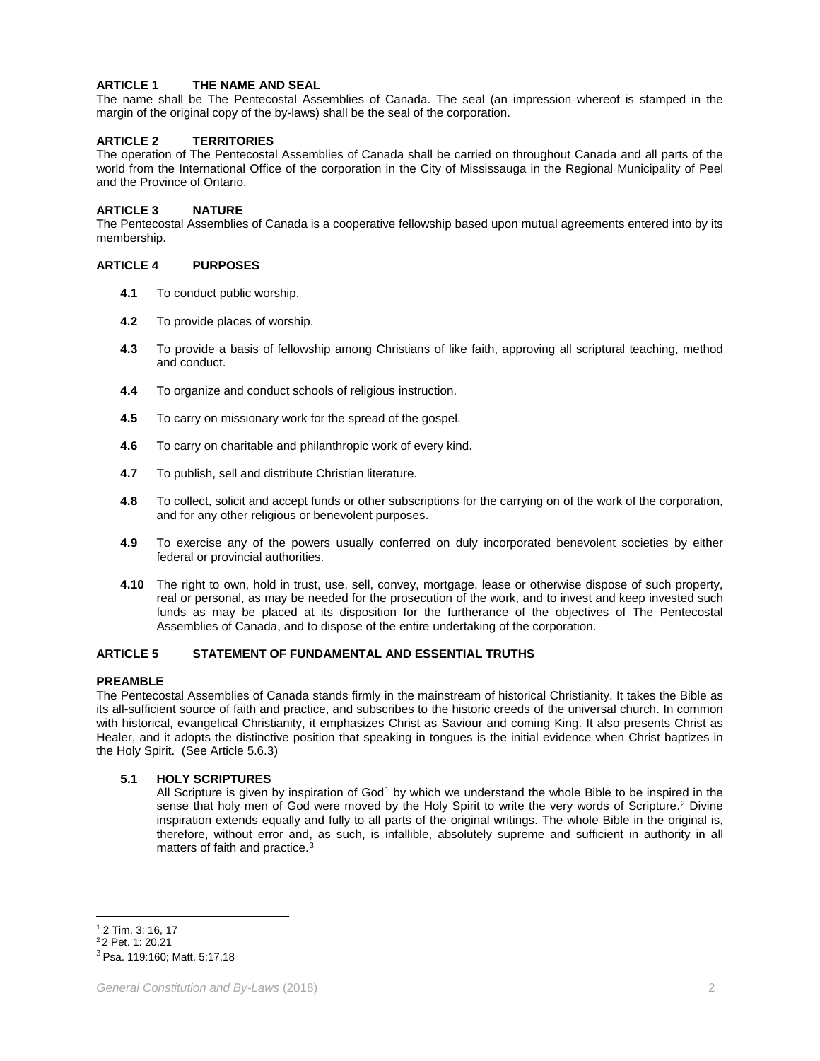### ARTICLE 1 THE NAME AND SEAL

The name shall be The Pentecostal Assemblies of Canada. The seal (an impression whereof is stamped in the margin of the original copy of the by-laws) shall be the seal of the corporation.

### ARTICLE 2 TERRITORIES

The operation of The Pentecostal Assemblies of Canada shall be carried on throughout Canada and all parts of the world from the International Office of the corporation in the City of Mississauga in the Regional Municipality of Peel and the Province of Ontario.

### ARTICLE 3 NATURE

The Pentecostal Assemblies of Canada is a cooperative fellowship based upon mutual agreements entered into by its membership.

### ARTICLE 4 PURPOSES

**4.1** To conduct public worship.

**4.2** To provide places of worship.

**4.3** To provide a basis of fellowship among Christians of like faith, approving all scriptural teaching, method and conduct.

**4.4** To organize and conduct schools of religious instruction.

**4.5** To carry on missionary work for the spread of the gospel.

**4.6** To carry on charitable and philanthropic work of every kind.

**4.7** To publish, sell and distribute Christian literature.

**4.8** To collect, solicit and accept funds or other subscriptions for the carrying on of the work of the corporation, and for any other religious or benevolent purposes.

**4.9** To exercise any of the powers usually conferred on duly incorporated benevolent societies by either federal or provincial authorities.

**4.10** The right to own, hold in trust, use, sell, convey, mortgage, lease or otherwise dispose of such property, real or personal, as may be needed for the prosecution of the work, and to invest and keep invested such funds as may be placed at its disposition for the furtherance of the objectives of The Pentecostal Assemblies of Canada, and to dispose of the entire undertaking of the corporation.

### ARTICLE 5 STATEMENT OF FUNDAMENTAL AND ESSENTIAL TRUTHS

**PREAMBLE**

The Pentecostal Assemblies of Canada stands firmly in the mainstream of historical Christianity. It takes the Bible as its all-sufficient source of faith and practice, and subscribes to the historic creeds of the universal church. In common with historical, evangelical Christianity, it emphasizes Christ as Saviour and coming King. It also presents Christ as Healer, and it adopts the distinctive position that speaking in tongues is the initial evidence when Christ baptizes in the Holy Spirit. (See Article 5.6.3)

#### 5.1 HOLY SCRIPTURES

All Scripture is given by inspiration of God[1] by which we understand the whole Bible to be inspired in the sense that holy men of God were moved by the Holy Spirit to write the very words of Scripture.[2] Divine inspiration extends equally and fully to all parts of the original writings. The whole Bible in the original is, therefore, without error and, as such, is infallible, absolutely supreme and sufficient in authority in all matters of faith and practice.[3]

---

[1] 2 Tim. 3: 16, 17

[2] 2 Pet. 1: 20,21

[3] Psa. 119:160; Matt. 5:17,18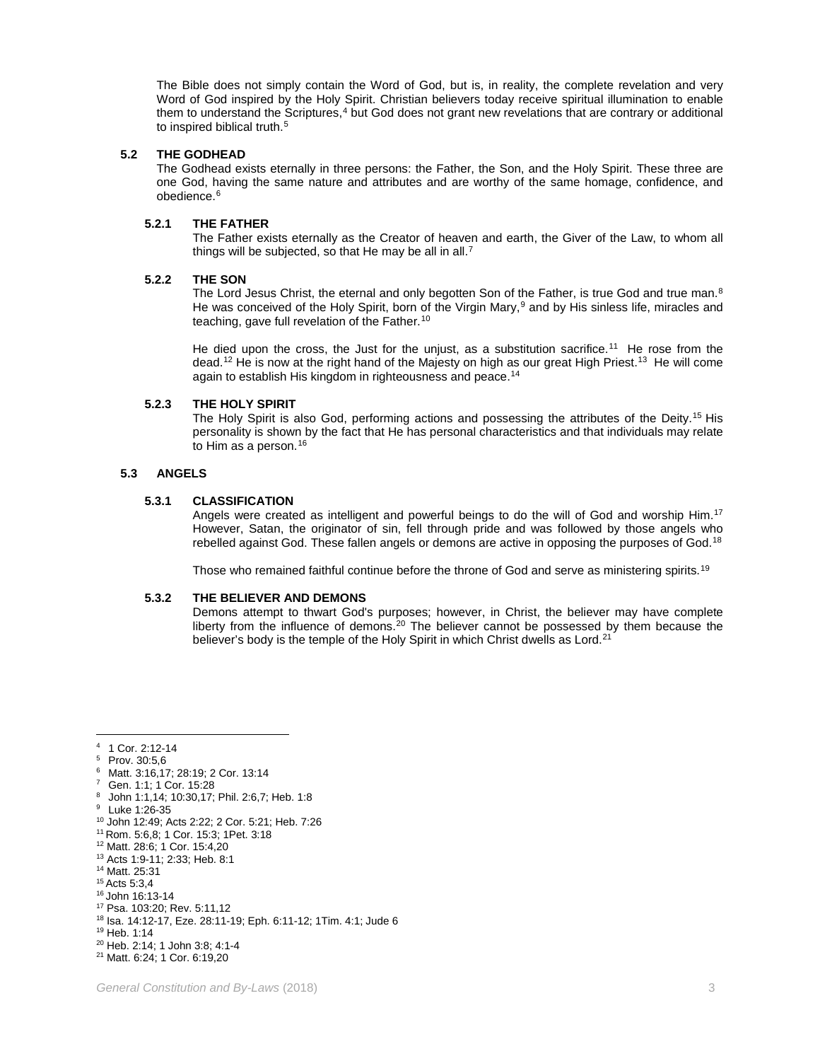The Bible does not simply contain the Word of God, but is, in reality, the complete revelation and very Word of God inspired by the Holy Spirit. Christian believers today receive spiritual illumination to enable them to understand the Scriptures,[4] but God does not grant new revelations that are contrary or additional to inspired biblical truth.[5]

## 5.2 THE GODHEAD

The Godhead exists eternally in three persons: the Father, the Son, and the Holy Spirit. These three are one God, having the same nature and attributes and are worthy of the same homage, confidence, and obedience.[6]

### 5.2.1 THE FATHER

The Father exists eternally as the Creator of heaven and earth, the Giver of the Law, to whom all things will be subjected, so that He may be all in all.[7]

### 5.2.2 THE SON

The Lord Jesus Christ, the eternal and only begotten Son of the Father, is true God and true man.[8] He was conceived of the Holy Spirit, born of the Virgin Mary,[9] and by His sinless life, miracles and teaching, gave full revelation of the Father.[10]

He died upon the cross, the Just for the unjust, as a substitution sacrifice.[11] He rose from the dead.[12] He is now at the right hand of the Majesty on high as our great High Priest.[13] He will come again to establish His kingdom in righteousness and peace.[14]

### 5.2.3 THE HOLY SPIRIT

The Holy Spirit is also God, performing actions and possessing the attributes of the Deity.[15] His personality is shown by the fact that He has personal characteristics and that individuals may relate to Him as a person.[16]

## 5.3 ANGELS

### 5.3.1 CLASSIFICATION

Angels were created as intelligent and powerful beings to do the will of God and worship Him.[17] However, Satan, the originator of sin, fell through pride and was followed by those angels who rebelled against God. These fallen angels or demons are active in opposing the purposes of God.[18]

Those who remained faithful continue before the throne of God and serve as ministering spirits.[19]

### 5.3.2 THE BELIEVER AND DEMONS

Demons attempt to thwart God's purposes; however, in Christ, the believer may have complete liberty from the influence of demons.[20] The believer cannot be possessed by them because the believer's body is the temple of the Holy Spirit in which Christ dwells as Lord.[21]

---

[4] 1 Cor. 2:12-14
[5] Prov. 30:5,6
[6] Matt. 3:16,17; 28:19; 2 Cor. 13:14
[7] Gen. 1:1; 1 Cor. 15:28
[8] John 1:1,14; 10:30,17; Phil. 2:6,7; Heb. 1:8
[9] Luke 1:26-35
[10] John 12:49; Acts 2:22; 2 Cor. 5:21; Heb. 7:26
[11] Rom. 5:6,8; 1 Cor. 15:3; 1Pet. 3:18
[12] Matt. 28:6; 1 Cor. 15:4,20
[13] Acts 1:9-11; 2:33; Heb. 8:1
[14] Matt. 25:31
[15] Acts 5:3,4
[16] John 16:13-14
[17] Psa. 103:20; Rev. 5:11,12
[18] Isa. 14:12-17, Eze. 28:11-19; Eph. 6:11-12; 1Tim. 4:1; Jude 6
[19] Heb. 1:14
[20] Heb. 2:14; 1 John 3:8; 4:1-4
[21] Matt. 6:24; 1 Cor. 6:19,20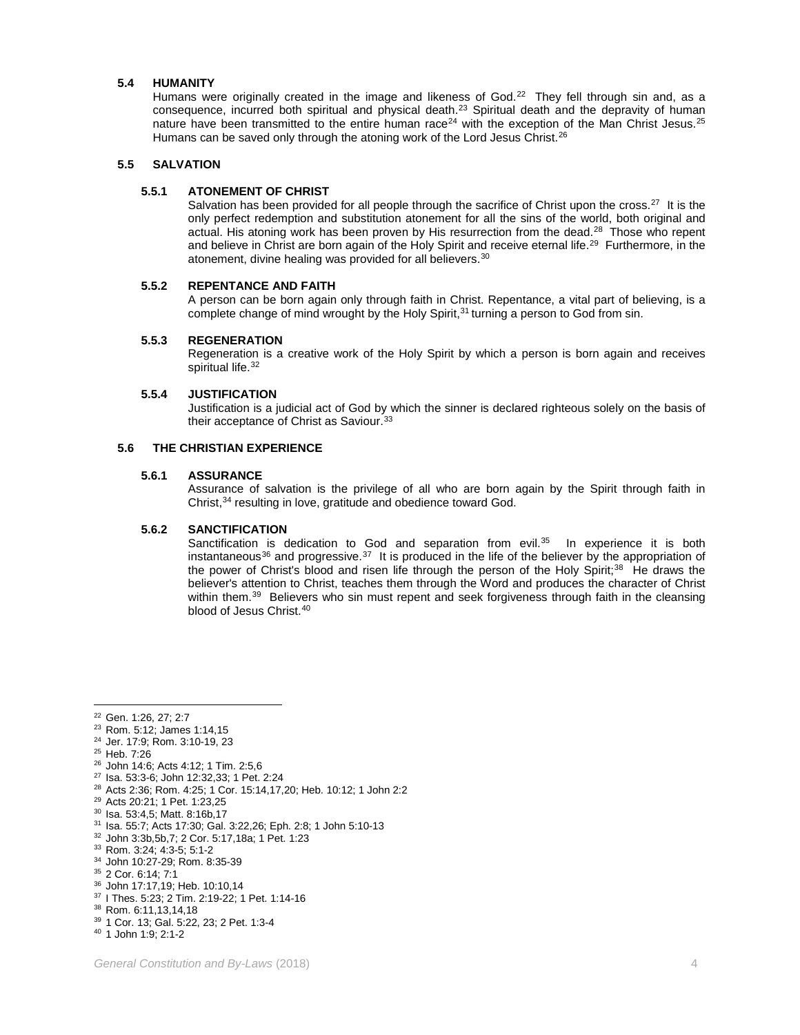### 5.4 HUMANITY

Humans were originally created in the image and likeness of God.[22] They fell through sin and, as a consequence, incurred both spiritual and physical death.[23] Spiritual death and the depravity of human nature have been transmitted to the entire human race[24] with the exception of the Man Christ Jesus.[25] Humans can be saved only through the atoning work of the Lord Jesus Christ.[26]

### 5.5 SALVATION

#### 5.5.1 ATONEMENT OF CHRIST

Salvation has been provided for all people through the sacrifice of Christ upon the cross.[27] It is the only perfect redemption and substitution atonement for all the sins of the world, both original and actual. His atoning work has been proven by His resurrection from the dead.[28] Those who repent and believe in Christ are born again of the Holy Spirit and receive eternal life.[29] Furthermore, in the atonement, divine healing was provided for all believers.[30]

#### 5.5.2 REPENTANCE AND FAITH

A person can be born again only through faith in Christ. Repentance, a vital part of believing, is a complete change of mind wrought by the Holy Spirit,[31] turning a person to God from sin.

#### 5.5.3 REGENERATION

Regeneration is a creative work of the Holy Spirit by which a person is born again and receives spiritual life.[32]

#### 5.5.4 JUSTIFICATION

Justification is a judicial act of God by which the sinner is declared righteous solely on the basis of their acceptance of Christ as Saviour.[33]

### 5.6 THE CHRISTIAN EXPERIENCE

#### 5.6.1 ASSURANCE

Assurance of salvation is the privilege of all who are born again by the Spirit through faith in Christ,[34] resulting in love, gratitude and obedience toward God.

#### 5.6.2 SANCTIFICATION

Sanctification is dedication to God and separation from evil.[35] In experience it is both instantaneous[36] and progressive.[37] It is produced in the life of the believer by the appropriation of the power of Christ's blood and risen life through the person of the Holy Spirit;[38] He draws the believer's attention to Christ, teaches them through the Word and produces the character of Christ within them.[39] Believers who sin must repent and seek forgiveness through faith in the cleansing blood of Jesus Christ.[40]

---

[22] Gen. 1:26, 27; 2:7
[23] Rom. 5:12; James 1:14,15
[24] Jer. 17:9; Rom. 3:10-19, 23
[25] Heb. 7:26
[26] John 14:6; Acts 4:12; 1 Tim. 2:5,6
[27] Isa. 53:3-6; John 12:32,33; 1 Pet. 2:24
[28] Acts 2:36; Rom. 4:25; 1 Cor. 15:14,17,20; Heb. 10:12; 1 John 2:2
[29] Acts 20:21; 1 Pet. 1:23,25
[30] Isa. 53:4,5; Matt. 8:16b,17
[31] Isa. 55:7; Acts 17:30; Gal. 3:22,26; Eph. 2:8; 1 John 5:10-13
[32] John 3:3b,5b,7; 2 Cor. 5:17,18a; 1 Pet. 1:23
[33] Rom. 3:24; 4:3-5; 5:1-2
[34] John 10:27-29; Rom. 8:35-39
[35] 2 Cor. 6:14; 7:1
[36] John 17:17,19; Heb. 10:10,14
[37] I Thes. 5:23; 2 Tim. 2:19-22; 1 Pet. 1:14-16
[38] Rom. 6:11,13,14,18
[39] 1 Cor. 13; Gal. 5:22, 23; 2 Pet. 1:3-4
[40] 1 John 1:9; 2:1-2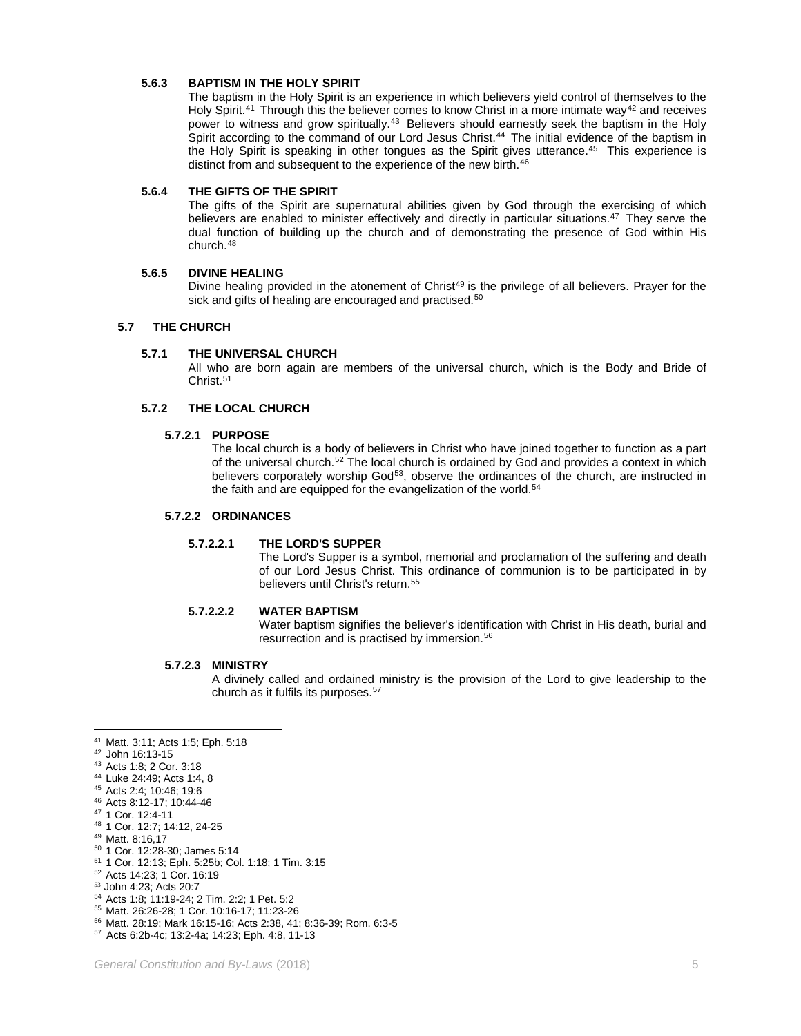#### 5.6.3 BAPTISM IN THE HOLY SPIRIT

The baptism in the Holy Spirit is an experience in which believers yield control of themselves to the Holy Spirit.[41] Through this the believer comes to know Christ in a more intimate way[42] and receives power to witness and grow spiritually.[43] Believers should earnestly seek the baptism in the Holy Spirit according to the command of our Lord Jesus Christ.[44] The initial evidence of the baptism in the Holy Spirit is speaking in other tongues as the Spirit gives utterance.[45] This experience is distinct from and subsequent to the experience of the new birth.[46]

#### 5.6.4 THE GIFTS OF THE SPIRIT

The gifts of the Spirit are supernatural abilities given by God through the exercising of which believers are enabled to minister effectively and directly in particular situations.[47] They serve the dual function of building up the church and of demonstrating the presence of God within His church.[48]

#### 5.6.5 DIVINE HEALING

Divine healing provided in the atonement of Christ[49] is the privilege of all believers. Prayer for the sick and gifts of healing are encouraged and practised.[50]

### 5.7 THE CHURCH

#### 5.7.1 THE UNIVERSAL CHURCH

All who are born again are members of the universal church, which is the Body and Bride of Christ.[51]

#### 5.7.2 THE LOCAL CHURCH

##### 5.7.2.1 PURPOSE

The local church is a body of believers in Christ who have joined together to function as a part of the universal church.[52] The local church is ordained by God and provides a context in which believers corporately worship God[53], observe the ordinances of the church, are instructed in the faith and are equipped for the evangelization of the world.[54]

##### 5.7.2.2 ORDINANCES

###### 5.7.2.2.1 THE LORD'S SUPPER

The Lord's Supper is a symbol, memorial and proclamation of the suffering and death of our Lord Jesus Christ. This ordinance of communion is to be participated in by believers until Christ's return.[55]

###### 5.7.2.2.2 WATER BAPTISM

Water baptism signifies the believer's identification with Christ in His death, burial and resurrection and is practised by immersion.[56]

##### 5.7.2.3 MINISTRY

A divinely called and ordained ministry is the provision of the Lord to give leadership to the church as it fulfils its purposes.[57]

---

[41] Matt. 3:11; Acts 1:5; Eph. 5:18
[42] John 16:13-15
[43] Acts 1:8; 2 Cor. 3:18
[44] Luke 24:49; Acts 1:4, 8
[45] Acts 2:4; 10:46; 19:6
[46] Acts 8:12-17; 10:44-46
[47] 1 Cor. 12:4-11
[48] 1 Cor. 12:7; 14:12, 24-25
[49] Matt. 8:16,17
[50] 1 Cor. 12:28-30; James 5:14
[51] 1 Cor. 12:13; Eph. 5:25b; Col. 1:18; 1 Tim. 3:15
[52] Acts 14:23; 1 Cor. 16:19
[53] John 4:23; Acts 20:7
[54] Acts 1:8; 11:19-24; 2 Tim. 2:2; 1 Pet. 5:2
[55] Matt. 26:26-28; 1 Cor. 10:16-17; 11:23-26
[56] Matt. 28:19; Mark 16:15-16; Acts 2:38, 41; 8:36-39; Rom. 6:3-5
[57] Acts 6:2b-4c; 13:2-4a; 14:23; Eph. 4:8, 11-13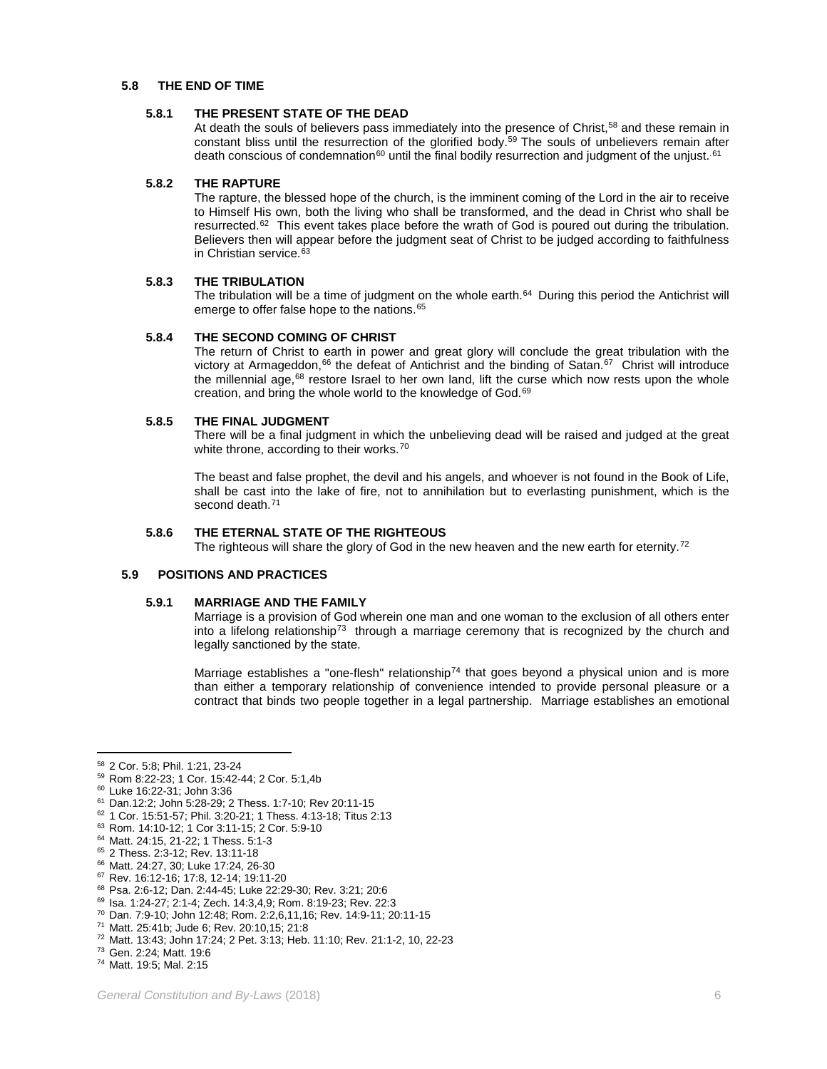## 5.8 THE END OF TIME

### 5.8.1 THE PRESENT STATE OF THE DEAD

At death the souls of believers pass immediately into the presence of Christ,[58] and these remain in constant bliss until the resurrection of the glorified body.[59] The souls of unbelievers remain after death conscious of condemnation[60] until the final bodily resurrection and judgment of the unjust.[61]

### 5.8.2 THE RAPTURE

The rapture, the blessed hope of the church, is the imminent coming of the Lord in the air to receive to Himself His own, both the living who shall be transformed, and the dead in Christ who shall be resurrected.[62] This event takes place before the wrath of God is poured out during the tribulation. Believers then will appear before the judgment seat of Christ to be judged according to faithfulness in Christian service.[63]

### 5.8.3 THE TRIBULATION

The tribulation will be a time of judgment on the whole earth.[64] During this period the Antichrist will emerge to offer false hope to the nations.[65]

### 5.8.4 THE SECOND COMING OF CHRIST

The return of Christ to earth in power and great glory will conclude the great tribulation with the victory at Armageddon,[66] the defeat of Antichrist and the binding of Satan.[67] Christ will introduce the millennial age,[68] restore Israel to her own land, lift the curse which now rests upon the whole creation, and bring the whole world to the knowledge of God.[69]

### 5.8.5 THE FINAL JUDGMENT

There will be a final judgment in which the unbelieving dead will be raised and judged at the great white throne, according to their works.[70]

The beast and false prophet, the devil and his angels, and whoever is not found in the Book of Life, shall be cast into the lake of fire, not to annihilation but to everlasting punishment, which is the second death.[71]

### 5.8.6 THE ETERNAL STATE OF THE RIGHTEOUS

The righteous will share the glory of God in the new heaven and the new earth for eternity.[72]

## 5.9 POSITIONS AND PRACTICES

### 5.9.1 MARRIAGE AND THE FAMILY

Marriage is a provision of God wherein one man and one woman to the exclusion of all others enter into a lifelong relationship[73] through a marriage ceremony that is recognized by the church and legally sanctioned by the state.

Marriage establishes a "one-flesh" relationship[74] that goes beyond a physical union and is more than either a temporary relationship of convenience intended to provide personal pleasure or a contract that binds two people together in a legal partnership. Marriage establishes an emotional

---

[58] 2 Cor. 5:8; Phil. 1:21, 23-24
[59] Rom 8:22-23; 1 Cor. 15:42-44; 2 Cor. 5:1,4b
[60] Luke 16:22-31; John 3:36
[61] Dan.12:2; John 5:28-29; 2 Thess. 1:7-10; Rev 20:11-15
[62] 1 Cor. 15:51-57; Phil. 3:20-21; 1 Thess. 4:13-18; Titus 2:13
[63] Rom. 14:10-12; 1 Cor 3:11-15; 2 Cor. 5:9-10
[64] Matt. 24:15, 21-22; 1 Thess. 5:1-3
[65] 2 Thess. 2:3-12; Rev. 13:11-18
[66] Matt. 24:27, 30; Luke 17:24, 26-30
[67] Rev. 16:12-16; 17:8, 12-14; 19:11-20
[68] Psa. 2:6-12; Dan. 2:44-45; Luke 22:29-30; Rev. 3:21; 20:6
[69] Isa. 1:24-27; 2:1-4; Zech. 14:3,4,9; Rom. 8:19-23; Rev. 22:3
[70] Dan. 7:9-10; John 12:48; Rom. 2:2,6,11,16; Rev. 14:9-11; 20:11-15
[71] Matt. 25:41b; Jude 6; Rev. 20:10,15; 21:8
[72] Matt. 13:43; John 17:24; 2 Pet. 3:13; Heb. 11:10; Rev. 21:1-2, 10, 22-23
[73] Gen. 2:24; Matt. 19:6
[74] Matt. 19:5; Mal. 2:15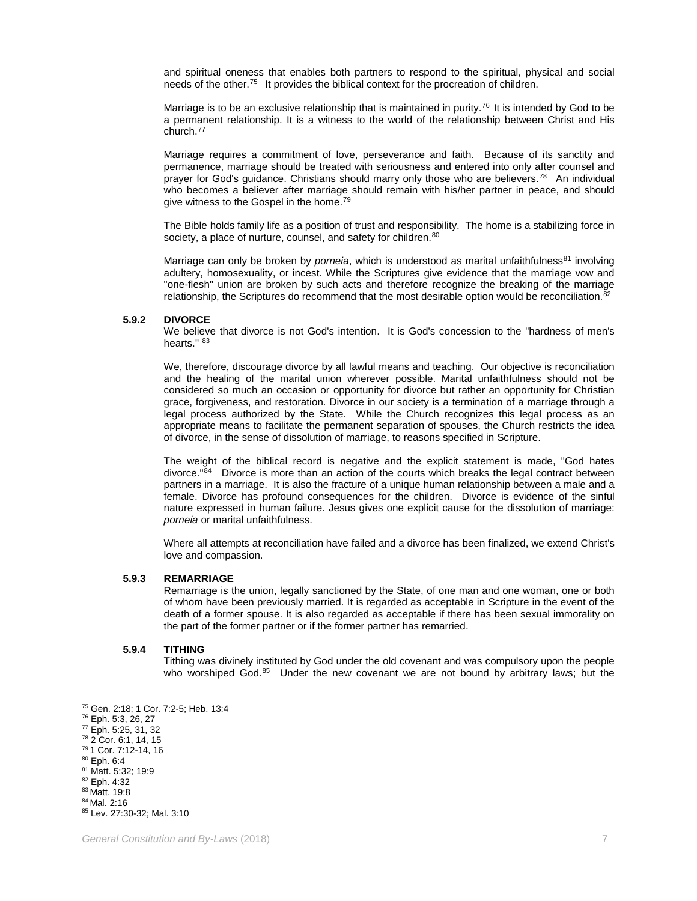and spiritual oneness that enables both partners to respond to the spiritual, physical and social needs of the other.[75] It provides the biblical context for the procreation of children.

Marriage is to be an exclusive relationship that is maintained in purity.[76] It is intended by God to be a permanent relationship. It is a witness to the world of the relationship between Christ and His church.[77]

Marriage requires a commitment of love, perseverance and faith. Because of its sanctity and permanence, marriage should be treated with seriousness and entered into only after counsel and prayer for God's guidance. Christians should marry only those who are believers.[78] An individual who becomes a believer after marriage should remain with his/her partner in peace, and should give witness to the Gospel in the home.[79]

The Bible holds family life as a position of trust and responsibility. The home is a stabilizing force in society, a place of nurture, counsel, and safety for children.[80]

Marriage can only be broken by *porneia*, which is understood as marital unfaithfulness[81] involving adultery, homosexuality, or incest. While the Scriptures give evidence that the marriage vow and "one-flesh" union are broken by such acts and therefore recognize the breaking of the marriage relationship, the Scriptures do recommend that the most desirable option would be reconciliation.[82]

### 5.9.2 DIVORCE

We believe that divorce is not God's intention. It is God's concession to the "hardness of men's hearts." [83]

We, therefore, discourage divorce by all lawful means and teaching. Our objective is reconciliation and the healing of the marital union wherever possible. Marital unfaithfulness should not be considered so much an occasion or opportunity for divorce but rather an opportunity for Christian grace, forgiveness, and restoration. Divorce in our society is a termination of a marriage through a legal process authorized by the State. While the Church recognizes this legal process as an appropriate means to facilitate the permanent separation of spouses, the Church restricts the idea of divorce, in the sense of dissolution of marriage, to reasons specified in Scripture.

The weight of the biblical record is negative and the explicit statement is made, "God hates divorce."[84] Divorce is more than an action of the courts which breaks the legal contract between partners in a marriage. It is also the fracture of a unique human relationship between a male and a female. Divorce has profound consequences for the children. Divorce is evidence of the sinful nature expressed in human failure. Jesus gives one explicit cause for the dissolution of marriage: *porneia* or marital unfaithfulness.

Where all attempts at reconciliation have failed and a divorce has been finalized, we extend Christ's love and compassion.

### 5.9.3 REMARRIAGE

Remarriage is the union, legally sanctioned by the State, of one man and one woman, one or both of whom have been previously married. It is regarded as acceptable in Scripture in the event of the death of a former spouse. It is also regarded as acceptable if there has been sexual immorality on the part of the former partner or if the former partner has remarried.

### 5.9.4 TITHING

Tithing was divinely instituted by God under the old covenant and was compulsory upon the people who worshiped God.[85] Under the new covenant we are not bound by arbitrary laws; but the

---

[75] Gen. 2:18; 1 Cor. 7:2-5; Heb. 13:4
[76] Eph. 5:3, 26, 27
[77] Eph. 5:25, 31, 32
[78] 2 Cor. 6:1, 14, 15
[79] 1 Cor. 7:12-14, 16
[80] Eph. 6:4
[81] Matt. 5:32; 19:9
[82] Eph. 4:32
[83] Matt. 19:8
[84] Mal. 2:16
[85] Lev. 27:30-32; Mal. 3:10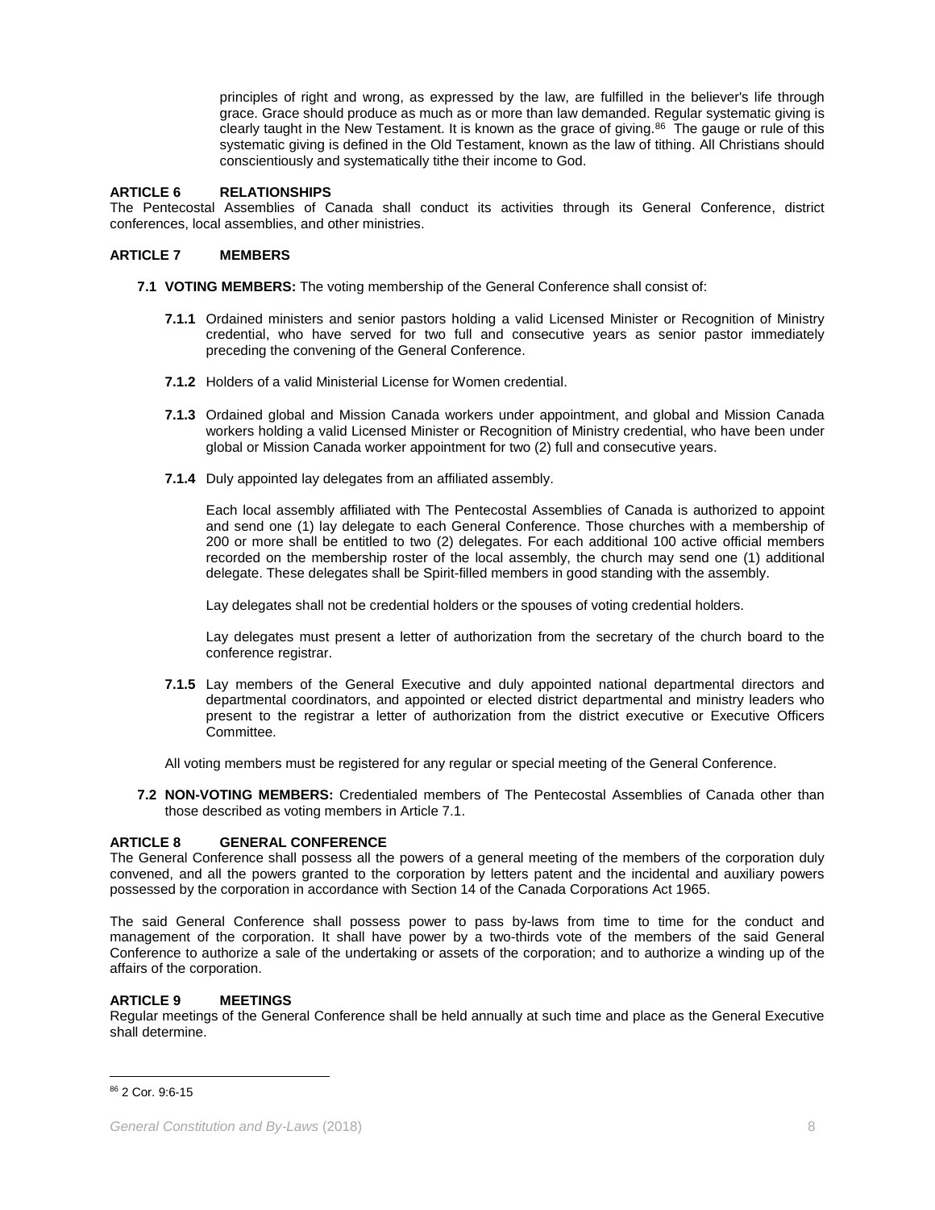principles of right and wrong, as expressed by the law, are fulfilled in the believer's life through grace. Grace should produce as much as or more than law demanded. Regular systematic giving is clearly taught in the New Testament. It is known as the grace of giving.[86] The gauge or rule of this systematic giving is defined in the Old Testament, known as the law of tithing. All Christians should conscientiously and systematically tithe their income to God.

**ARTICLE 6 RELATIONSHIPS**

The Pentecostal Assemblies of Canada shall conduct its activities through its General Conference, district conferences, local assemblies, and other ministries.

**ARTICLE 7 MEMBERS**

**7.1 VOTING MEMBERS:** The voting membership of the General Conference shall consist of:

**7.1.1** Ordained ministers and senior pastors holding a valid Licensed Minister or Recognition of Ministry credential, who have served for two full and consecutive years as senior pastor immediately preceding the convening of the General Conference.

**7.1.2** Holders of a valid Ministerial License for Women credential.

**7.1.3** Ordained global and Mission Canada workers under appointment, and global and Mission Canada workers holding a valid Licensed Minister or Recognition of Ministry credential, who have been under global or Mission Canada worker appointment for two (2) full and consecutive years.

**7.1.4** Duly appointed lay delegates from an affiliated assembly.

Each local assembly affiliated with The Pentecostal Assemblies of Canada is authorized to appoint and send one (1) lay delegate to each General Conference. Those churches with a membership of 200 or more shall be entitled to two (2) delegates. For each additional 100 active official members recorded on the membership roster of the local assembly, the church may send one (1) additional delegate. These delegates shall be Spirit-filled members in good standing with the assembly.

Lay delegates shall not be credential holders or the spouses of voting credential holders.

Lay delegates must present a letter of authorization from the secretary of the church board to the conference registrar.

**7.1.5** Lay members of the General Executive and duly appointed national departmental directors and departmental coordinators, and appointed or elected district departmental and ministry leaders who present to the registrar a letter of authorization from the district executive or Executive Officers Committee.

All voting members must be registered for any regular or special meeting of the General Conference.

**7.2 NON-VOTING MEMBERS:** Credentialed members of The Pentecostal Assemblies of Canada other than those described as voting members in Article 7.1.

**ARTICLE 8 GENERAL CONFERENCE**

The General Conference shall possess all the powers of a general meeting of the members of the corporation duly convened, and all the powers granted to the corporation by letters patent and the incidental and auxiliary powers possessed by the corporation in accordance with Section 14 of the Canada Corporations Act 1965.

The said General Conference shall possess power to pass by-laws from time to time for the conduct and management of the corporation. It shall have power by a two-thirds vote of the members of the said General Conference to authorize a sale of the undertaking or assets of the corporation; and to authorize a winding up of the affairs of the corporation.

**ARTICLE 9 MEETINGS**

Regular meetings of the General Conference shall be held annually at such time and place as the General Executive shall determine.

---

[86] 2 Cor. 9:6-15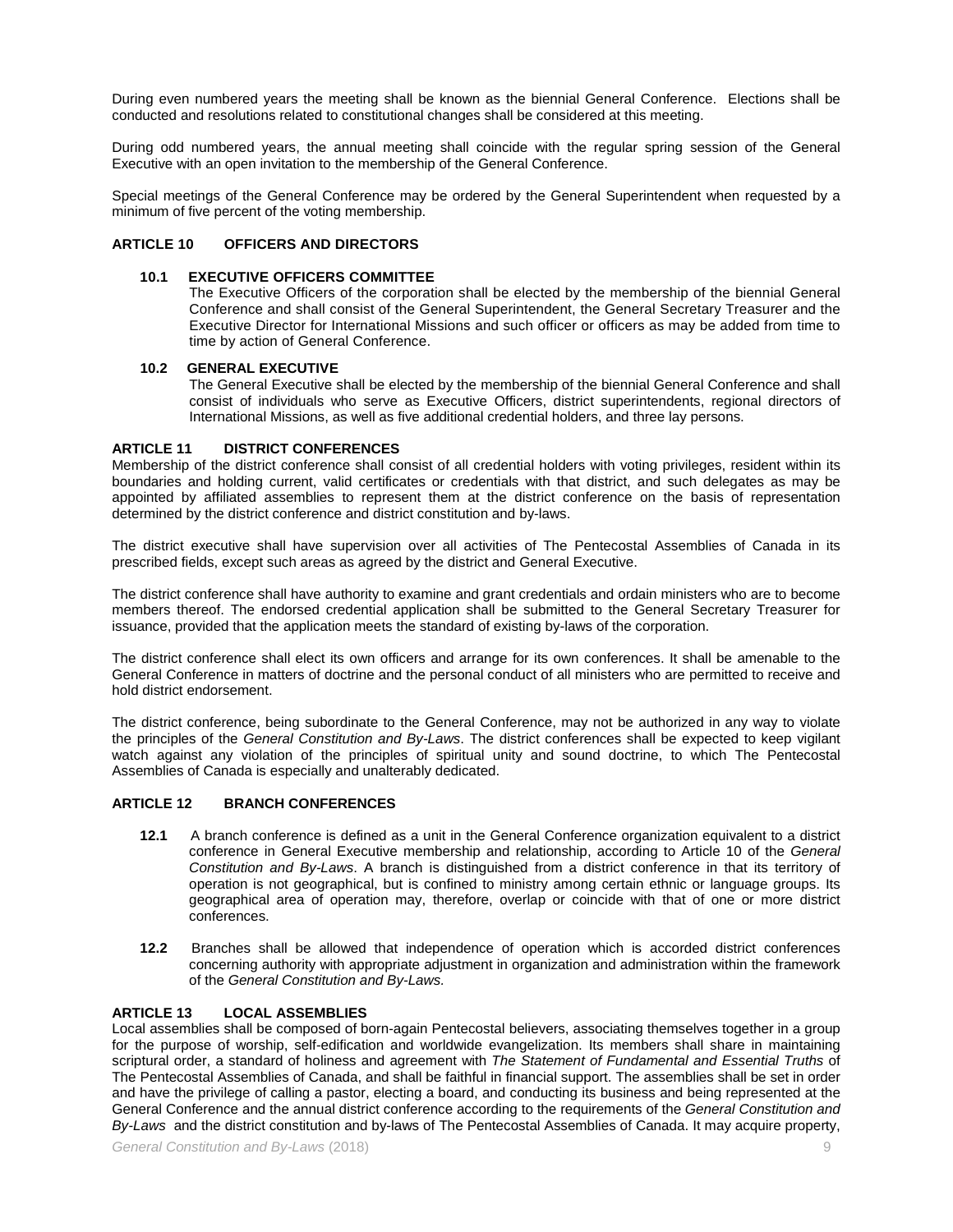During even numbered years the meeting shall be known as the biennial General Conference. Elections shall be conducted and resolutions related to constitutional changes shall be considered at this meeting.

During odd numbered years, the annual meeting shall coincide with the regular spring session of the General Executive with an open invitation to the membership of the General Conference.

Special meetings of the General Conference may be ordered by the General Superintendent when requested by a minimum of five percent of the voting membership.

## ARTICLE 10 OFFICERS AND DIRECTORS

### 10.1 EXECUTIVE OFFICERS COMMITTEE

The Executive Officers of the corporation shall be elected by the membership of the biennial General Conference and shall consist of the General Superintendent, the General Secretary Treasurer and the Executive Director for International Missions and such officer or officers as may be added from time to time by action of General Conference.

### 10.2 GENERAL EXECUTIVE

The General Executive shall be elected by the membership of the biennial General Conference and shall consist of individuals who serve as Executive Officers, district superintendents, regional directors of International Missions, as well as five additional credential holders, and three lay persons.

## ARTICLE 11 DISTRICT CONFERENCES

Membership of the district conference shall consist of all credential holders with voting privileges, resident within its boundaries and holding current, valid certificates or credentials with that district, and such delegates as may be appointed by affiliated assemblies to represent them at the district conference on the basis of representation determined by the district conference and district constitution and by-laws.

The district executive shall have supervision over all activities of The Pentecostal Assemblies of Canada in its prescribed fields, except such areas as agreed by the district and General Executive.

The district conference shall have authority to examine and grant credentials and ordain ministers who are to become members thereof. The endorsed credential application shall be submitted to the General Secretary Treasurer for issuance, provided that the application meets the standard of existing by-laws of the corporation.

The district conference shall elect its own officers and arrange for its own conferences. It shall be amenable to the General Conference in matters of doctrine and the personal conduct of all ministers who are permitted to receive and hold district endorsement.

The district conference, being subordinate to the General Conference, may not be authorized in any way to violate the principles of the *General Constitution and By-Laws*. The district conferences shall be expected to keep vigilant watch against any violation of the principles of spiritual unity and sound doctrine, to which The Pentecostal Assemblies of Canada is especially and unalterably dedicated.

## ARTICLE 12 BRANCH CONFERENCES

**12.1** A branch conference is defined as a unit in the General Conference organization equivalent to a district conference in General Executive membership and relationship, according to Article 10 of the *General Constitution and By-Laws*. A branch is distinguished from a district conference in that its territory of operation is not geographical, but is confined to ministry among certain ethnic or language groups. Its geographical area of operation may, therefore, overlap or coincide with that of one or more district conferences.

**12.2** Branches shall be allowed that independence of operation which is accorded district conferences concerning authority with appropriate adjustment in organization and administration within the framework of the *General Constitution and By-Laws.*

## ARTICLE 13 LOCAL ASSEMBLIES

Local assemblies shall be composed of born-again Pentecostal believers, associating themselves together in a group for the purpose of worship, self-edification and worldwide evangelization. Its members shall share in maintaining scriptural order, a standard of holiness and agreement with *The Statement of Fundamental and Essential Truths* of The Pentecostal Assemblies of Canada, and shall be faithful in financial support. The assemblies shall be set in order and have the privilege of calling a pastor, electing a board, and conducting its business and being represented at the General Conference and the annual district conference according to the requirements of the *General Constitution and By-Laws* and the district constitution and by-laws of The Pentecostal Assemblies of Canada. It may acquire property,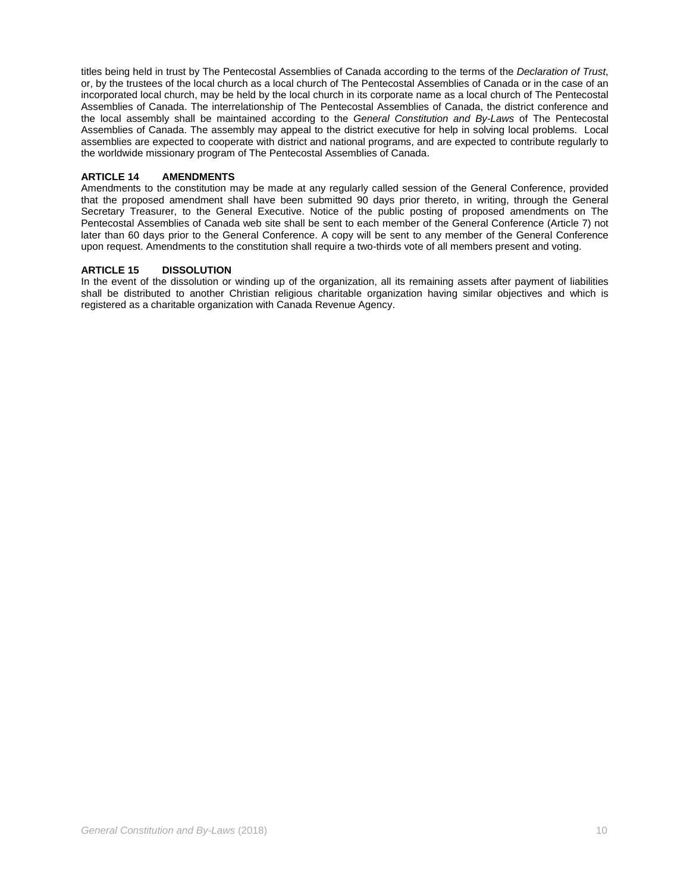titles being held in trust by The Pentecostal Assemblies of Canada according to the terms of the *Declaration of Trust*, or, by the trustees of the local church as a local church of The Pentecostal Assemblies of Canada or in the case of an incorporated local church, may be held by the local church in its corporate name as a local church of The Pentecostal Assemblies of Canada. The interrelationship of The Pentecostal Assemblies of Canada, the district conference and the local assembly shall be maintained according to the *General Constitution and By-Laws* of The Pentecostal Assemblies of Canada. The assembly may appeal to the district executive for help in solving local problems. Local assemblies are expected to cooperate with district and national programs, and are expected to contribute regularly to the worldwide missionary program of The Pentecostal Assemblies of Canada.

### ARTICLE 14 AMENDMENTS

Amendments to the constitution may be made at any regularly called session of the General Conference, provided that the proposed amendment shall have been submitted 90 days prior thereto, in writing, through the General Secretary Treasurer, to the General Executive. Notice of the public posting of proposed amendments on The Pentecostal Assemblies of Canada web site shall be sent to each member of the General Conference (Article 7) not later than 60 days prior to the General Conference. A copy will be sent to any member of the General Conference upon request. Amendments to the constitution shall require a two-thirds vote of all members present and voting.

### ARTICLE 15 DISSOLUTION

In the event of the dissolution or winding up of the organization, all its remaining assets after payment of liabilities shall be distributed to another Christian religious charitable organization having similar objectives and which is registered as a charitable organization with Canada Revenue Agency.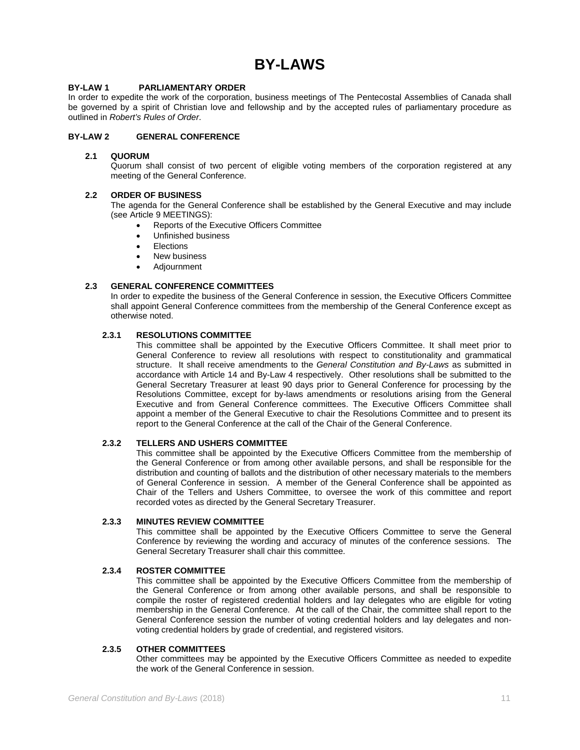# BY-LAWS

## BY-LAW 1 PARLIAMENTARY ORDER

In order to expedite the work of the corporation, business meetings of The Pentecostal Assemblies of Canada shall be governed by a spirit of Christian love and fellowship and by the accepted rules of parliamentary procedure as outlined in *Robert's Rules of Order*.

## BY-LAW 2 GENERAL CONFERENCE

### 2.1 QUORUM

Quorum shall consist of two percent of eligible voting members of the corporation registered at any meeting of the General Conference.

### 2.2 ORDER OF BUSINESS

The agenda for the General Conference shall be established by the General Executive and may include (see Article 9 MEETINGS):

- Reports of the Executive Officers Committee
- Unfinished business
- Elections
- New business
- Adjournment

### 2.3 GENERAL CONFERENCE COMMITTEES

In order to expedite the business of the General Conference in session, the Executive Officers Committee shall appoint General Conference committees from the membership of the General Conference except as otherwise noted.

#### 2.3.1 RESOLUTIONS COMMITTEE

This committee shall be appointed by the Executive Officers Committee. It shall meet prior to General Conference to review all resolutions with respect to constitutionality and grammatical structure. It shall receive amendments to the *General Constitution and By-Laws* as submitted in accordance with Article 14 and By-Law 4 respectively. Other resolutions shall be submitted to the General Secretary Treasurer at least 90 days prior to General Conference for processing by the Resolutions Committee, except for by-laws amendments or resolutions arising from the General Executive and from General Conference committees. The Executive Officers Committee shall appoint a member of the General Executive to chair the Resolutions Committee and to present its report to the General Conference at the call of the Chair of the General Conference.

#### 2.3.2 TELLERS AND USHERS COMMITTEE

This committee shall be appointed by the Executive Officers Committee from the membership of the General Conference or from among other available persons, and shall be responsible for the distribution and counting of ballots and the distribution of other necessary materials to the members of General Conference in session. A member of the General Conference shall be appointed as Chair of the Tellers and Ushers Committee, to oversee the work of this committee and report recorded votes as directed by the General Secretary Treasurer.

#### 2.3.3 MINUTES REVIEW COMMITTEE

This committee shall be appointed by the Executive Officers Committee to serve the General Conference by reviewing the wording and accuracy of minutes of the conference sessions. The General Secretary Treasurer shall chair this committee.

#### 2.3.4 ROSTER COMMITTEE

This committee shall be appointed by the Executive Officers Committee from the membership of the General Conference or from among other available persons, and shall be responsible to compile the roster of registered credential holders and lay delegates who are eligible for voting membership in the General Conference. At the call of the Chair, the committee shall report to the General Conference session the number of voting credential holders and lay delegates and non-voting credential holders by grade of credential, and registered visitors.

#### 2.3.5 OTHER COMMITTEES

Other committees may be appointed by the Executive Officers Committee as needed to expedite the work of the General Conference in session.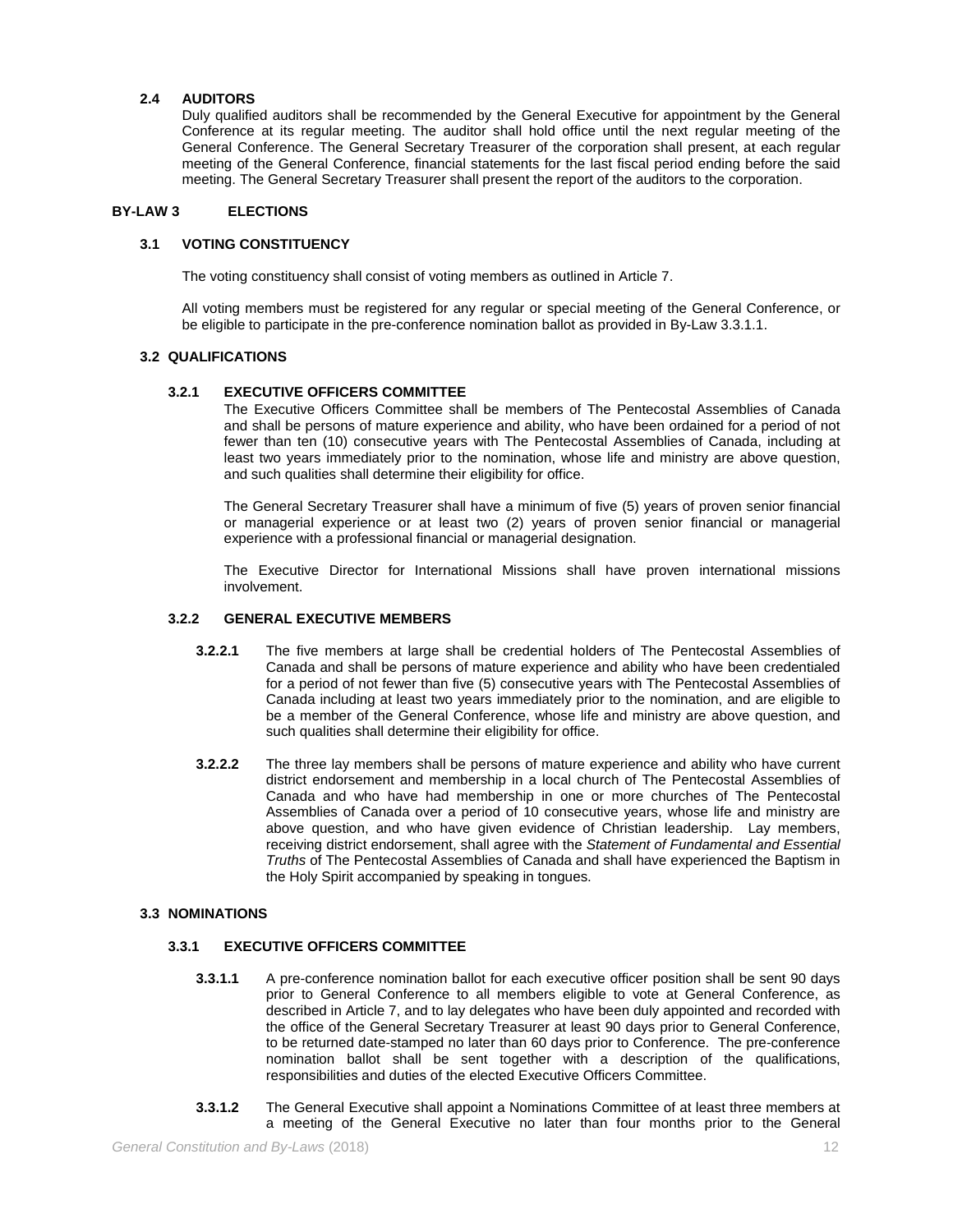#### 2.4 AUDITORS

Duly qualified auditors shall be recommended by the General Executive for appointment by the General Conference at its regular meeting. The auditor shall hold office until the next regular meeting of the General Conference. The General Secretary Treasurer of the corporation shall present, at each regular meeting of the General Conference, financial statements for the last fiscal period ending before the said meeting. The General Secretary Treasurer shall present the report of the auditors to the corporation.

## BY-LAW 3 ELECTIONS

### 3.1 VOTING CONSTITUENCY

The voting constituency shall consist of voting members as outlined in Article 7.

All voting members must be registered for any regular or special meeting of the General Conference, or be eligible to participate in the pre-conference nomination ballot as provided in By-Law 3.3.1.1.

### 3.2 QUALIFICATIONS

#### 3.2.1 EXECUTIVE OFFICERS COMMITTEE

The Executive Officers Committee shall be members of The Pentecostal Assemblies of Canada and shall be persons of mature experience and ability, who have been ordained for a period of not fewer than ten (10) consecutive years with The Pentecostal Assemblies of Canada, including at least two years immediately prior to the nomination, whose life and ministry are above question, and such qualities shall determine their eligibility for office.

The General Secretary Treasurer shall have a minimum of five (5) years of proven senior financial or managerial experience or at least two (2) years of proven senior financial or managerial experience with a professional financial or managerial designation.

The Executive Director for International Missions shall have proven international missions involvement.

#### 3.2.2 GENERAL EXECUTIVE MEMBERS

**3.2.2.1** The five members at large shall be credential holders of The Pentecostal Assemblies of Canada and shall be persons of mature experience and ability who have been credentialed for a period of not fewer than five (5) consecutive years with The Pentecostal Assemblies of Canada including at least two years immediately prior to the nomination, and are eligible to be a member of the General Conference, whose life and ministry are above question, and such qualities shall determine their eligibility for office.

**3.2.2.2** The three lay members shall be persons of mature experience and ability who have current district endorsement and membership in a local church of The Pentecostal Assemblies of Canada and who have had membership in one or more churches of The Pentecostal Assemblies of Canada over a period of 10 consecutive years, whose life and ministry are above question, and who have given evidence of Christian leadership. Lay members, receiving district endorsement, shall agree with the *Statement of Fundamental and Essential Truths* of The Pentecostal Assemblies of Canada and shall have experienced the Baptism in the Holy Spirit accompanied by speaking in tongues.

### 3.3 NOMINATIONS

#### 3.3.1 EXECUTIVE OFFICERS COMMITTEE

**3.3.1.1** A pre-conference nomination ballot for each executive officer position shall be sent 90 days prior to General Conference to all members eligible to vote at General Conference, as described in Article 7, and to lay delegates who have been duly appointed and recorded with the office of the General Secretary Treasurer at least 90 days prior to General Conference, to be returned date-stamped no later than 60 days prior to Conference. The pre-conference nomination ballot shall be sent together with a description of the qualifications, responsibilities and duties of the elected Executive Officers Committee.

**3.3.1.2** The General Executive shall appoint a Nominations Committee of at least three members at a meeting of the General Executive no later than four months prior to the General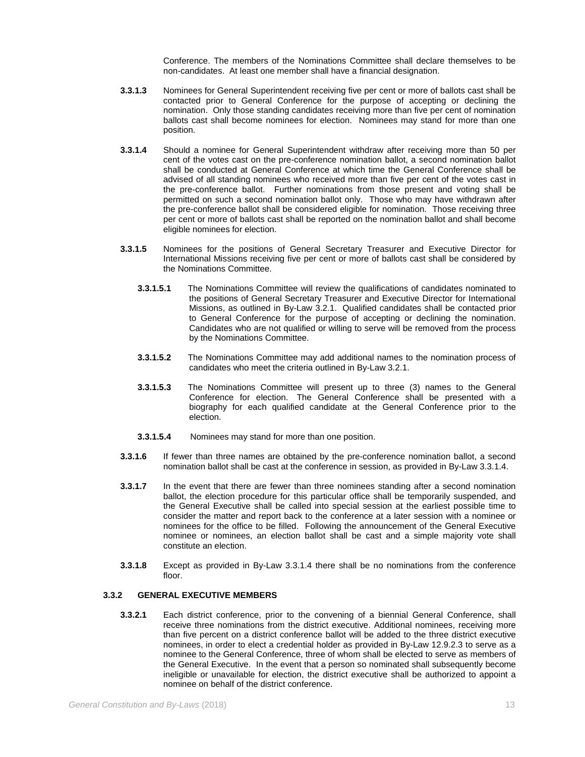Conference. The members of the Nominations Committee shall declare themselves to be non-candidates. At least one member shall have a financial designation.

**3.3.1.3** Nominees for General Superintendent receiving five per cent or more of ballots cast shall be contacted prior to General Conference for the purpose of accepting or declining the nomination. Only those standing candidates receiving more than five per cent of nomination ballots cast shall become nominees for election. Nominees may stand for more than one position.

**3.3.1.4** Should a nominee for General Superintendent withdraw after receiving more than 50 per cent of the votes cast on the pre-conference nomination ballot, a second nomination ballot shall be conducted at General Conference at which time the General Conference shall be advised of all standing nominees who received more than five per cent of the votes cast in the pre-conference ballot. Further nominations from those present and voting shall be permitted on such a second nomination ballot only. Those who may have withdrawn after the pre-conference ballot shall be considered eligible for nomination. Those receiving three per cent or more of ballots cast shall be reported on the nomination ballot and shall become eligible nominees for election.

**3.3.1.5** Nominees for the positions of General Secretary Treasurer and Executive Director for International Missions receiving five per cent or more of ballots cast shall be considered by the Nominations Committee.

**3.3.1.5.1** The Nominations Committee will review the qualifications of candidates nominated to the positions of General Secretary Treasurer and Executive Director for International Missions, as outlined in By-Law 3.2.1. Qualified candidates shall be contacted prior to General Conference for the purpose of accepting or declining the nomination. Candidates who are not qualified or willing to serve will be removed from the process by the Nominations Committee.

**3.3.1.5.2** The Nominations Committee may add additional names to the nomination process of candidates who meet the criteria outlined in By-Law 3.2.1.

**3.3.1.5.3** The Nominations Committee will present up to three (3) names to the General Conference for election. The General Conference shall be presented with a biography for each qualified candidate at the General Conference prior to the election.

**3.3.1.5.4** Nominees may stand for more than one position.

**3.3.1.6** If fewer than three names are obtained by the pre-conference nomination ballot, a second nomination ballot shall be cast at the conference in session, as provided in By-Law 3.3.1.4.

**3.3.1.7** In the event that there are fewer than three nominees standing after a second nomination ballot, the election procedure for this particular office shall be temporarily suspended, and the General Executive shall be called into special session at the earliest possible time to consider the matter and report back to the conference at a later session with a nominee or nominees for the office to be filled. Following the announcement of the General Executive nominee or nominees, an election ballot shall be cast and a simple majority vote shall constitute an election.

**3.3.1.8** Except as provided in By-Law 3.3.1.4 there shall be no nominations from the conference floor.

### 3.3.2 GENERAL EXECUTIVE MEMBERS

**3.3.2.1** Each district conference, prior to the convening of a biennial General Conference, shall receive three nominations from the district executive. Additional nominees, receiving more than five percent on a district conference ballot will be added to the three district executive nominees, in order to elect a credential holder as provided in By-Law 12.9.2.3 to serve as a nominee to the General Conference, three of whom shall be elected to serve as members of the General Executive. In the event that a person so nominated shall subsequently become ineligible or unavailable for election, the district executive shall be authorized to appoint a nominee on behalf of the district conference.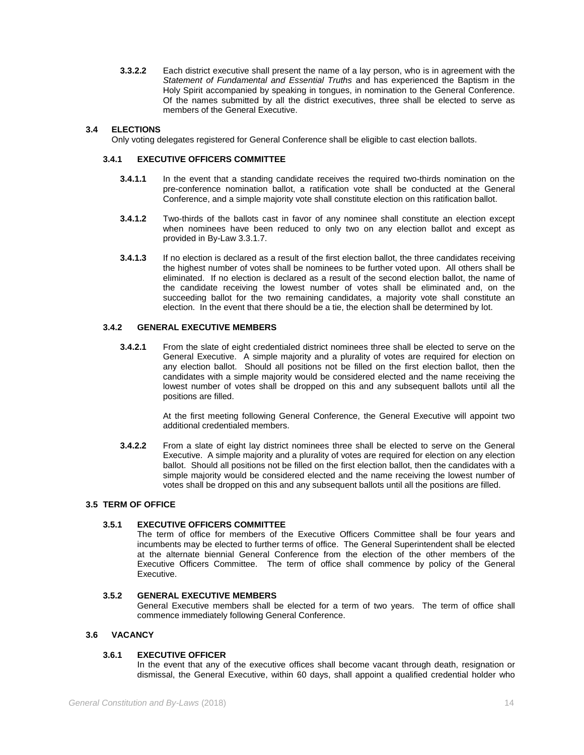**3.3.2.2** Each district executive shall present the name of a lay person, who is in agreement with the *Statement of Fundamental and Essential Truths* and has experienced the Baptism in the Holy Spirit accompanied by speaking in tongues, in nomination to the General Conference. Of the names submitted by all the district executives, three shall be elected to serve as members of the General Executive.

## 3.4 ELECTIONS

Only voting delegates registered for General Conference shall be eligible to cast election ballots.

### 3.4.1 EXECUTIVE OFFICERS COMMITTEE

**3.4.1.1** In the event that a standing candidate receives the required two-thirds nomination on the pre-conference nomination ballot, a ratification vote shall be conducted at the General Conference, and a simple majority vote shall constitute election on this ratification ballot.

**3.4.1.2** Two-thirds of the ballots cast in favor of any nominee shall constitute an election except when nominees have been reduced to only two on any election ballot and except as provided in By-Law 3.3.1.7.

**3.4.1.3** If no election is declared as a result of the first election ballot, the three candidates receiving the highest number of votes shall be nominees to be further voted upon. All others shall be eliminated. If no election is declared as a result of the second election ballot, the name of the candidate receiving the lowest number of votes shall be eliminated and, on the succeeding ballot for the two remaining candidates, a majority vote shall constitute an election. In the event that there should be a tie, the election shall be determined by lot.

### 3.4.2 GENERAL EXECUTIVE MEMBERS

**3.4.2.1** From the slate of eight credentialed district nominees three shall be elected to serve on the General Executive. A simple majority and a plurality of votes are required for election on any election ballot. Should all positions not be filled on the first election ballot, then the candidates with a simple majority would be considered elected and the name receiving the lowest number of votes shall be dropped on this and any subsequent ballots until all the positions are filled.

At the first meeting following General Conference, the General Executive will appoint two additional credentialed members.

**3.4.2.2** From a slate of eight lay district nominees three shall be elected to serve on the General Executive. A simple majority and a plurality of votes are required for election on any election ballot. Should all positions not be filled on the first election ballot, then the candidates with a simple majority would be considered elected and the name receiving the lowest number of votes shall be dropped on this and any subsequent ballots until all the positions are filled.

## 3.5 TERM OF OFFICE

### 3.5.1 EXECUTIVE OFFICERS COMMITTEE

The term of office for members of the Executive Officers Committee shall be four years and incumbents may be elected to further terms of office. The General Superintendent shall be elected at the alternate biennial General Conference from the election of the other members of the Executive Officers Committee. The term of office shall commence by policy of the General Executive.

### 3.5.2 GENERAL EXECUTIVE MEMBERS

General Executive members shall be elected for a term of two years. The term of office shall commence immediately following General Conference.

## 3.6 VACANCY

### 3.6.1 EXECUTIVE OFFICER

In the event that any of the executive offices shall become vacant through death, resignation or dismissal, the General Executive, within 60 days, shall appoint a qualified credential holder who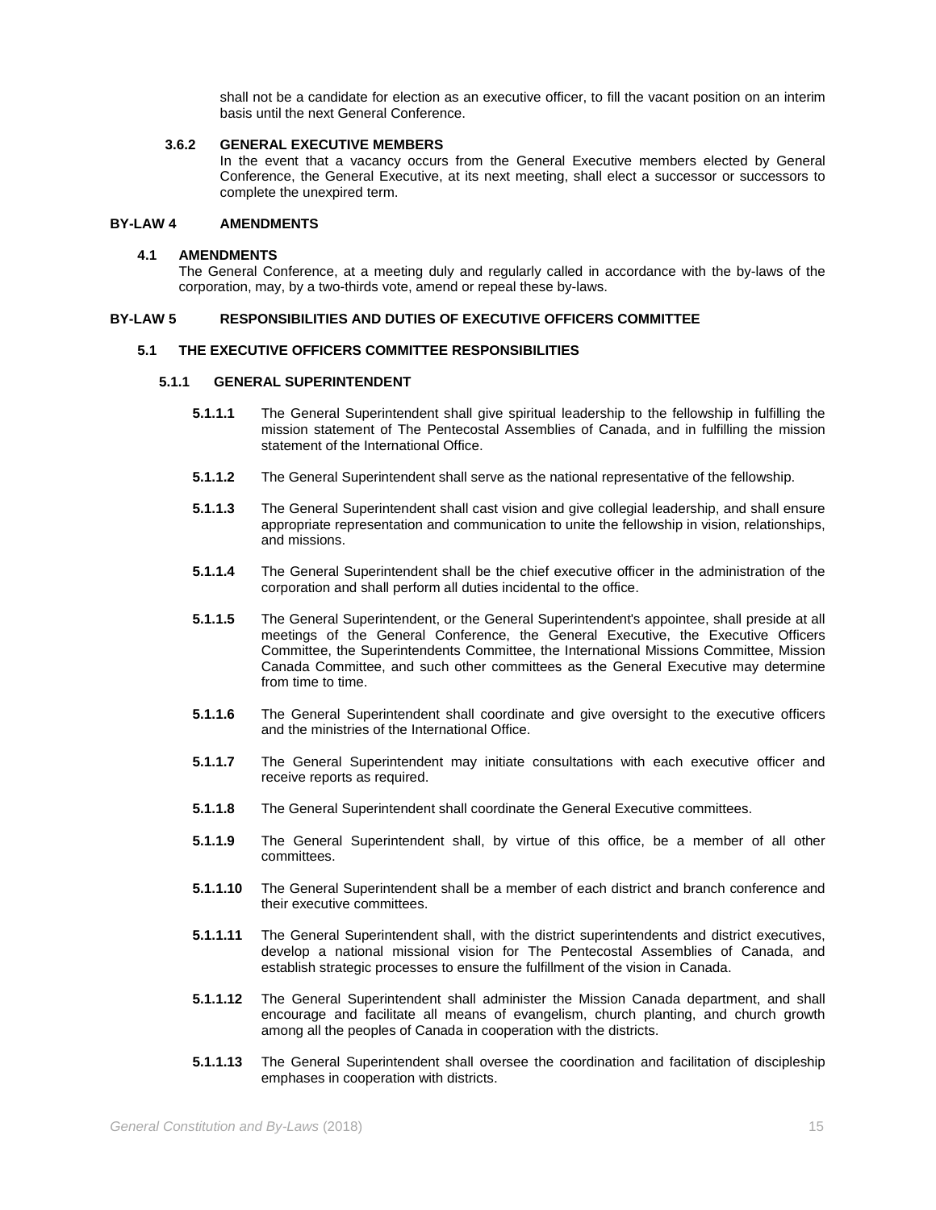shall not be a candidate for election as an executive officer, to fill the vacant position on an interim basis until the next General Conference.

#### 3.6.2 GENERAL EXECUTIVE MEMBERS

In the event that a vacancy occurs from the General Executive members elected by General Conference, the General Executive, at its next meeting, shall elect a successor or successors to complete the unexpired term.

## BY-LAW 4 AMENDMENTS

### 4.1 AMENDMENTS

The General Conference, at a meeting duly and regularly called in accordance with the by-laws of the corporation, may, by a two-thirds vote, amend or repeal these by-laws.

## BY-LAW 5 RESPONSIBILITIES AND DUTIES OF EXECUTIVE OFFICERS COMMITTEE

### 5.1 THE EXECUTIVE OFFICERS COMMITTEE RESPONSIBILITIES

#### 5.1.1 GENERAL SUPERINTENDENT

**5.1.1.1** The General Superintendent shall give spiritual leadership to the fellowship in fulfilling the mission statement of The Pentecostal Assemblies of Canada, and in fulfilling the mission statement of the International Office.

**5.1.1.2** The General Superintendent shall serve as the national representative of the fellowship.

**5.1.1.3** The General Superintendent shall cast vision and give collegial leadership, and shall ensure appropriate representation and communication to unite the fellowship in vision, relationships, and missions.

**5.1.1.4** The General Superintendent shall be the chief executive officer in the administration of the corporation and shall perform all duties incidental to the office.

**5.1.1.5** The General Superintendent, or the General Superintendent's appointee, shall preside at all meetings of the General Conference, the General Executive, the Executive Officers Committee, the Superintendents Committee, the International Missions Committee, Mission Canada Committee, and such other committees as the General Executive may determine from time to time.

**5.1.1.6** The General Superintendent shall coordinate and give oversight to the executive officers and the ministries of the International Office.

**5.1.1.7** The General Superintendent may initiate consultations with each executive officer and receive reports as required.

**5.1.1.8** The General Superintendent shall coordinate the General Executive committees.

**5.1.1.9** The General Superintendent shall, by virtue of this office, be a member of all other committees.

**5.1.1.10** The General Superintendent shall be a member of each district and branch conference and their executive committees.

**5.1.1.11** The General Superintendent shall, with the district superintendents and district executives, develop a national missional vision for The Pentecostal Assemblies of Canada, and establish strategic processes to ensure the fulfillment of the vision in Canada.

**5.1.1.12** The General Superintendent shall administer the Mission Canada department, and shall encourage and facilitate all means of evangelism, church planting, and church growth among all the peoples of Canada in cooperation with the districts.

**5.1.1.13** The General Superintendent shall oversee the coordination and facilitation of discipleship emphases in cooperation with districts.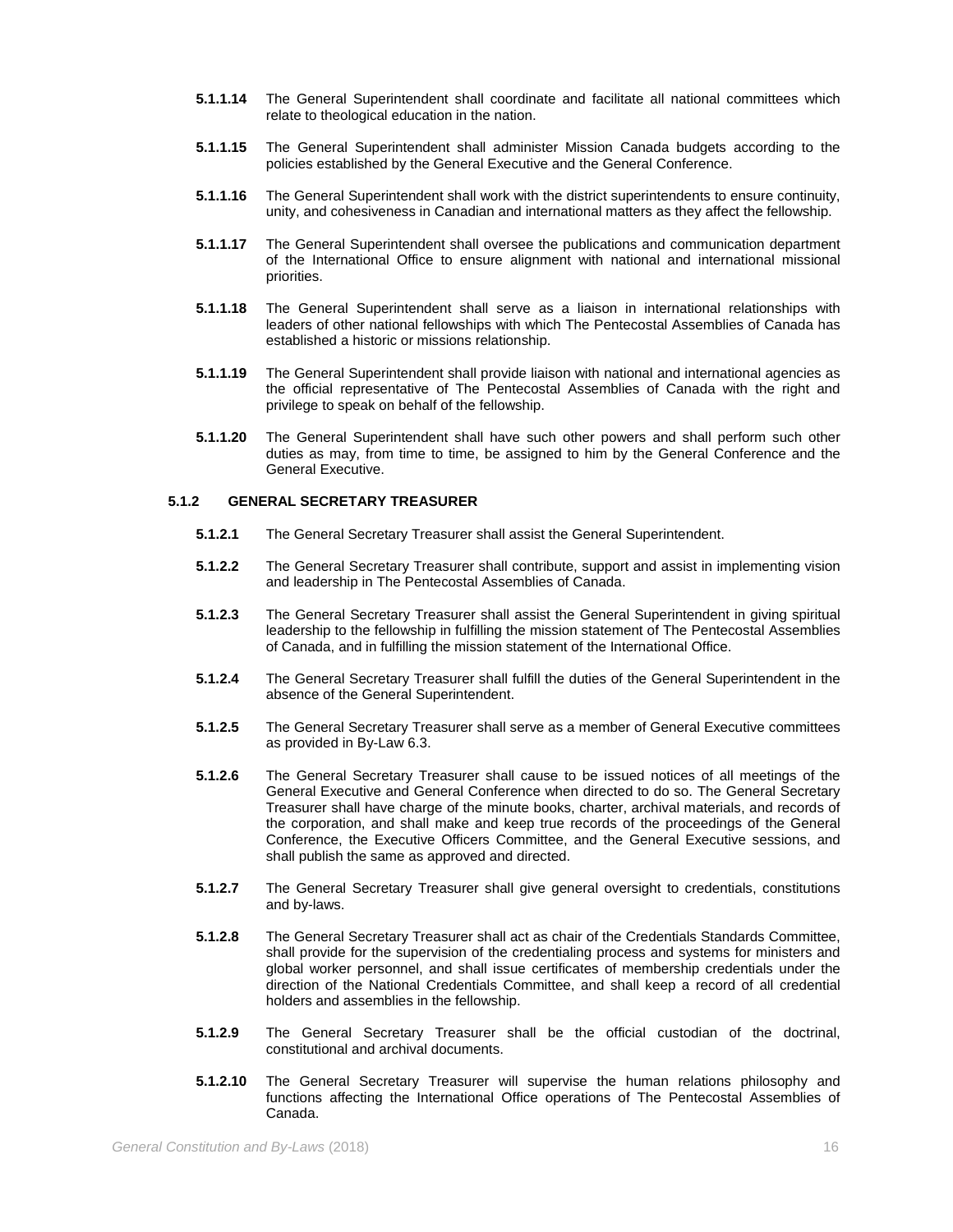**5.1.1.14** The General Superintendent shall coordinate and facilitate all national committees which relate to theological education in the nation.

**5.1.1.15** The General Superintendent shall administer Mission Canada budgets according to the policies established by the General Executive and the General Conference.

**5.1.1.16** The General Superintendent shall work with the district superintendents to ensure continuity, unity, and cohesiveness in Canadian and international matters as they affect the fellowship.

**5.1.1.17** The General Superintendent shall oversee the publications and communication department of the International Office to ensure alignment with national and international missional priorities.

**5.1.1.18** The General Superintendent shall serve as a liaison in international relationships with leaders of other national fellowships with which The Pentecostal Assemblies of Canada has established a historic or missions relationship.

**5.1.1.19** The General Superintendent shall provide liaison with national and international agencies as the official representative of The Pentecostal Assemblies of Canada with the right and privilege to speak on behalf of the fellowship.

**5.1.1.20** The General Superintendent shall have such other powers and shall perform such other duties as may, from time to time, be assigned to him by the General Conference and the General Executive.

### 5.1.2 GENERAL SECRETARY TREASURER

**5.1.2.1** The General Secretary Treasurer shall assist the General Superintendent.

**5.1.2.2** The General Secretary Treasurer shall contribute, support and assist in implementing vision and leadership in The Pentecostal Assemblies of Canada.

**5.1.2.3** The General Secretary Treasurer shall assist the General Superintendent in giving spiritual leadership to the fellowship in fulfilling the mission statement of The Pentecostal Assemblies of Canada, and in fulfilling the mission statement of the International Office.

**5.1.2.4** The General Secretary Treasurer shall fulfill the duties of the General Superintendent in the absence of the General Superintendent.

**5.1.2.5** The General Secretary Treasurer shall serve as a member of General Executive committees as provided in By-Law 6.3.

**5.1.2.6** The General Secretary Treasurer shall cause to be issued notices of all meetings of the General Executive and General Conference when directed to do so. The General Secretary Treasurer shall have charge of the minute books, charter, archival materials, and records of the corporation, and shall make and keep true records of the proceedings of the General Conference, the Executive Officers Committee, and the General Executive sessions, and shall publish the same as approved and directed.

**5.1.2.7** The General Secretary Treasurer shall give general oversight to credentials, constitutions and by-laws.

**5.1.2.8** The General Secretary Treasurer shall act as chair of the Credentials Standards Committee, shall provide for the supervision of the credentialing process and systems for ministers and global worker personnel, and shall issue certificates of membership credentials under the direction of the National Credentials Committee, and shall keep a record of all credential holders and assemblies in the fellowship.

**5.1.2.9** The General Secretary Treasurer shall be the official custodian of the doctrinal, constitutional and archival documents.

**5.1.2.10** The General Secretary Treasurer will supervise the human relations philosophy and functions affecting the International Office operations of The Pentecostal Assemblies of Canada.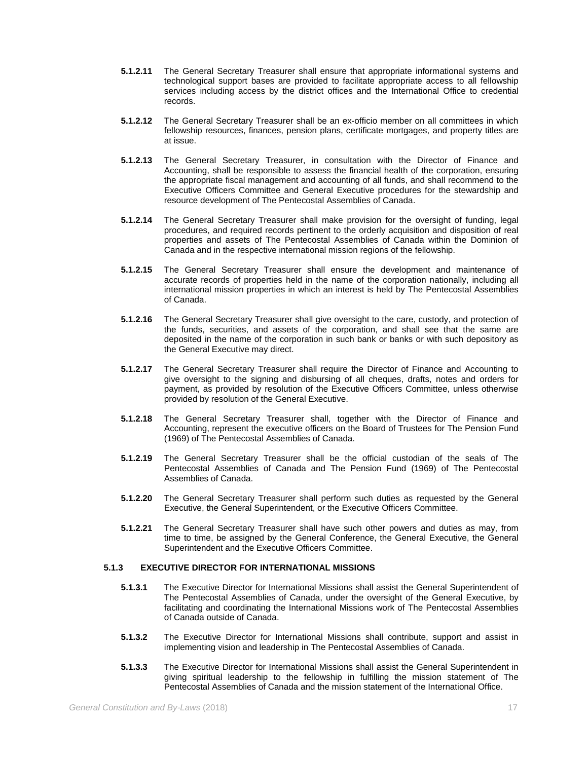**5.1.2.11** The General Secretary Treasurer shall ensure that appropriate informational systems and technological support bases are provided to facilitate appropriate access to all fellowship services including access by the district offices and the International Office to credential records.

**5.1.2.12** The General Secretary Treasurer shall be an ex-officio member on all committees in which fellowship resources, finances, pension plans, certificate mortgages, and property titles are at issue.

**5.1.2.13** The General Secretary Treasurer, in consultation with the Director of Finance and Accounting, shall be responsible to assess the financial health of the corporation, ensuring the appropriate fiscal management and accounting of all funds, and shall recommend to the Executive Officers Committee and General Executive procedures for the stewardship and resource development of The Pentecostal Assemblies of Canada.

**5.1.2.14** The General Secretary Treasurer shall make provision for the oversight of funding, legal procedures, and required records pertinent to the orderly acquisition and disposition of real properties and assets of The Pentecostal Assemblies of Canada within the Dominion of Canada and in the respective international mission regions of the fellowship.

**5.1.2.15** The General Secretary Treasurer shall ensure the development and maintenance of accurate records of properties held in the name of the corporation nationally, including all international mission properties in which an interest is held by The Pentecostal Assemblies of Canada.

**5.1.2.16** The General Secretary Treasurer shall give oversight to the care, custody, and protection of the funds, securities, and assets of the corporation, and shall see that the same are deposited in the name of the corporation in such bank or banks or with such depository as the General Executive may direct.

**5.1.2.17** The General Secretary Treasurer shall require the Director of Finance and Accounting to give oversight to the signing and disbursing of all cheques, drafts, notes and orders for payment, as provided by resolution of the Executive Officers Committee, unless otherwise provided by resolution of the General Executive.

**5.1.2.18** The General Secretary Treasurer shall, together with the Director of Finance and Accounting, represent the executive officers on the Board of Trustees for The Pension Fund (1969) of The Pentecostal Assemblies of Canada.

**5.1.2.19** The General Secretary Treasurer shall be the official custodian of the seals of The Pentecostal Assemblies of Canada and The Pension Fund (1969) of The Pentecostal Assemblies of Canada.

**5.1.2.20** The General Secretary Treasurer shall perform such duties as requested by the General Executive, the General Superintendent, or the Executive Officers Committee.

**5.1.2.21** The General Secretary Treasurer shall have such other powers and duties as may, from time to time, be assigned by the General Conference, the General Executive, the General Superintendent and the Executive Officers Committee.

### 5.1.3 EXECUTIVE DIRECTOR FOR INTERNATIONAL MISSIONS

**5.1.3.1** The Executive Director for International Missions shall assist the General Superintendent of The Pentecostal Assemblies of Canada, under the oversight of the General Executive, by facilitating and coordinating the International Missions work of The Pentecostal Assemblies of Canada outside of Canada.

**5.1.3.2** The Executive Director for International Missions shall contribute, support and assist in implementing vision and leadership in The Pentecostal Assemblies of Canada.

**5.1.3.3** The Executive Director for International Missions shall assist the General Superintendent in giving spiritual leadership to the fellowship in fulfilling the mission statement of The Pentecostal Assemblies of Canada and the mission statement of the International Office.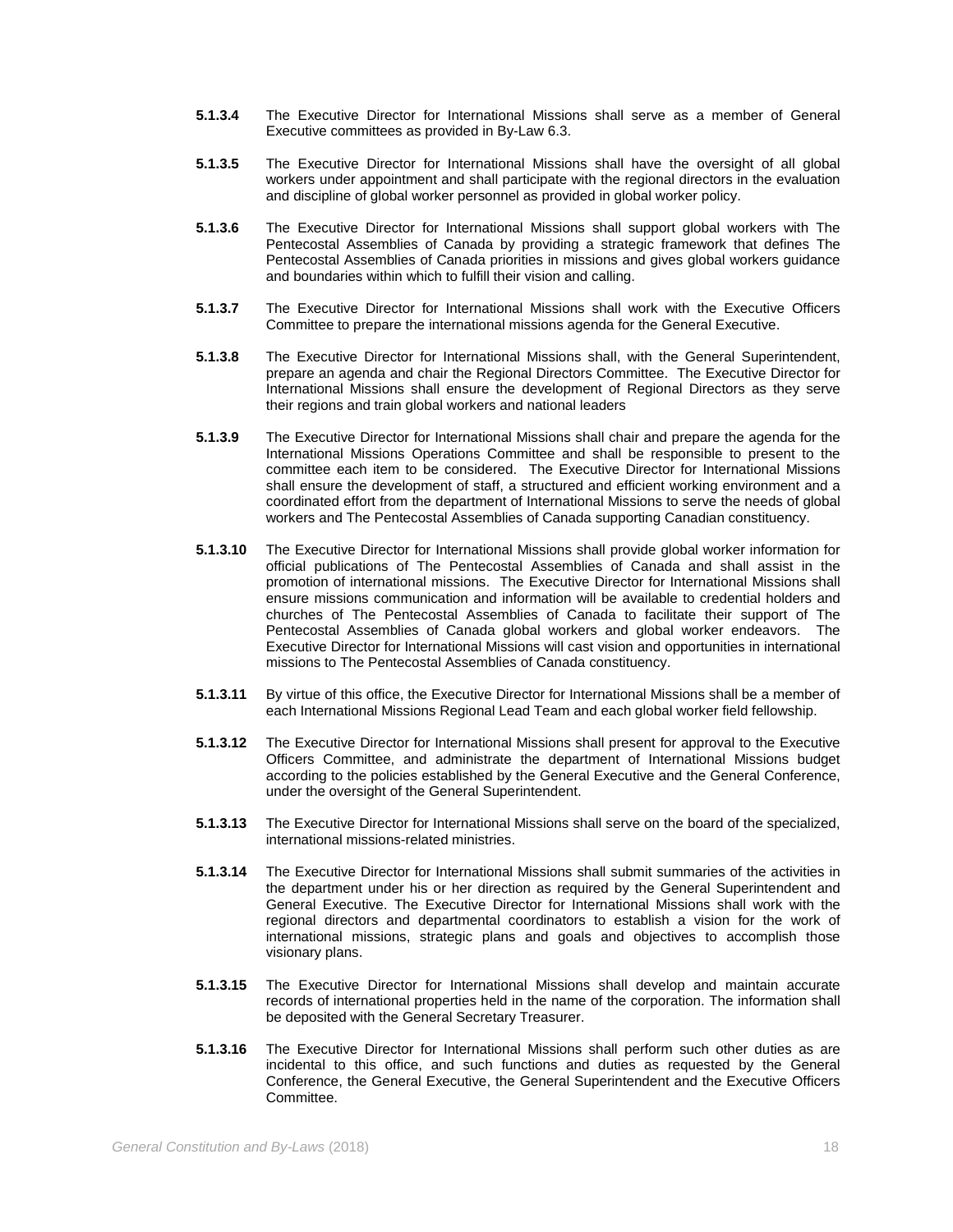**5.1.3.4** The Executive Director for International Missions shall serve as a member of General Executive committees as provided in By-Law 6.3.

**5.1.3.5** The Executive Director for International Missions shall have the oversight of all global workers under appointment and shall participate with the regional directors in the evaluation and discipline of global worker personnel as provided in global worker policy.

**5.1.3.6** The Executive Director for International Missions shall support global workers with The Pentecostal Assemblies of Canada by providing a strategic framework that defines The Pentecostal Assemblies of Canada priorities in missions and gives global workers guidance and boundaries within which to fulfill their vision and calling.

**5.1.3.7** The Executive Director for International Missions shall work with the Executive Officers Committee to prepare the international missions agenda for the General Executive.

**5.1.3.8** The Executive Director for International Missions shall, with the General Superintendent, prepare an agenda and chair the Regional Directors Committee. The Executive Director for International Missions shall ensure the development of Regional Directors as they serve their regions and train global workers and national leaders

**5.1.3.9** The Executive Director for International Missions shall chair and prepare the agenda for the International Missions Operations Committee and shall be responsible to present to the committee each item to be considered. The Executive Director for International Missions shall ensure the development of staff, a structured and efficient working environment and a coordinated effort from the department of International Missions to serve the needs of global workers and The Pentecostal Assemblies of Canada supporting Canadian constituency.

**5.1.3.10** The Executive Director for International Missions shall provide global worker information for official publications of The Pentecostal Assemblies of Canada and shall assist in the promotion of international missions. The Executive Director for International Missions shall ensure missions communication and information will be available to credential holders and churches of The Pentecostal Assemblies of Canada to facilitate their support of The Pentecostal Assemblies of Canada global workers and global worker endeavors. The Executive Director for International Missions will cast vision and opportunities in international missions to The Pentecostal Assemblies of Canada constituency.

**5.1.3.11** By virtue of this office, the Executive Director for International Missions shall be a member of each International Missions Regional Lead Team and each global worker field fellowship.

**5.1.3.12** The Executive Director for International Missions shall present for approval to the Executive Officers Committee, and administrate the department of International Missions budget according to the policies established by the General Executive and the General Conference, under the oversight of the General Superintendent.

**5.1.3.13** The Executive Director for International Missions shall serve on the board of the specialized, international missions-related ministries.

**5.1.3.14** The Executive Director for International Missions shall submit summaries of the activities in the department under his or her direction as required by the General Superintendent and General Executive. The Executive Director for International Missions shall work with the regional directors and departmental coordinators to establish a vision for the work of international missions, strategic plans and goals and objectives to accomplish those visionary plans.

**5.1.3.15** The Executive Director for International Missions shall develop and maintain accurate records of international properties held in the name of the corporation. The information shall be deposited with the General Secretary Treasurer.

**5.1.3.16** The Executive Director for International Missions shall perform such other duties as are incidental to this office, and such functions and duties as requested by the General Conference, the General Executive, the General Superintendent and the Executive Officers Committee.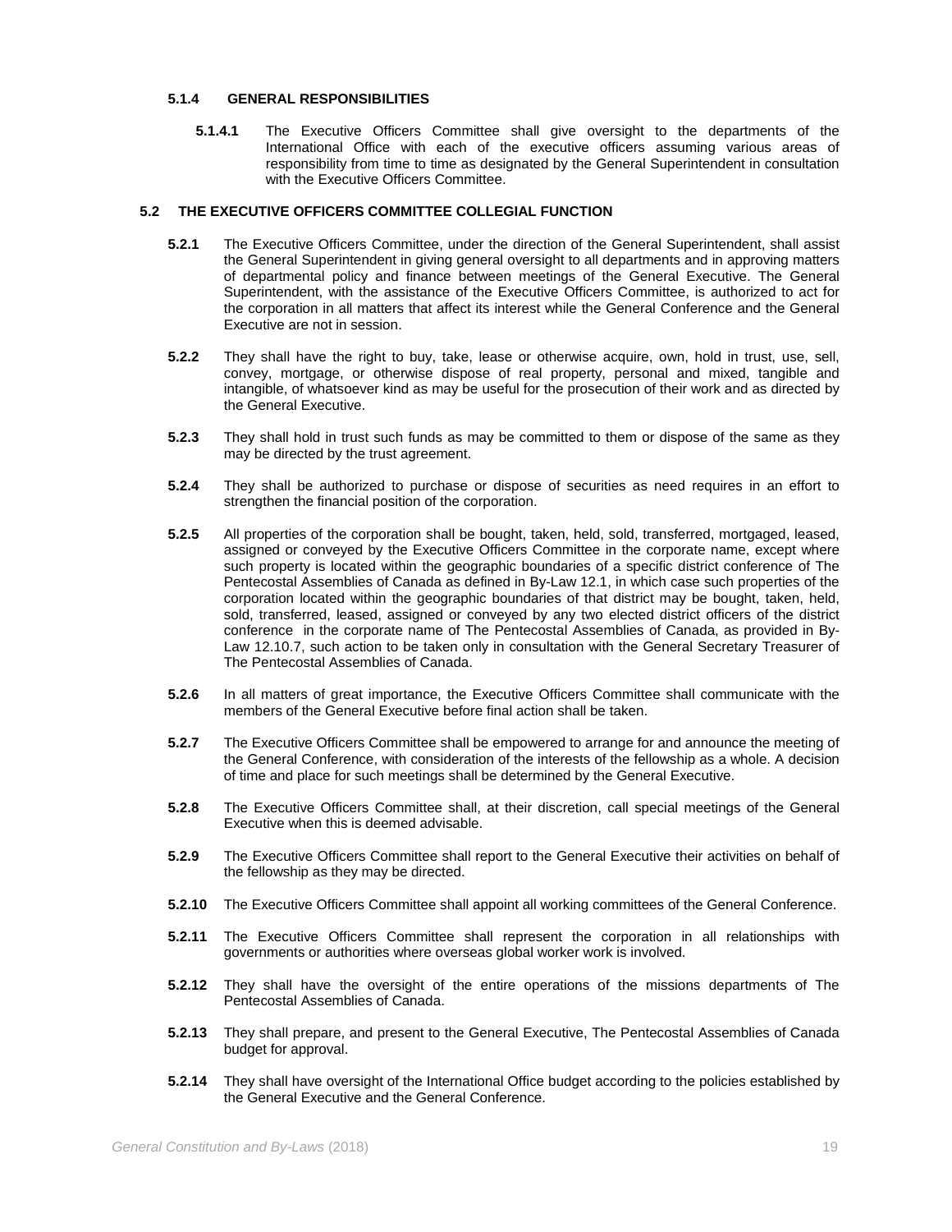#### 5.1.4 GENERAL RESPONSIBILITIES

**5.1.4.1** The Executive Officers Committee shall give oversight to the departments of the International Office with each of the executive officers assuming various areas of responsibility from time to time as designated by the General Superintendent in consultation with the Executive Officers Committee.

### 5.2 THE EXECUTIVE OFFICERS COMMITTEE COLLEGIAL FUNCTION

**5.2.1** The Executive Officers Committee, under the direction of the General Superintendent, shall assist the General Superintendent in giving general oversight to all departments and in approving matters of departmental policy and finance between meetings of the General Executive. The General Superintendent, with the assistance of the Executive Officers Committee, is authorized to act for the corporation in all matters that affect its interest while the General Conference and the General Executive are not in session.

**5.2.2** They shall have the right to buy, take, lease or otherwise acquire, own, hold in trust, use, sell, convey, mortgage, or otherwise dispose of real property, personal and mixed, tangible and intangible, of whatsoever kind as may be useful for the prosecution of their work and as directed by the General Executive.

**5.2.3** They shall hold in trust such funds as may be committed to them or dispose of the same as they may be directed by the trust agreement.

**5.2.4** They shall be authorized to purchase or dispose of securities as need requires in an effort to strengthen the financial position of the corporation.

**5.2.5** All properties of the corporation shall be bought, taken, held, sold, transferred, mortgaged, leased, assigned or conveyed by the Executive Officers Committee in the corporate name, except where such property is located within the geographic boundaries of a specific district conference of The Pentecostal Assemblies of Canada as defined in By-Law 12.1, in which case such properties of the corporation located within the geographic boundaries of that district may be bought, taken, held, sold, transferred, leased, assigned or conveyed by any two elected district officers of the district conference in the corporate name of The Pentecostal Assemblies of Canada, as provided in By-Law 12.10.7, such action to be taken only in consultation with the General Secretary Treasurer of The Pentecostal Assemblies of Canada.

**5.2.6** In all matters of great importance, the Executive Officers Committee shall communicate with the members of the General Executive before final action shall be taken.

**5.2.7** The Executive Officers Committee shall be empowered to arrange for and announce the meeting of the General Conference, with consideration of the interests of the fellowship as a whole. A decision of time and place for such meetings shall be determined by the General Executive.

**5.2.8** The Executive Officers Committee shall, at their discretion, call special meetings of the General Executive when this is deemed advisable.

**5.2.9** The Executive Officers Committee shall report to the General Executive their activities on behalf of the fellowship as they may be directed.

**5.2.10** The Executive Officers Committee shall appoint all working committees of the General Conference.

**5.2.11** The Executive Officers Committee shall represent the corporation in all relationships with governments or authorities where overseas global worker work is involved.

**5.2.12** They shall have the oversight of the entire operations of the missions departments of The Pentecostal Assemblies of Canada.

**5.2.13** They shall prepare, and present to the General Executive, The Pentecostal Assemblies of Canada budget for approval.

**5.2.14** They shall have oversight of the International Office budget according to the policies established by the General Executive and the General Conference.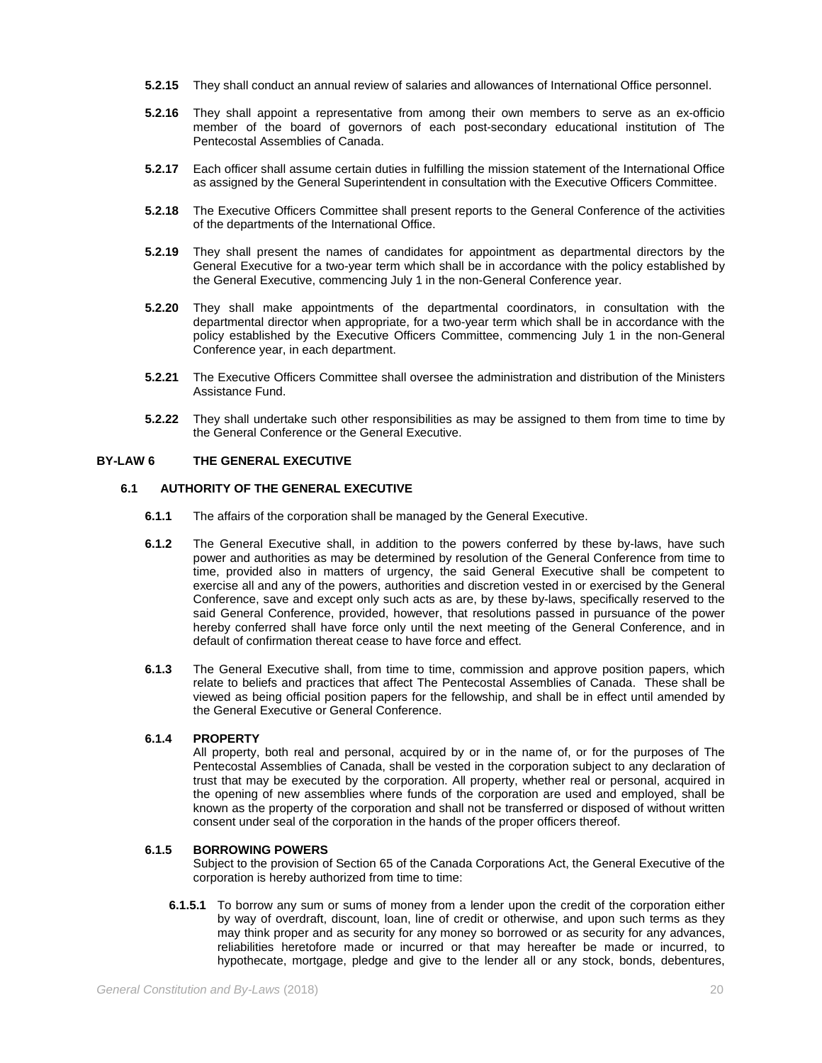**5.2.15** They shall conduct an annual review of salaries and allowances of International Office personnel.

**5.2.16** They shall appoint a representative from among their own members to serve as an ex-officio member of the board of governors of each post-secondary educational institution of The Pentecostal Assemblies of Canada.

**5.2.17** Each officer shall assume certain duties in fulfilling the mission statement of the International Office as assigned by the General Superintendent in consultation with the Executive Officers Committee.

**5.2.18** The Executive Officers Committee shall present reports to the General Conference of the activities of the departments of the International Office.

**5.2.19** They shall present the names of candidates for appointment as departmental directors by the General Executive for a two-year term which shall be in accordance with the policy established by the General Executive, commencing July 1 in the non-General Conference year.

**5.2.20** They shall make appointments of the departmental coordinators, in consultation with the departmental director when appropriate, for a two-year term which shall be in accordance with the policy established by the Executive Officers Committee, commencing July 1 in the non-General Conference year, in each department.

**5.2.21** The Executive Officers Committee shall oversee the administration and distribution of the Ministers Assistance Fund.

**5.2.22** They shall undertake such other responsibilities as may be assigned to them from time to time by the General Conference or the General Executive.

## BY-LAW 6 THE GENERAL EXECUTIVE

### 6.1 AUTHORITY OF THE GENERAL EXECUTIVE

**6.1.1** The affairs of the corporation shall be managed by the General Executive.

**6.1.2** The General Executive shall, in addition to the powers conferred by these by-laws, have such power and authorities as may be determined by resolution of the General Conference from time to time, provided also in matters of urgency, the said General Executive shall be competent to exercise all and any of the powers, authorities and discretion vested in or exercised by the General Conference, save and except only such acts as are, by these by-laws, specifically reserved to the said General Conference, provided, however, that resolutions passed in pursuance of the power hereby conferred shall have force only until the next meeting of the General Conference, and in default of confirmation thereat cease to have force and effect.

**6.1.3** The General Executive shall, from time to time, commission and approve position papers, which relate to beliefs and practices that affect The Pentecostal Assemblies of Canada. These shall be viewed as being official position papers for the fellowship, and shall be in effect until amended by the General Executive or General Conference.

**6.1.4 PROPERTY**

All property, both real and personal, acquired by or in the name of, or for the purposes of The Pentecostal Assemblies of Canada, shall be vested in the corporation subject to any declaration of trust that may be executed by the corporation. All property, whether real or personal, acquired in the opening of new assemblies where funds of the corporation are used and employed, shall be known as the property of the corporation and shall not be transferred or disposed of without written consent under seal of the corporation in the hands of the proper officers thereof.

**6.1.5 BORROWING POWERS**

Subject to the provision of Section 65 of the Canada Corporations Act, the General Executive of the corporation is hereby authorized from time to time:

**6.1.5.1** To borrow any sum or sums of money from a lender upon the credit of the corporation either by way of overdraft, discount, loan, line of credit or otherwise, and upon such terms as they may think proper and as security for any money so borrowed or as security for any advances, reliabilities heretofore made or incurred or that may hereafter be made or incurred, to hypothecate, mortgage, pledge and give to the lender all or any stock, bonds, debentures,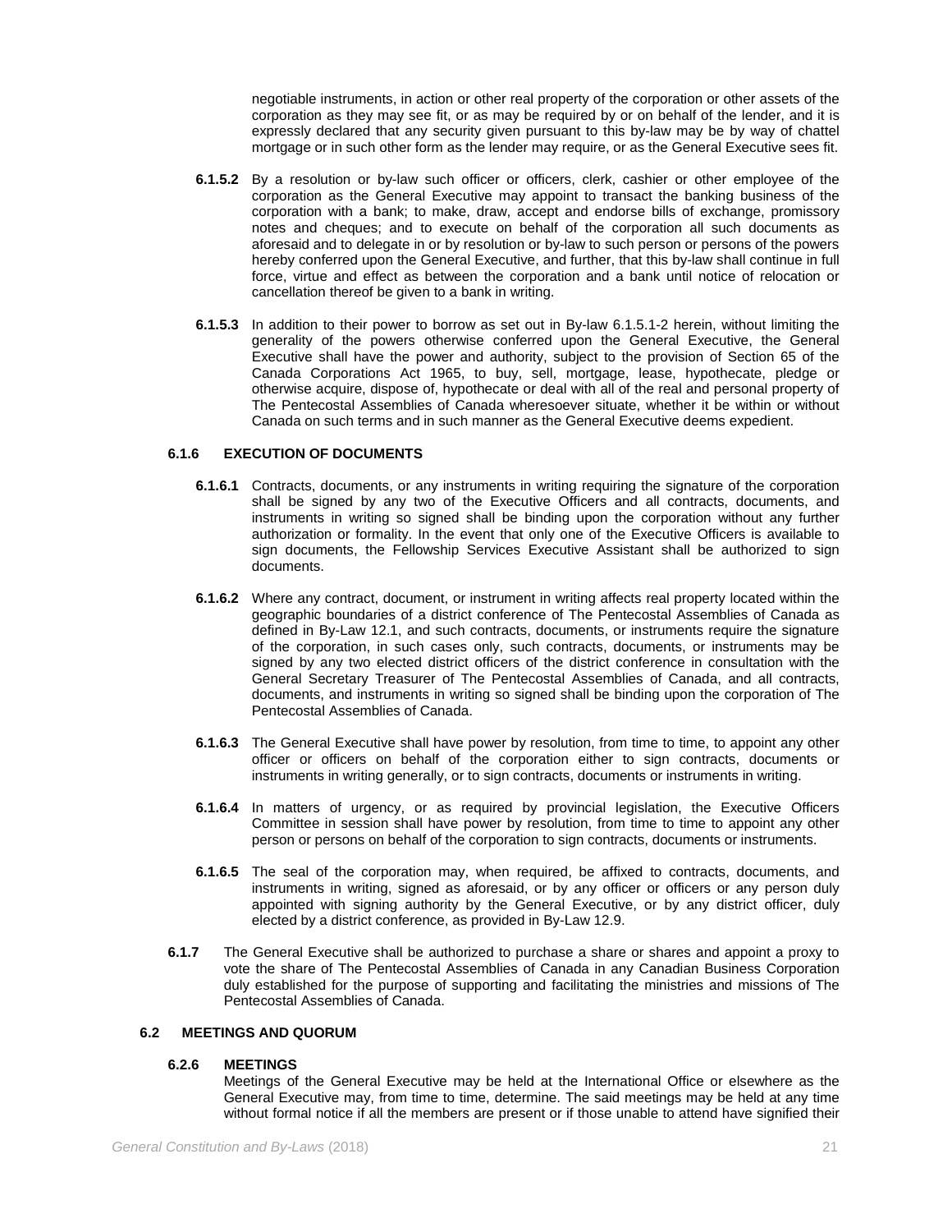negotiable instruments, in action or other real property of the corporation or other assets of the corporation as they may see fit, or as may be required by or on behalf of the lender, and it is expressly declared that any security given pursuant to this by-law may be by way of chattel mortgage or in such other form as the lender may require, or as the General Executive sees fit.

**6.1.5.2** By a resolution or by-law such officer or officers, clerk, cashier or other employee of the corporation as the General Executive may appoint to transact the banking business of the corporation with a bank; to make, draw, accept and endorse bills of exchange, promissory notes and cheques; and to execute on behalf of the corporation all such documents as aforesaid and to delegate in or by resolution or by-law to such person or persons of the powers hereby conferred upon the General Executive, and further, that this by-law shall continue in full force, virtue and effect as between the corporation and a bank until notice of relocation or cancellation thereof be given to a bank in writing.

**6.1.5.3** In addition to their power to borrow as set out in By-law 6.1.5.1-2 herein, without limiting the generality of the powers otherwise conferred upon the General Executive, the General Executive shall have the power and authority, subject to the provision of Section 65 of the Canada Corporations Act 1965, to buy, sell, mortgage, lease, hypothecate, pledge or otherwise acquire, dispose of, hypothecate or deal with all of the real and personal property of The Pentecostal Assemblies of Canada wheresoever situate, whether it be within or without Canada on such terms and in such manner as the General Executive deems expedient.

### 6.1.6 EXECUTION OF DOCUMENTS

**6.1.6.1** Contracts, documents, or any instruments in writing requiring the signature of the corporation shall be signed by any two of the Executive Officers and all contracts, documents, and instruments in writing so signed shall be binding upon the corporation without any further authorization or formality. In the event that only one of the Executive Officers is available to sign documents, the Fellowship Services Executive Assistant shall be authorized to sign documents.

**6.1.6.2** Where any contract, document, or instrument in writing affects real property located within the geographic boundaries of a district conference of The Pentecostal Assemblies of Canada as defined in By-Law 12.1, and such contracts, documents, or instruments require the signature of the corporation, in such cases only, such contracts, documents, or instruments may be signed by any two elected district officers of the district conference in consultation with the General Secretary Treasurer of The Pentecostal Assemblies of Canada, and all contracts, documents, and instruments in writing so signed shall be binding upon the corporation of The Pentecostal Assemblies of Canada.

**6.1.6.3** The General Executive shall have power by resolution, from time to time, to appoint any other officer or officers on behalf of the corporation either to sign contracts, documents or instruments in writing generally, or to sign contracts, documents or instruments in writing.

**6.1.6.4** In matters of urgency, or as required by provincial legislation, the Executive Officers Committee in session shall have power by resolution, from time to time to appoint any other person or persons on behalf of the corporation to sign contracts, documents or instruments.

**6.1.6.5** The seal of the corporation may, when required, be affixed to contracts, documents, and instruments in writing, signed as aforesaid, or by any officer or officers or any person duly appointed with signing authority by the General Executive, or by any district officer, duly elected by a district conference, as provided in By-Law 12.9.

**6.1.7** The General Executive shall be authorized to purchase a share or shares and appoint a proxy to vote the share of The Pentecostal Assemblies of Canada in any Canadian Business Corporation duly established for the purpose of supporting and facilitating the ministries and missions of The Pentecostal Assemblies of Canada.

## 6.2 MEETINGS AND QUORUM

### 6.2.6 MEETINGS

Meetings of the General Executive may be held at the International Office or elsewhere as the General Executive may, from time to time, determine. The said meetings may be held at any time without formal notice if all the members are present or if those unable to attend have signified their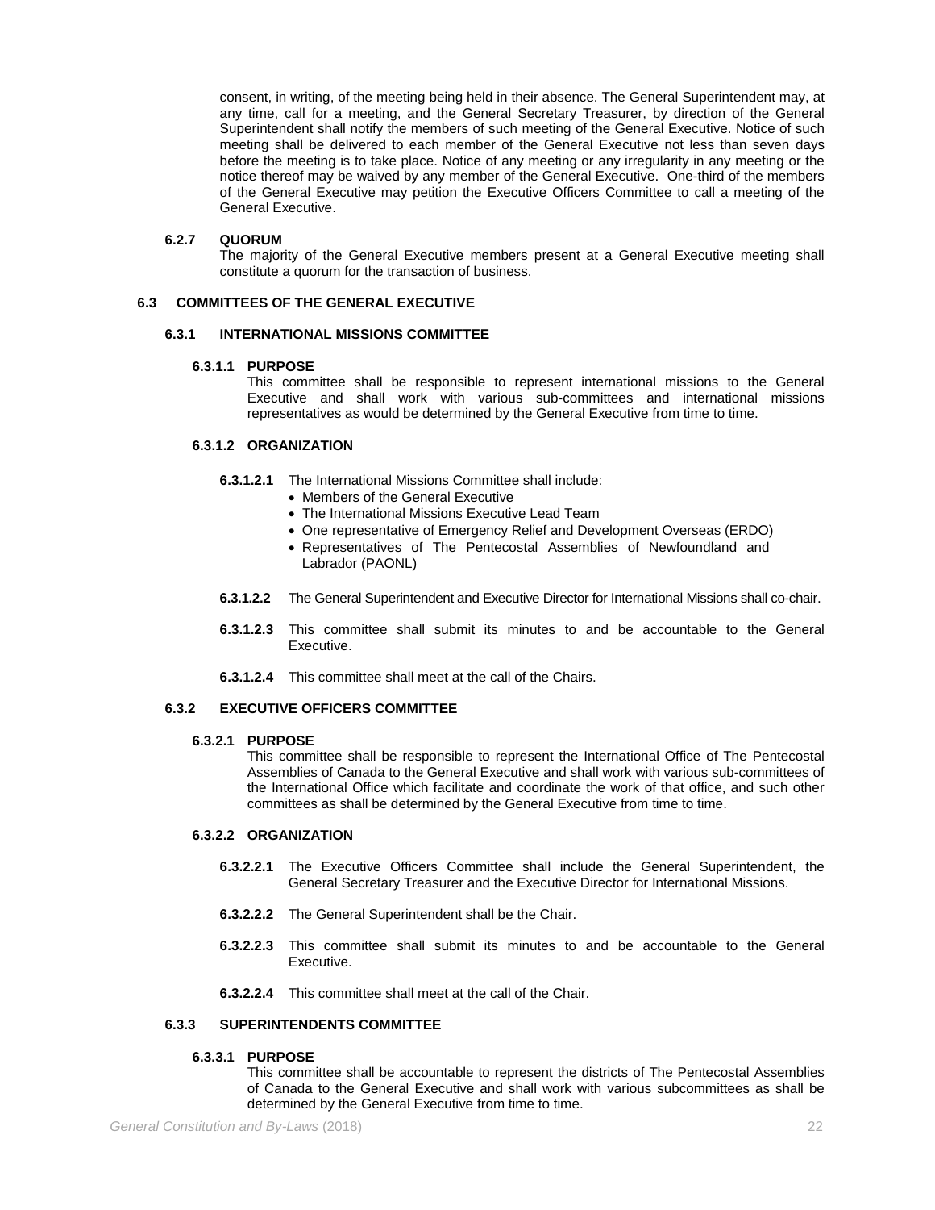consent, in writing, of the meeting being held in their absence. The General Superintendent may, at any time, call for a meeting, and the General Secretary Treasurer, by direction of the General Superintendent shall notify the members of such meeting of the General Executive. Notice of such meeting shall be delivered to each member of the General Executive not less than seven days before the meeting is to take place. Notice of any meeting or any irregularity in any meeting or the notice thereof may be waived by any member of the General Executive. One-third of the members of the General Executive may petition the Executive Officers Committee to call a meeting of the General Executive.

#### 6.2.7 QUORUM

The majority of the General Executive members present at a General Executive meeting shall constitute a quorum for the transaction of business.

## 6.3 COMMITTEES OF THE GENERAL EXECUTIVE

### 6.3.1 INTERNATIONAL MISSIONS COMMITTEE

#### 6.3.1.1 PURPOSE

This committee shall be responsible to represent international missions to the General Executive and shall work with various sub-committees and international missions representatives as would be determined by the General Executive from time to time.

#### 6.3.1.2 ORGANIZATION

**6.3.1.2.1** The International Missions Committee shall include:

- Members of the General Executive
- The International Missions Executive Lead Team
- One representative of Emergency Relief and Development Overseas (ERDO)
- Representatives of The Pentecostal Assemblies of Newfoundland and Labrador (PAONL)

**6.3.1.2.2** The General Superintendent and Executive Director for International Missions shall co-chair.

**6.3.1.2.3** This committee shall submit its minutes to and be accountable to the General Executive.

**6.3.1.2.4** This committee shall meet at the call of the Chairs.

### 6.3.2 EXECUTIVE OFFICERS COMMITTEE

#### 6.3.2.1 PURPOSE

This committee shall be responsible to represent the International Office of The Pentecostal Assemblies of Canada to the General Executive and shall work with various sub-committees of the International Office which facilitate and coordinate the work of that office, and such other committees as shall be determined by the General Executive from time to time.

#### 6.3.2.2 ORGANIZATION

**6.3.2.2.1** The Executive Officers Committee shall include the General Superintendent, the General Secretary Treasurer and the Executive Director for International Missions.

**6.3.2.2.2** The General Superintendent shall be the Chair.

**6.3.2.2.3** This committee shall submit its minutes to and be accountable to the General Executive.

**6.3.2.2.4** This committee shall meet at the call of the Chair.

### 6.3.3 SUPERINTENDENTS COMMITTEE

#### 6.3.3.1 PURPOSE

This committee shall be accountable to represent the districts of The Pentecostal Assemblies of Canada to the General Executive and shall work with various subcommittees as shall be determined by the General Executive from time to time.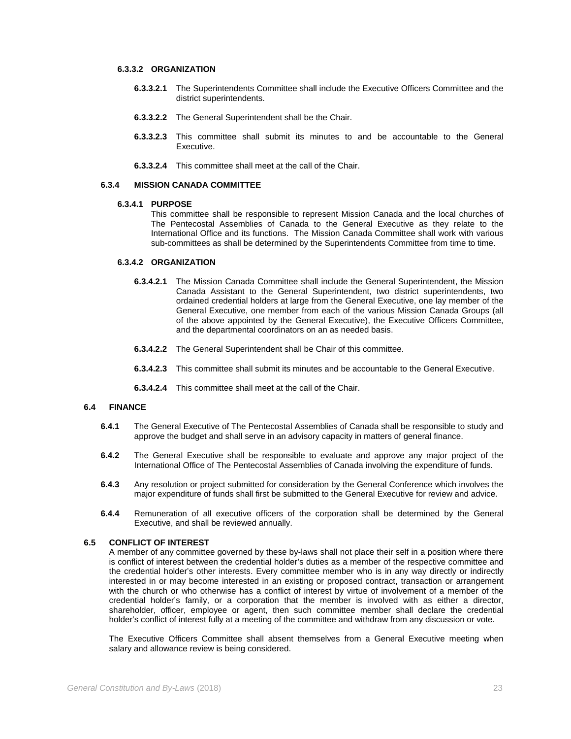#### 6.3.3.2 ORGANIZATION

**6.3.3.2.1** The Superintendents Committee shall include the Executive Officers Committee and the district superintendents.

**6.3.3.2.2** The General Superintendent shall be the Chair.

**6.3.3.2.3** This committee shall submit its minutes to and be accountable to the General Executive.

**6.3.3.2.4** This committee shall meet at the call of the Chair.

### 6.3.4 MISSION CANADA COMMITTEE

#### 6.3.4.1 PURPOSE

This committee shall be responsible to represent Mission Canada and the local churches of The Pentecostal Assemblies of Canada to the General Executive as they relate to the International Office and its functions. The Mission Canada Committee shall work with various sub-committees as shall be determined by the Superintendents Committee from time to time.

#### 6.3.4.2 ORGANIZATION

**6.3.4.2.1** The Mission Canada Committee shall include the General Superintendent, the Mission Canada Assistant to the General Superintendent, two district superintendents, two ordained credential holders at large from the General Executive, one lay member of the General Executive, one member from each of the various Mission Canada Groups (all of the above appointed by the General Executive), the Executive Officers Committee, and the departmental coordinators on an as needed basis.

**6.3.4.2.2** The General Superintendent shall be Chair of this committee.

**6.3.4.2.3** This committee shall submit its minutes and be accountable to the General Executive.

**6.3.4.2.4** This committee shall meet at the call of the Chair.

## 6.4 FINANCE

**6.4.1** The General Executive of The Pentecostal Assemblies of Canada shall be responsible to study and approve the budget and shall serve in an advisory capacity in matters of general finance.

**6.4.2** The General Executive shall be responsible to evaluate and approve any major project of the International Office of The Pentecostal Assemblies of Canada involving the expenditure of funds.

**6.4.3** Any resolution or project submitted for consideration by the General Conference which involves the major expenditure of funds shall first be submitted to the General Executive for review and advice.

**6.4.4** Remuneration of all executive officers of the corporation shall be determined by the General Executive, and shall be reviewed annually.

## 6.5 CONFLICT OF INTEREST

A member of any committee governed by these by-laws shall not place their self in a position where there is conflict of interest between the credential holder's duties as a member of the respective committee and the credential holder's other interests. Every committee member who is in any way directly or indirectly interested in or may become interested in an existing or proposed contract, transaction or arrangement with the church or who otherwise has a conflict of interest by virtue of involvement of a member of the credential holder's family, or a corporation that the member is involved with as either a director, shareholder, officer, employee or agent, then such committee member shall declare the credential holder's conflict of interest fully at a meeting of the committee and withdraw from any discussion or vote.

The Executive Officers Committee shall absent themselves from a General Executive meeting when salary and allowance review is being considered.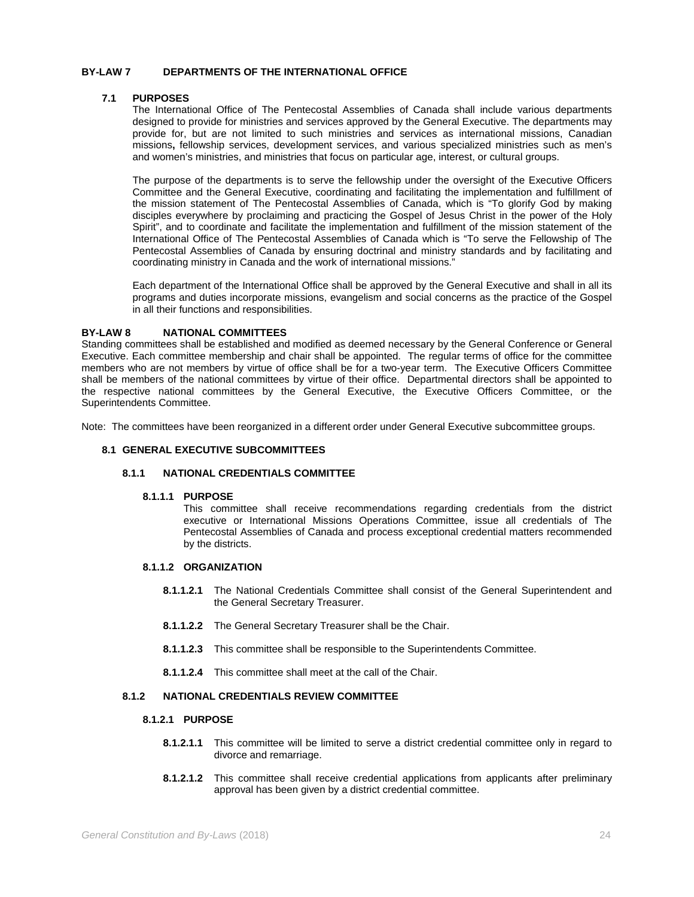## BY-LAW 7 DEPARTMENTS OF THE INTERNATIONAL OFFICE

### 7.1 PURPOSES

The International Office of The Pentecostal Assemblies of Canada shall include various departments designed to provide for ministries and services approved by the General Executive. The departments may provide for, but are not limited to such ministries and services as international missions, Canadian missions**,** fellowship services, development services, and various specialized ministries such as men's and women's ministries, and ministries that focus on particular age, interest, or cultural groups.

The purpose of the departments is to serve the fellowship under the oversight of the Executive Officers Committee and the General Executive, coordinating and facilitating the implementation and fulfillment of the mission statement of The Pentecostal Assemblies of Canada, which is "To glorify God by making disciples everywhere by proclaiming and practicing the Gospel of Jesus Christ in the power of the Holy Spirit", and to coordinate and facilitate the implementation and fulfillment of the mission statement of the International Office of The Pentecostal Assemblies of Canada which is "To serve the Fellowship of The Pentecostal Assemblies of Canada by ensuring doctrinal and ministry standards and by facilitating and coordinating ministry in Canada and the work of international missions."

Each department of the International Office shall be approved by the General Executive and shall in all its programs and duties incorporate missions, evangelism and social concerns as the practice of the Gospel in all their functions and responsibilities.

## BY-LAW 8 NATIONAL COMMITTEES

Standing committees shall be established and modified as deemed necessary by the General Conference or General Executive. Each committee membership and chair shall be appointed. The regular terms of office for the committee members who are not members by virtue of office shall be for a two-year term. The Executive Officers Committee shall be members of the national committees by virtue of their office. Departmental directors shall be appointed to the respective national committees by the General Executive, the Executive Officers Committee, or the Superintendents Committee.

Note: The committees have been reorganized in a different order under General Executive subcommittee groups.

### 8.1 GENERAL EXECUTIVE SUBCOMMITTEES

#### 8.1.1 NATIONAL CREDENTIALS COMMITTEE

##### 8.1.1.1 PURPOSE

This committee shall receive recommendations regarding credentials from the district executive or International Missions Operations Committee, issue all credentials of The Pentecostal Assemblies of Canada and process exceptional credential matters recommended by the districts.

##### 8.1.1.2 ORGANIZATION

**8.1.1.2.1** The National Credentials Committee shall consist of the General Superintendent and the General Secretary Treasurer.

**8.1.1.2.2** The General Secretary Treasurer shall be the Chair.

**8.1.1.2.3** This committee shall be responsible to the Superintendents Committee.

**8.1.1.2.4** This committee shall meet at the call of the Chair.

#### 8.1.2 NATIONAL CREDENTIALS REVIEW COMMITTEE

##### 8.1.2.1 PURPOSE

**8.1.2.1.1** This committee will be limited to serve a district credential committee only in regard to divorce and remarriage.

**8.1.2.1.2** This committee shall receive credential applications from applicants after preliminary approval has been given by a district credential committee.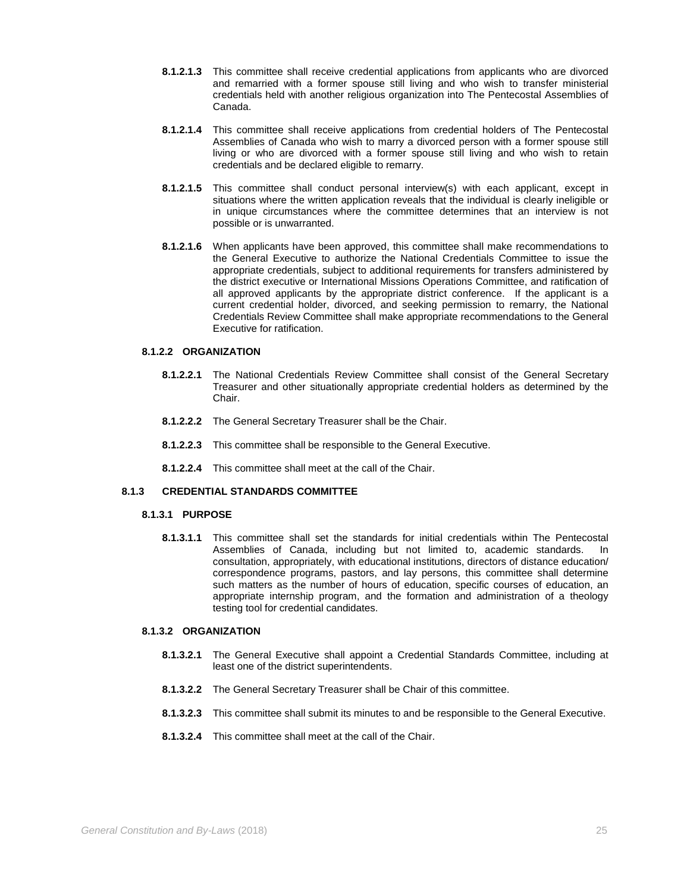**8.1.2.1.3** This committee shall receive credential applications from applicants who are divorced and remarried with a former spouse still living and who wish to transfer ministerial credentials held with another religious organization into The Pentecostal Assemblies of Canada.

**8.1.2.1.4** This committee shall receive applications from credential holders of The Pentecostal Assemblies of Canada who wish to marry a divorced person with a former spouse still living or who are divorced with a former spouse still living and who wish to retain credentials and be declared eligible to remarry.

**8.1.2.1.5** This committee shall conduct personal interview(s) with each applicant, except in situations where the written application reveals that the individual is clearly ineligible or in unique circumstances where the committee determines that an interview is not possible or is unwarranted.

**8.1.2.1.6** When applicants have been approved, this committee shall make recommendations to the General Executive to authorize the National Credentials Committee to issue the appropriate credentials, subject to additional requirements for transfers administered by the district executive or International Missions Operations Committee, and ratification of all approved applicants by the appropriate district conference. If the applicant is a current credential holder, divorced, and seeking permission to remarry, the National Credentials Review Committee shall make appropriate recommendations to the General Executive for ratification.

#### 8.1.2.2 ORGANIZATION

**8.1.2.2.1** The National Credentials Review Committee shall consist of the General Secretary Treasurer and other situationally appropriate credential holders as determined by the Chair.

**8.1.2.2.2** The General Secretary Treasurer shall be the Chair.

**8.1.2.2.3** This committee shall be responsible to the General Executive.

**8.1.2.2.4** This committee shall meet at the call of the Chair.

### 8.1.3 CREDENTIAL STANDARDS COMMITTEE

#### 8.1.3.1 PURPOSE

**8.1.3.1.1** This committee shall set the standards for initial credentials within The Pentecostal Assemblies of Canada, including but not limited to, academic standards. In consultation, appropriately, with educational institutions, directors of distance education/ correspondence programs, pastors, and lay persons, this committee shall determine such matters as the number of hours of education, specific courses of education, an appropriate internship program, and the formation and administration of a theology testing tool for credential candidates.

#### 8.1.3.2 ORGANIZATION

**8.1.3.2.1** The General Executive shall appoint a Credential Standards Committee, including at least one of the district superintendents.

**8.1.3.2.2** The General Secretary Treasurer shall be Chair of this committee.

**8.1.3.2.3** This committee shall submit its minutes to and be responsible to the General Executive.

**8.1.3.2.4** This committee shall meet at the call of the Chair.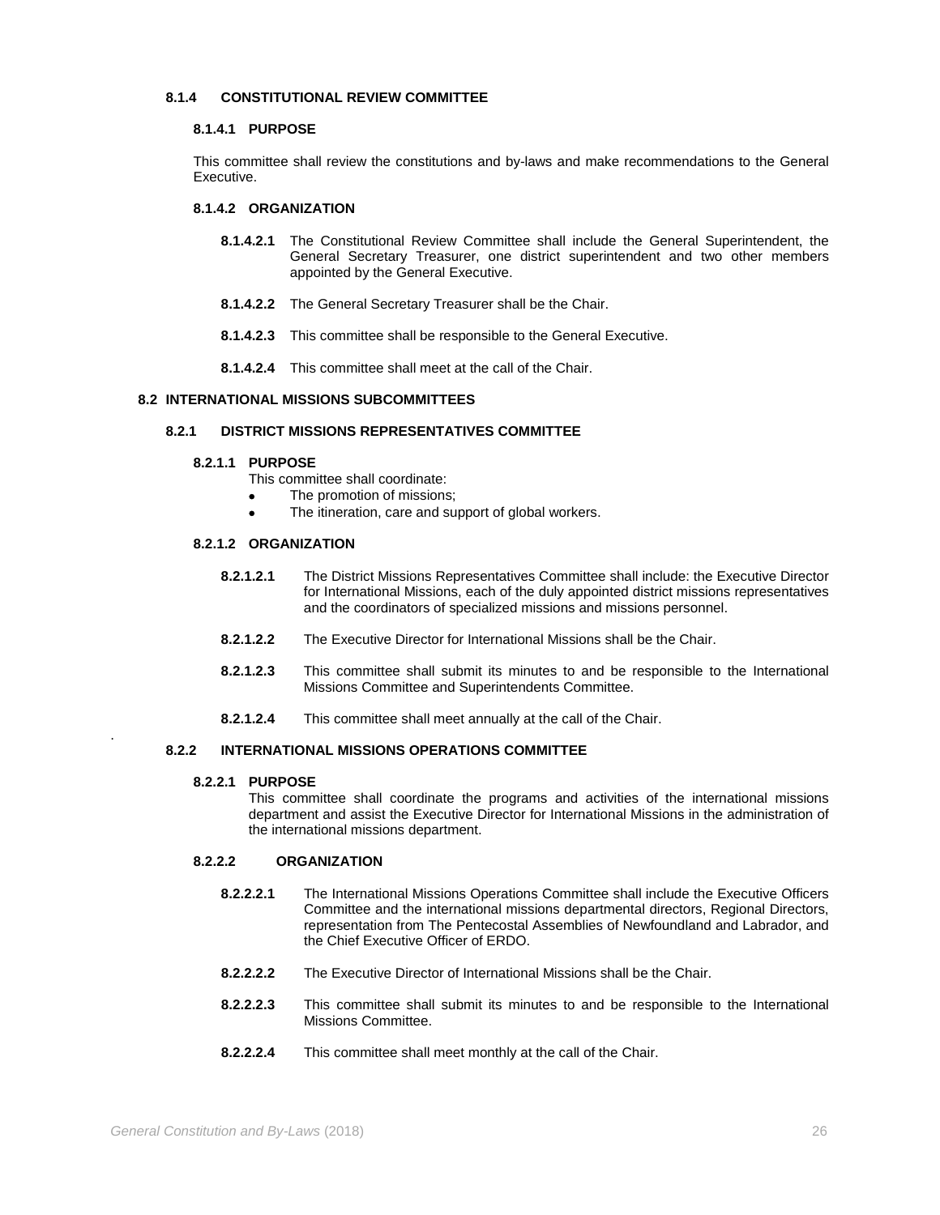### 8.1.4 CONSTITUTIONAL REVIEW COMMITTEE

#### 8.1.4.1 PURPOSE

This committee shall review the constitutions and by-laws and make recommendations to the General Executive.

#### 8.1.4.2 ORGANIZATION

**8.1.4.2.1** The Constitutional Review Committee shall include the General Superintendent, the General Secretary Treasurer, one district superintendent and two other members appointed by the General Executive.

**8.1.4.2.2** The General Secretary Treasurer shall be the Chair.

**8.1.4.2.3** This committee shall be responsible to the General Executive.

**8.1.4.2.4** This committee shall meet at the call of the Chair.

## 8.2 INTERNATIONAL MISSIONS SUBCOMMITTEES

### 8.2.1 DISTRICT MISSIONS REPRESENTATIVES COMMITTEE

#### 8.2.1.1 PURPOSE

This committee shall coordinate:

- The promotion of missions;
- The itineration, care and support of global workers.

#### 8.2.1.2 ORGANIZATION

**8.2.1.2.1** The District Missions Representatives Committee shall include: the Executive Director for International Missions, each of the duly appointed district missions representatives and the coordinators of specialized missions and missions personnel.

**8.2.1.2.2** The Executive Director for International Missions shall be the Chair.

**8.2.1.2.3** This committee shall submit its minutes to and be responsible to the International Missions Committee and Superintendents Committee.

**8.2.1.2.4** This committee shall meet annually at the call of the Chair.

### 8.2.2 INTERNATIONAL MISSIONS OPERATIONS COMMITTEE

#### 8.2.2.1 PURPOSE

This committee shall coordinate the programs and activities of the international missions department and assist the Executive Director for International Missions in the administration of the international missions department.

#### 8.2.2.2 ORGANIZATION

**8.2.2.2.1** The International Missions Operations Committee shall include the Executive Officers Committee and the international missions departmental directors, Regional Directors, representation from The Pentecostal Assemblies of Newfoundland and Labrador, and the Chief Executive Officer of ERDO.

**8.2.2.2.2** The Executive Director of International Missions shall be the Chair.

**8.2.2.2.3** This committee shall submit its minutes to and be responsible to the International Missions Committee.

**8.2.2.2.4** This committee shall meet monthly at the call of the Chair.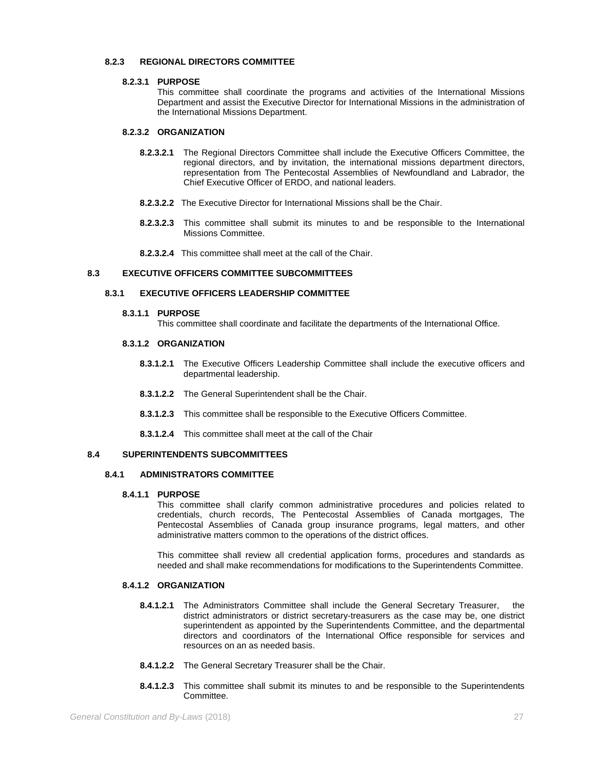### 8.2.3 REGIONAL DIRECTORS COMMITTEE

#### 8.2.3.1 PURPOSE

This committee shall coordinate the programs and activities of the International Missions Department and assist the Executive Director for International Missions in the administration of the International Missions Department.

#### 8.2.3.2 ORGANIZATION

**8.2.3.2.1** The Regional Directors Committee shall include the Executive Officers Committee, the regional directors, and by invitation, the international missions department directors, representation from The Pentecostal Assemblies of Newfoundland and Labrador, the Chief Executive Officer of ERDO, and national leaders.

**8.2.3.2.2** The Executive Director for International Missions shall be the Chair.

**8.2.3.2.3** This committee shall submit its minutes to and be responsible to the International Missions Committee.

**8.2.3.2.4** This committee shall meet at the call of the Chair.

## 8.3 EXECUTIVE OFFICERS COMMITTEE SUBCOMMITTEES

### 8.3.1 EXECUTIVE OFFICERS LEADERSHIP COMMITTEE

#### 8.3.1.1 PURPOSE

This committee shall coordinate and facilitate the departments of the International Office.

#### 8.3.1.2 ORGANIZATION

**8.3.1.2.1** The Executive Officers Leadership Committee shall include the executive officers and departmental leadership.

**8.3.1.2.2** The General Superintendent shall be the Chair.

**8.3.1.2.3** This committee shall be responsible to the Executive Officers Committee.

**8.3.1.2.4** This committee shall meet at the call of the Chair

## 8.4 SUPERINTENDENTS SUBCOMMITTEES

### 8.4.1 ADMINISTRATORS COMMITTEE

#### 8.4.1.1 PURPOSE

This committee shall clarify common administrative procedures and policies related to credentials, church records, The Pentecostal Assemblies of Canada mortgages, The Pentecostal Assemblies of Canada group insurance programs, legal matters, and other administrative matters common to the operations of the district offices.

This committee shall review all credential application forms, procedures and standards as needed and shall make recommendations for modifications to the Superintendents Committee.

#### 8.4.1.2 ORGANIZATION

**8.4.1.2.1** The Administrators Committee shall include the General Secretary Treasurer, the district administrators or district secretary-treasurers as the case may be, one district superintendent as appointed by the Superintendents Committee, and the departmental directors and coordinators of the International Office responsible for services and resources on an as needed basis.

**8.4.1.2.2** The General Secretary Treasurer shall be the Chair.

**8.4.1.2.3** This committee shall submit its minutes to and be responsible to the Superintendents Committee.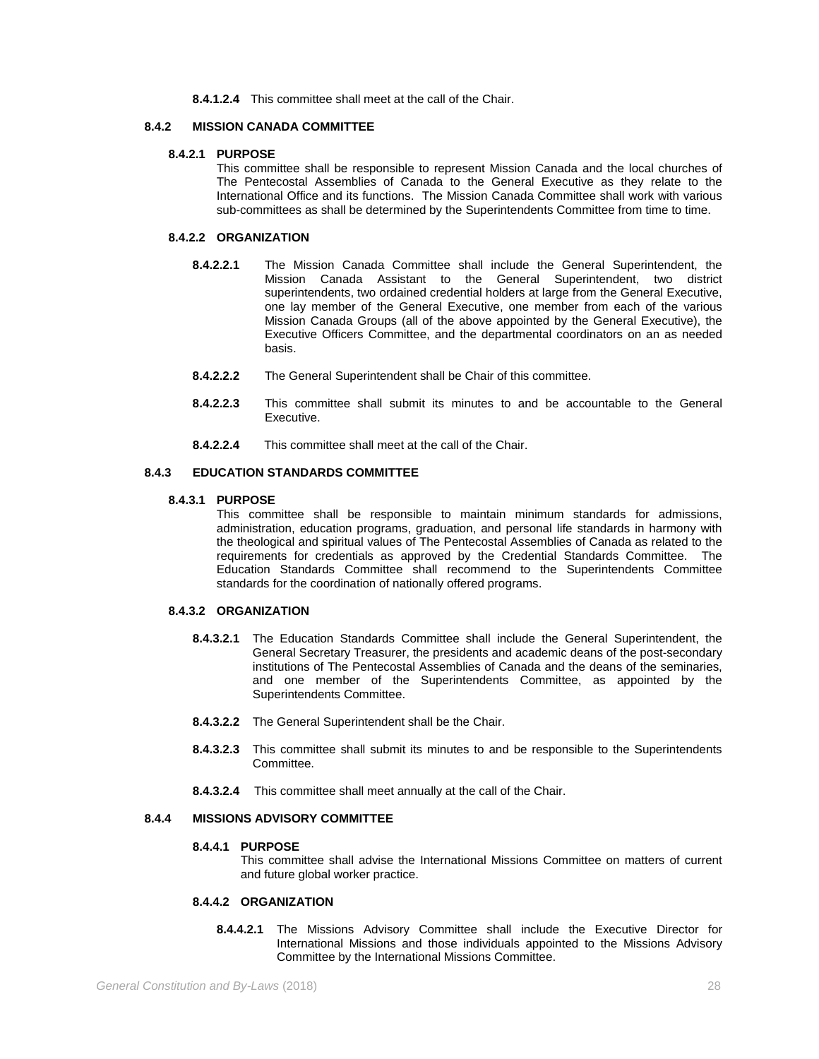**8.4.1.2.4** This committee shall meet at the call of the Chair.

### 8.4.2 MISSION CANADA COMMITTEE

#### 8.4.2.1 PURPOSE

This committee shall be responsible to represent Mission Canada and the local churches of The Pentecostal Assemblies of Canada to the General Executive as they relate to the International Office and its functions. The Mission Canada Committee shall work with various sub-committees as shall be determined by the Superintendents Committee from time to time.

#### 8.4.2.2 ORGANIZATION

**8.4.2.2.1** The Mission Canada Committee shall include the General Superintendent, the Mission Canada Assistant to the General Superintendent, two district superintendents, two ordained credential holders at large from the General Executive, one lay member of the General Executive, one member from each of the various Mission Canada Groups (all of the above appointed by the General Executive), the Executive Officers Committee, and the departmental coordinators on an as needed basis.

**8.4.2.2.2** The General Superintendent shall be Chair of this committee.

**8.4.2.2.3** This committee shall submit its minutes to and be accountable to the General Executive.

**8.4.2.2.4** This committee shall meet at the call of the Chair.

### 8.4.3 EDUCATION STANDARDS COMMITTEE

#### 8.4.3.1 PURPOSE

This committee shall be responsible to maintain minimum standards for admissions, administration, education programs, graduation, and personal life standards in harmony with the theological and spiritual values of The Pentecostal Assemblies of Canada as related to the requirements for credentials as approved by the Credential Standards Committee. The Education Standards Committee shall recommend to the Superintendents Committee standards for the coordination of nationally offered programs.

#### 8.4.3.2 ORGANIZATION

**8.4.3.2.1** The Education Standards Committee shall include the General Superintendent, the General Secretary Treasurer, the presidents and academic deans of the post-secondary institutions of The Pentecostal Assemblies of Canada and the deans of the seminaries, and one member of the Superintendents Committee, as appointed by the Superintendents Committee.

**8.4.3.2.2** The General Superintendent shall be the Chair.

**8.4.3.2.3** This committee shall submit its minutes to and be responsible to the Superintendents Committee.

**8.4.3.2.4** This committee shall meet annually at the call of the Chair.

### 8.4.4 MISSIONS ADVISORY COMMITTEE

#### 8.4.4.1 PURPOSE

This committee shall advise the International Missions Committee on matters of current and future global worker practice.

#### 8.4.4.2 ORGANIZATION

**8.4.4.2.1** The Missions Advisory Committee shall include the Executive Director for International Missions and those individuals appointed to the Missions Advisory Committee by the International Missions Committee.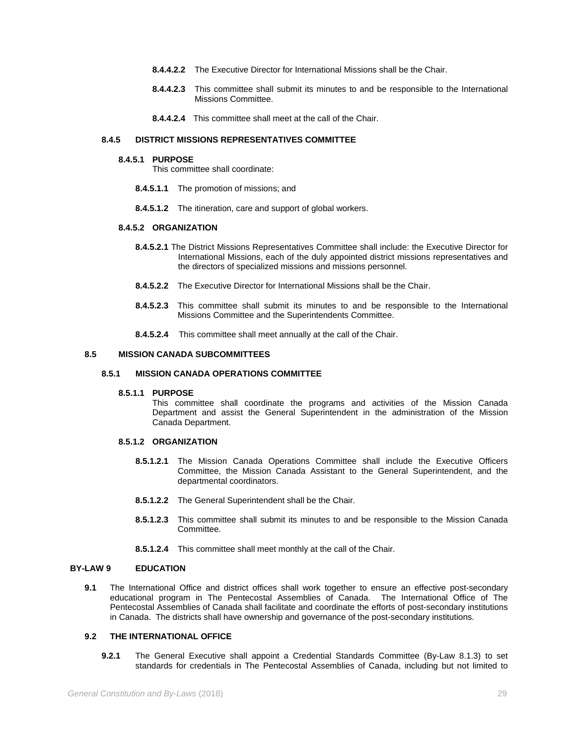**8.4.4.2.2** The Executive Director for International Missions shall be the Chair.

**8.4.4.2.3** This committee shall submit its minutes to and be responsible to the International Missions Committee.

**8.4.4.2.4** This committee shall meet at the call of the Chair.

### 8.4.5 DISTRICT MISSIONS REPRESENTATIVES COMMITTEE

#### 8.4.5.1 PURPOSE

This committee shall coordinate:

**8.4.5.1.1** The promotion of missions; and

**8.4.5.1.2** The itineration, care and support of global workers.

#### 8.4.5.2 ORGANIZATION

**8.4.5.2.1** The District Missions Representatives Committee shall include: the Executive Director for International Missions, each of the duly appointed district missions representatives and the directors of specialized missions and missions personnel.

**8.4.5.2.2** The Executive Director for International Missions shall be the Chair.

**8.4.5.2.3** This committee shall submit its minutes to and be responsible to the International Missions Committee and the Superintendents Committee.

**8.4.5.2.4** This committee shall meet annually at the call of the Chair.

## 8.5 MISSION CANADA SUBCOMMITTEES

### 8.5.1 MISSION CANADA OPERATIONS COMMITTEE

#### 8.5.1.1 PURPOSE

This committee shall coordinate the programs and activities of the Mission Canada Department and assist the General Superintendent in the administration of the Mission Canada Department.

#### 8.5.1.2 ORGANIZATION

**8.5.1.2.1** The Mission Canada Operations Committee shall include the Executive Officers Committee, the Mission Canada Assistant to the General Superintendent, and the departmental coordinators.

**8.5.1.2.2** The General Superintendent shall be the Chair.

**8.5.1.2.3** This committee shall submit its minutes to and be responsible to the Mission Canada Committee.

**8.5.1.2.4** This committee shall meet monthly at the call of the Chair.

# BY-LAW 9 EDUCATION

**9.1** The International Office and district offices shall work together to ensure an effective post-secondary educational program in The Pentecostal Assemblies of Canada. The International Office of The Pentecostal Assemblies of Canada shall facilitate and coordinate the efforts of post-secondary institutions in Canada. The districts shall have ownership and governance of the post-secondary institutions.

## 9.2 THE INTERNATIONAL OFFICE

**9.2.1** The General Executive shall appoint a Credential Standards Committee (By-Law 8.1.3) to set standards for credentials in The Pentecostal Assemblies of Canada, including but not limited to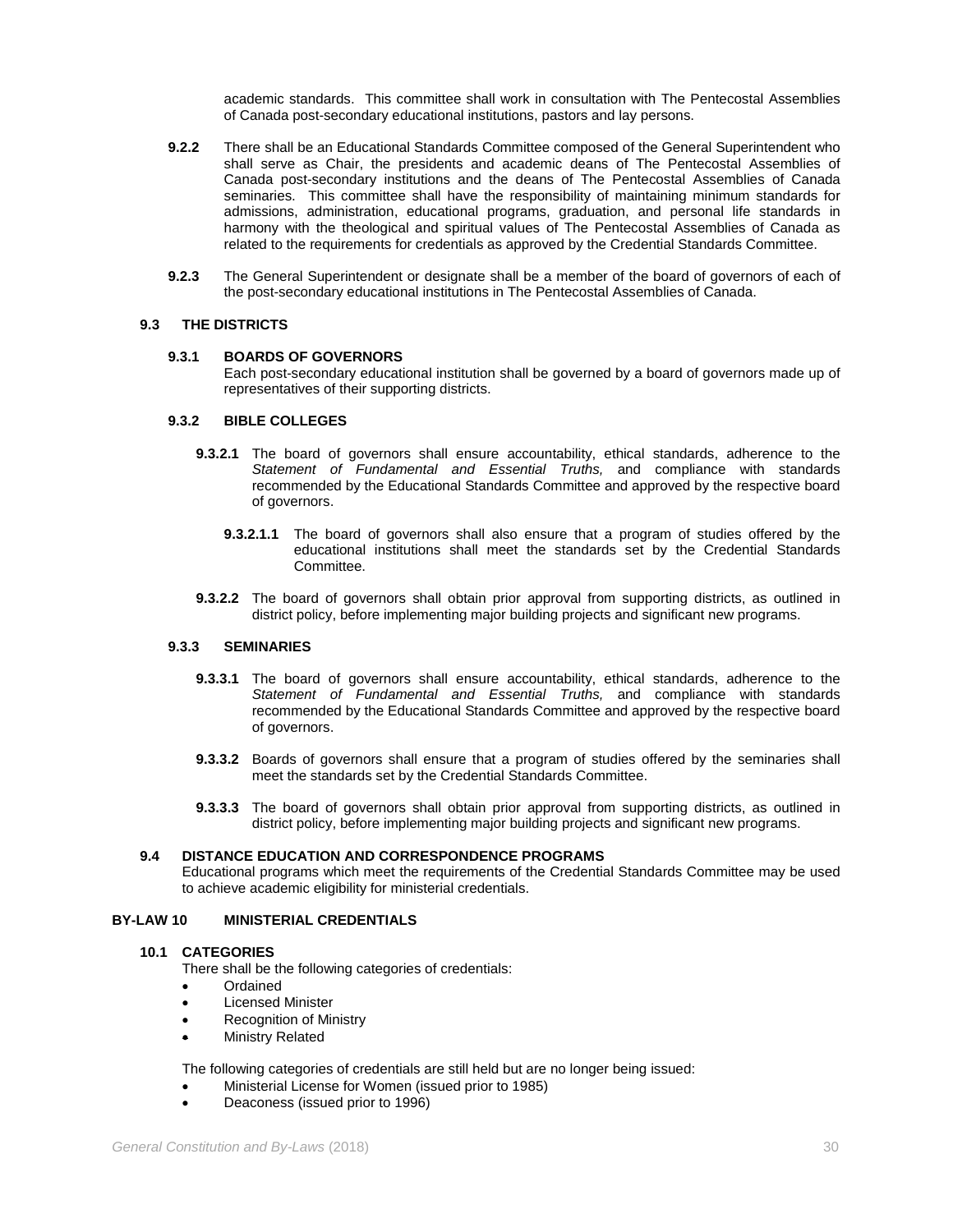academic standards. This committee shall work in consultation with The Pentecostal Assemblies of Canada post-secondary educational institutions, pastors and lay persons.

**9.2.2** There shall be an Educational Standards Committee composed of the General Superintendent who shall serve as Chair, the presidents and academic deans of The Pentecostal Assemblies of Canada post-secondary institutions and the deans of The Pentecostal Assemblies of Canada seminaries. This committee shall have the responsibility of maintaining minimum standards for admissions, administration, educational programs, graduation, and personal life standards in harmony with the theological and spiritual values of The Pentecostal Assemblies of Canada as related to the requirements for credentials as approved by the Credential Standards Committee.

**9.2.3** The General Superintendent or designate shall be a member of the board of governors of each of the post-secondary educational institutions in The Pentecostal Assemblies of Canada.

### 9.3 THE DISTRICTS

#### 9.3.1 BOARDS OF GOVERNORS

Each post-secondary educational institution shall be governed by a board of governors made up of representatives of their supporting districts.

#### 9.3.2 BIBLE COLLEGES

**9.3.2.1** The board of governors shall ensure accountability, ethical standards, adherence to the *Statement of Fundamental and Essential Truths,* and compliance with standards recommended by the Educational Standards Committee and approved by the respective board of governors.

**9.3.2.1.1** The board of governors shall also ensure that a program of studies offered by the educational institutions shall meet the standards set by the Credential Standards Committee.

**9.3.2.2** The board of governors shall obtain prior approval from supporting districts, as outlined in district policy, before implementing major building projects and significant new programs.

#### 9.3.3 SEMINARIES

**9.3.3.1** The board of governors shall ensure accountability, ethical standards, adherence to the *Statement of Fundamental and Essential Truths,* and compliance with standards recommended by the Educational Standards Committee and approved by the respective board of governors.

**9.3.3.2** Boards of governors shall ensure that a program of studies offered by the seminaries shall meet the standards set by the Credential Standards Committee.

**9.3.3.3** The board of governors shall obtain prior approval from supporting districts, as outlined in district policy, before implementing major building projects and significant new programs.

### 9.4 DISTANCE EDUCATION AND CORRESPONDENCE PROGRAMS

Educational programs which meet the requirements of the Credential Standards Committee may be used to achieve academic eligibility for ministerial credentials.

## BY-LAW 10 MINISTERIAL CREDENTIALS

### 10.1 CATEGORIES

There shall be the following categories of credentials:

- Ordained
- Licensed Minister
- Recognition of Ministry
- Ministry Related

The following categories of credentials are still held but are no longer being issued:

- Ministerial License for Women (issued prior to 1985)
- Deaconess (issued prior to 1996)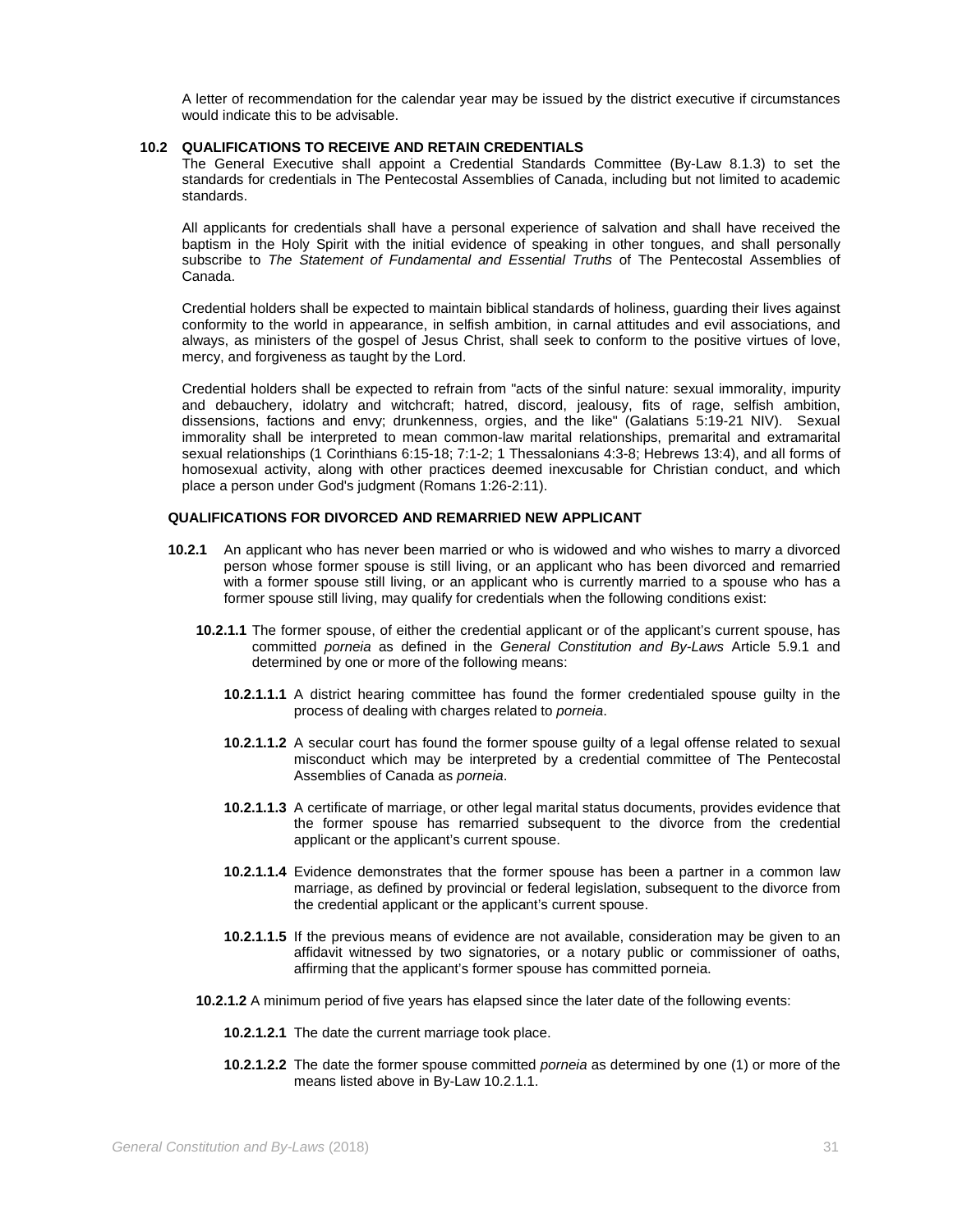A letter of recommendation for the calendar year may be issued by the district executive if circumstances would indicate this to be advisable.

### 10.2 QUALIFICATIONS TO RECEIVE AND RETAIN CREDENTIALS

The General Executive shall appoint a Credential Standards Committee (By-Law 8.1.3) to set the standards for credentials in The Pentecostal Assemblies of Canada, including but not limited to academic standards.

All applicants for credentials shall have a personal experience of salvation and shall have received the baptism in the Holy Spirit with the initial evidence of speaking in other tongues, and shall personally subscribe to *The Statement of Fundamental and Essential Truths* of The Pentecostal Assemblies of Canada.

Credential holders shall be expected to maintain biblical standards of holiness, guarding their lives against conformity to the world in appearance, in selfish ambition, in carnal attitudes and evil associations, and always, as ministers of the gospel of Jesus Christ, shall seek to conform to the positive virtues of love, mercy, and forgiveness as taught by the Lord.

Credential holders shall be expected to refrain from "acts of the sinful nature: sexual immorality, impurity and debauchery, idolatry and witchcraft; hatred, discord, jealousy, fits of rage, selfish ambition, dissensions, factions and envy; drunkenness, orgies, and the like" (Galatians 5:19-21 NIV). Sexual immorality shall be interpreted to mean common-law marital relationships, premarital and extramarital sexual relationships (1 Corinthians 6:15-18; 7:1-2; 1 Thessalonians 4:3-8; Hebrews 13:4), and all forms of homosexual activity, along with other practices deemed inexcusable for Christian conduct, and which place a person under God's judgment (Romans 1:26-2:11).

#### QUALIFICATIONS FOR DIVORCED AND REMARRIED NEW APPLICANT

**10.2.1** An applicant who has never been married or who is widowed and who wishes to marry a divorced person whose former spouse is still living, or an applicant who has been divorced and remarried with a former spouse still living, or an applicant who is currently married to a spouse who has a former spouse still living, may qualify for credentials when the following conditions exist:

**10.2.1.1** The former spouse, of either the credential applicant or of the applicant's current spouse, has committed *porneia* as defined in the *General Constitution and By-Laws* Article 5.9.1 and determined by one or more of the following means:

**10.2.1.1.1** A district hearing committee has found the former credentialed spouse guilty in the process of dealing with charges related to *porneia*.

**10.2.1.1.2** A secular court has found the former spouse guilty of a legal offense related to sexual misconduct which may be interpreted by a credential committee of The Pentecostal Assemblies of Canada as *porneia*.

**10.2.1.1.3** A certificate of marriage, or other legal marital status documents, provides evidence that the former spouse has remarried subsequent to the divorce from the credential applicant or the applicant's current spouse.

**10.2.1.1.4** Evidence demonstrates that the former spouse has been a partner in a common law marriage, as defined by provincial or federal legislation, subsequent to the divorce from the credential applicant or the applicant's current spouse.

**10.2.1.1.5** If the previous means of evidence are not available, consideration may be given to an affidavit witnessed by two signatories, or a notary public or commissioner of oaths, affirming that the applicant's former spouse has committed porneia.

**10.2.1.2** A minimum period of five years has elapsed since the later date of the following events:

**10.2.1.2.1** The date the current marriage took place.

**10.2.1.2.2** The date the former spouse committed *porneia* as determined by one (1) or more of the means listed above in By-Law 10.2.1.1.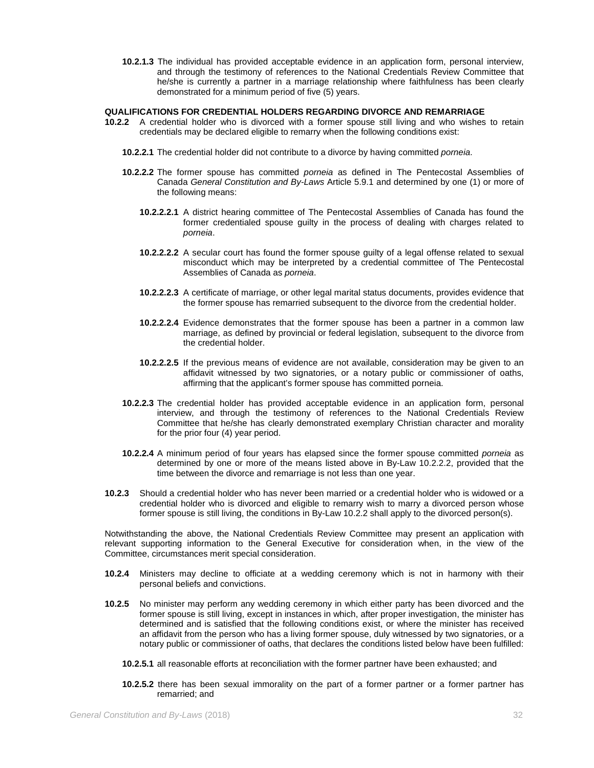**10.2.1.3** The individual has provided acceptable evidence in an application form, personal interview, and through the testimony of references to the National Credentials Review Committee that he/she is currently a partner in a marriage relationship where faithfulness has been clearly demonstrated for a minimum period of five (5) years.

**QUALIFICATIONS FOR CREDENTIAL HOLDERS REGARDING DIVORCE AND REMARRIAGE**

**10.2.2** A credential holder who is divorced with a former spouse still living and who wishes to retain credentials may be declared eligible to remarry when the following conditions exist:

**10.2.2.1** The credential holder did not contribute to a divorce by having committed *porneia*.

**10.2.2.2** The former spouse has committed *porneia* as defined in The Pentecostal Assemblies of Canada *General Constitution and By-Laws* Article 5.9.1 and determined by one (1) or more of the following means:

**10.2.2.2.1** A district hearing committee of The Pentecostal Assemblies of Canada has found the former credentialed spouse guilty in the process of dealing with charges related to *porneia*.

**10.2.2.2.2** A secular court has found the former spouse guilty of a legal offense related to sexual misconduct which may be interpreted by a credential committee of The Pentecostal Assemblies of Canada as *porneia*.

**10.2.2.2.3** A certificate of marriage, or other legal marital status documents, provides evidence that the former spouse has remarried subsequent to the divorce from the credential holder.

**10.2.2.2.4** Evidence demonstrates that the former spouse has been a partner in a common law marriage, as defined by provincial or federal legislation, subsequent to the divorce from the credential holder.

**10.2.2.2.5** If the previous means of evidence are not available, consideration may be given to an affidavit witnessed by two signatories, or a notary public or commissioner of oaths, affirming that the applicant's former spouse has committed porneia.

**10.2.2.3** The credential holder has provided acceptable evidence in an application form, personal interview, and through the testimony of references to the National Credentials Review Committee that he/she has clearly demonstrated exemplary Christian character and morality for the prior four (4) year period.

**10.2.2.4** A minimum period of four years has elapsed since the former spouse committed *porneia* as determined by one or more of the means listed above in By-Law 10.2.2.2, provided that the time between the divorce and remarriage is not less than one year.

**10.2.3** Should a credential holder who has never been married or a credential holder who is widowed or a credential holder who is divorced and eligible to remarry wish to marry a divorced person whose former spouse is still living, the conditions in By-Law 10.2.2 shall apply to the divorced person(s).

Notwithstanding the above, the National Credentials Review Committee may present an application with relevant supporting information to the General Executive for consideration when, in the view of the Committee, circumstances merit special consideration.

**10.2.4** Ministers may decline to officiate at a wedding ceremony which is not in harmony with their personal beliefs and convictions.

**10.2.5** No minister may perform any wedding ceremony in which either party has been divorced and the former spouse is still living, except in instances in which, after proper investigation, the minister has determined and is satisfied that the following conditions exist, or where the minister has received an affidavit from the person who has a living former spouse, duly witnessed by two signatories, or a notary public or commissioner of oaths, that declares the conditions listed below have been fulfilled:

**10.2.5.1** all reasonable efforts at reconciliation with the former partner have been exhausted; and

**10.2.5.2** there has been sexual immorality on the part of a former partner or a former partner has remarried; and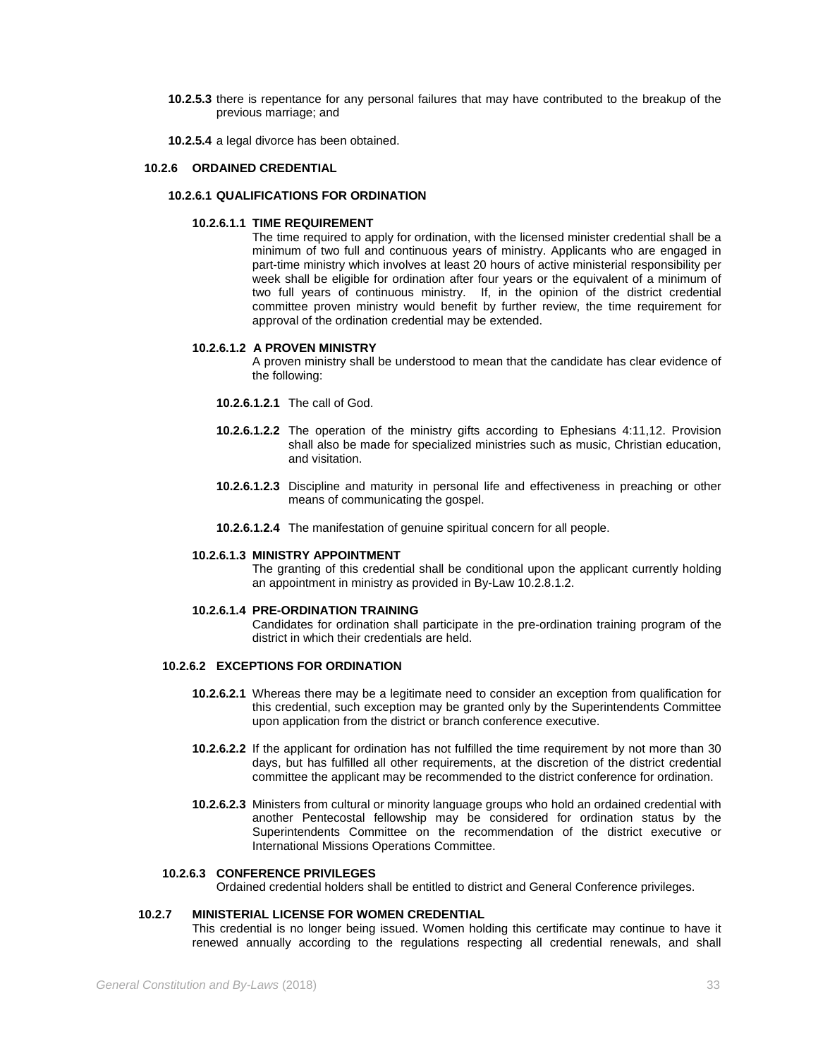**10.2.5.3** there is repentance for any personal failures that may have contributed to the breakup of the previous marriage; and

**10.2.5.4** a legal divorce has been obtained.

### 10.2.6 ORDAINED CREDENTIAL

#### 10.2.6.1 QUALIFICATIONS FOR ORDINATION

**10.2.6.1.1 TIME REQUIREMENT**

The time required to apply for ordination, with the licensed minister credential shall be a minimum of two full and continuous years of ministry. Applicants who are engaged in part-time ministry which involves at least 20 hours of active ministerial responsibility per week shall be eligible for ordination after four years or the equivalent of a minimum of two full years of continuous ministry. If, in the opinion of the district credential committee proven ministry would benefit by further review, the time requirement for approval of the ordination credential may be extended.

**10.2.6.1.2 A PROVEN MINISTRY**

A proven ministry shall be understood to mean that the candidate has clear evidence of the following:

**10.2.6.1.2.1** The call of God.

**10.2.6.1.2.2** The operation of the ministry gifts according to Ephesians 4:11,12. Provision shall also be made for specialized ministries such as music, Christian education, and visitation.

**10.2.6.1.2.3** Discipline and maturity in personal life and effectiveness in preaching or other means of communicating the gospel.

**10.2.6.1.2.4** The manifestation of genuine spiritual concern for all people.

**10.2.6.1.3 MINISTRY APPOINTMENT**

The granting of this credential shall be conditional upon the applicant currently holding an appointment in ministry as provided in By-Law 10.2.8.1.2.

**10.2.6.1.4 PRE-ORDINATION TRAINING**

Candidates for ordination shall participate in the pre-ordination training program of the district in which their credentials are held.

#### 10.2.6.2 EXCEPTIONS FOR ORDINATION

**10.2.6.2.1** Whereas there may be a legitimate need to consider an exception from qualification for this credential, such exception may be granted only by the Superintendents Committee upon application from the district or branch conference executive.

**10.2.6.2.2** If the applicant for ordination has not fulfilled the time requirement by not more than 30 days, but has fulfilled all other requirements, at the discretion of the district credential committee the applicant may be recommended to the district conference for ordination.

**10.2.6.2.3** Ministers from cultural or minority language groups who hold an ordained credential with another Pentecostal fellowship may be considered for ordination status by the Superintendents Committee on the recommendation of the district executive or International Missions Operations Committee.

#### 10.2.6.3 CONFERENCE PRIVILEGES

Ordained credential holders shall be entitled to district and General Conference privileges.

### 10.2.7 MINISTERIAL LICENSE FOR WOMEN CREDENTIAL

This credential is no longer being issued. Women holding this certificate may continue to have it renewed annually according to the regulations respecting all credential renewals, and shall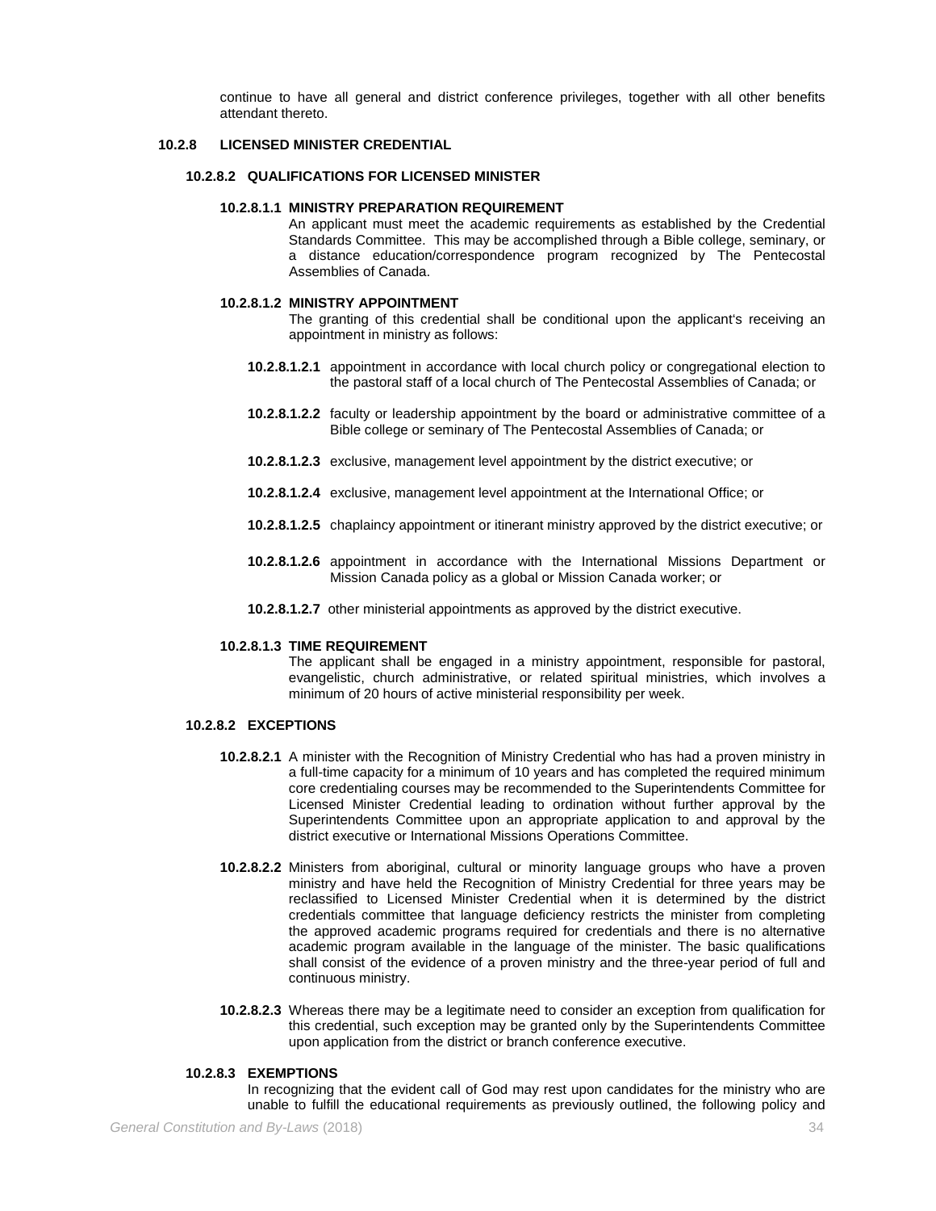continue to have all general and district conference privileges, together with all other benefits attendant thereto.

### 10.2.8 LICENSED MINISTER CREDENTIAL

#### 10.2.8.2 QUALIFICATIONS FOR LICENSED MINISTER

##### 10.2.8.1.1 MINISTRY PREPARATION REQUIREMENT

An applicant must meet the academic requirements as established by the Credential Standards Committee. This may be accomplished through a Bible college, seminary, or a distance education/correspondence program recognized by The Pentecostal Assemblies of Canada.

##### 10.2.8.1.2 MINISTRY APPOINTMENT

The granting of this credential shall be conditional upon the applicant's receiving an appointment in ministry as follows:

**10.2.8.1.2.1** appointment in accordance with local church policy or congregational election to the pastoral staff of a local church of The Pentecostal Assemblies of Canada; or

**10.2.8.1.2.2** faculty or leadership appointment by the board or administrative committee of a Bible college or seminary of The Pentecostal Assemblies of Canada; or

**10.2.8.1.2.3** exclusive, management level appointment by the district executive; or

**10.2.8.1.2.4** exclusive, management level appointment at the International Office; or

**10.2.8.1.2.5** chaplaincy appointment or itinerant ministry approved by the district executive; or

**10.2.8.1.2.6** appointment in accordance with the International Missions Department or Mission Canada policy as a global or Mission Canada worker; or

**10.2.8.1.2.7** other ministerial appointments as approved by the district executive.

##### 10.2.8.1.3 TIME REQUIREMENT

The applicant shall be engaged in a ministry appointment, responsible for pastoral, evangelistic, church administrative, or related spiritual ministries, which involves a minimum of 20 hours of active ministerial responsibility per week.

#### 10.2.8.2 EXCEPTIONS

**10.2.8.2.1** A minister with the Recognition of Ministry Credential who has had a proven ministry in a full-time capacity for a minimum of 10 years and has completed the required minimum core credentialing courses may be recommended to the Superintendents Committee for Licensed Minister Credential leading to ordination without further approval by the Superintendents Committee upon an appropriate application to and approval by the district executive or International Missions Operations Committee.

**10.2.8.2.2** Ministers from aboriginal, cultural or minority language groups who have a proven ministry and have held the Recognition of Ministry Credential for three years may be reclassified to Licensed Minister Credential when it is determined by the district credentials committee that language deficiency restricts the minister from completing the approved academic programs required for credentials and there is no alternative academic program available in the language of the minister. The basic qualifications shall consist of the evidence of a proven ministry and the three-year period of full and continuous ministry.

**10.2.8.2.3** Whereas there may be a legitimate need to consider an exception from qualification for this credential, such exception may be granted only by the Superintendents Committee upon application from the district or branch conference executive.

#### 10.2.8.3 EXEMPTIONS

In recognizing that the evident call of God may rest upon candidates for the ministry who are unable to fulfill the educational requirements as previously outlined, the following policy and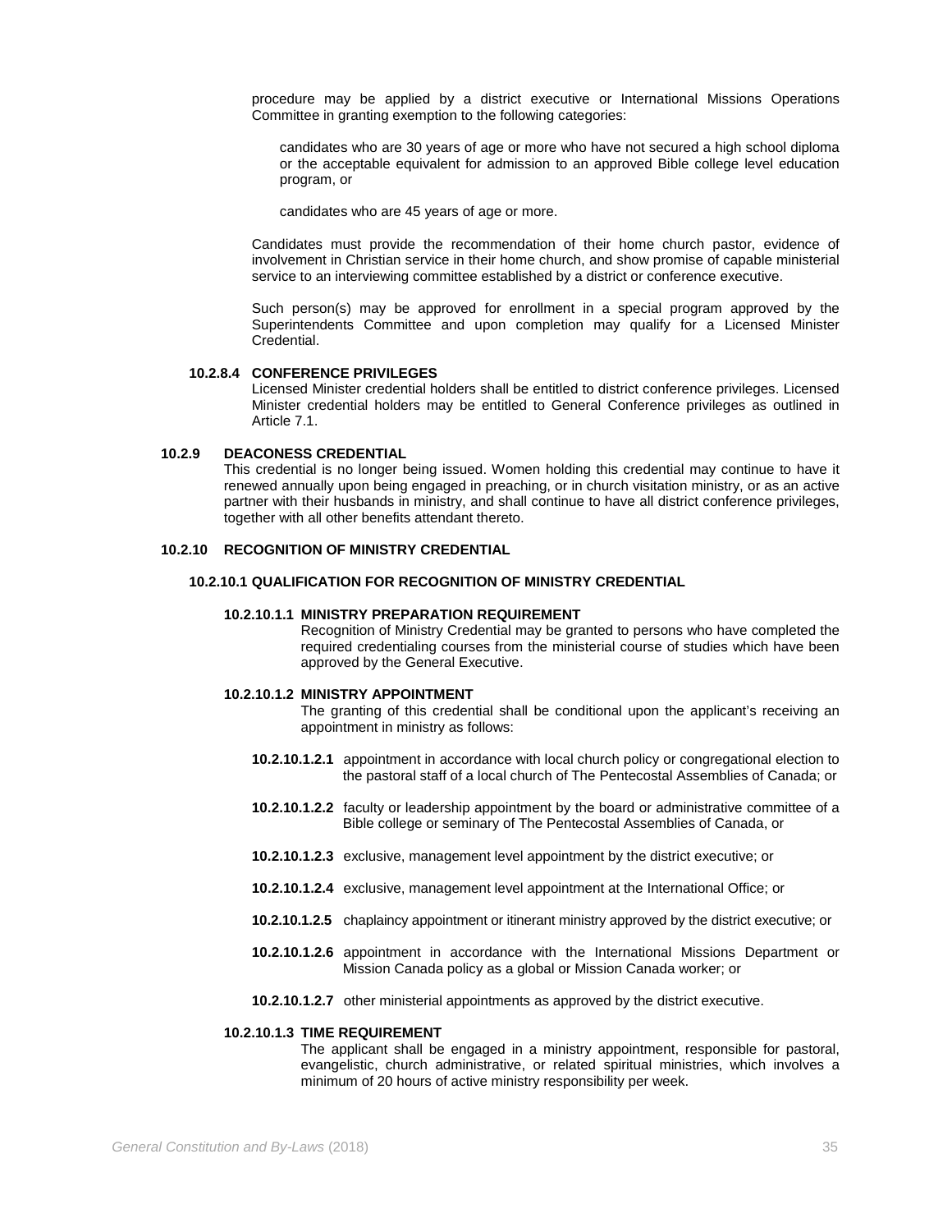procedure may be applied by a district executive or International Missions Operations Committee in granting exemption to the following categories:

candidates who are 30 years of age or more who have not secured a high school diploma or the acceptable equivalent for admission to an approved Bible college level education program, or

candidates who are 45 years of age or more.

Candidates must provide the recommendation of their home church pastor, evidence of involvement in Christian service in their home church, and show promise of capable ministerial service to an interviewing committee established by a district or conference executive.

Such person(s) may be approved for enrollment in a special program approved by the Superintendents Committee and upon completion may qualify for a Licensed Minister Credential.

#### 10.2.8.4 CONFERENCE PRIVILEGES

Licensed Minister credential holders shall be entitled to district conference privileges. Licensed Minister credential holders may be entitled to General Conference privileges as outlined in Article 7.1.

### 10.2.9 DEACONESS CREDENTIAL

This credential is no longer being issued. Women holding this credential may continue to have it renewed annually upon being engaged in preaching, or in church visitation ministry, or as an active partner with their husbands in ministry, and shall continue to have all district conference privileges, together with all other benefits attendant thereto.

### 10.2.10 RECOGNITION OF MINISTRY CREDENTIAL

#### 10.2.10.1 QUALIFICATION FOR RECOGNITION OF MINISTRY CREDENTIAL

##### 10.2.10.1.1 MINISTRY PREPARATION REQUIREMENT

Recognition of Ministry Credential may be granted to persons who have completed the required credentialing courses from the ministerial course of studies which have been approved by the General Executive.

##### 10.2.10.1.2 MINISTRY APPOINTMENT

The granting of this credential shall be conditional upon the applicant's receiving an appointment in ministry as follows:

**10.2.10.1.2.1** appointment in accordance with local church policy or congregational election to the pastoral staff of a local church of The Pentecostal Assemblies of Canada; or

**10.2.10.1.2.2** faculty or leadership appointment by the board or administrative committee of a Bible college or seminary of The Pentecostal Assemblies of Canada, or

**10.2.10.1.2.3** exclusive, management level appointment by the district executive; or

**10.2.10.1.2.4** exclusive, management level appointment at the International Office; or

**10.2.10.1.2.5** chaplaincy appointment or itinerant ministry approved by the district executive; or

**10.2.10.1.2.6** appointment in accordance with the International Missions Department or Mission Canada policy as a global or Mission Canada worker; or

**10.2.10.1.2.7** other ministerial appointments as approved by the district executive.

##### 10.2.10.1.3 TIME REQUIREMENT

The applicant shall be engaged in a ministry appointment, responsible for pastoral, evangelistic, church administrative, or related spiritual ministries, which involves a minimum of 20 hours of active ministry responsibility per week.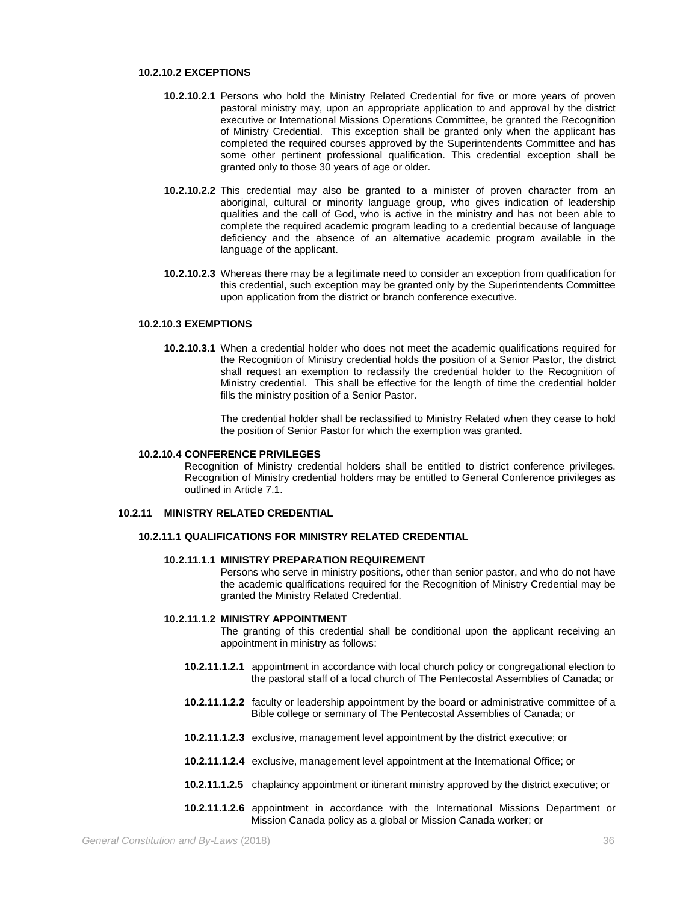#### 10.2.10.2 EXCEPTIONS

**10.2.10.2.1** Persons who hold the Ministry Related Credential for five or more years of proven pastoral ministry may, upon an appropriate application to and approval by the district executive or International Missions Operations Committee, be granted the Recognition of Ministry Credential. This exception shall be granted only when the applicant has completed the required courses approved by the Superintendents Committee and has some other pertinent professional qualification. This credential exception shall be granted only to those 30 years of age or older.

**10.2.10.2.2** This credential may also be granted to a minister of proven character from an aboriginal, cultural or minority language group, who gives indication of leadership qualities and the call of God, who is active in the ministry and has not been able to complete the required academic program leading to a credential because of language deficiency and the absence of an alternative academic program available in the language of the applicant.

**10.2.10.2.3** Whereas there may be a legitimate need to consider an exception from qualification for this credential, such exception may be granted only by the Superintendents Committee upon application from the district or branch conference executive.

#### 10.2.10.3 EXEMPTIONS

**10.2.10.3.1** When a credential holder who does not meet the academic qualifications required for the Recognition of Ministry credential holds the position of a Senior Pastor, the district shall request an exemption to reclassify the credential holder to the Recognition of Ministry credential. This shall be effective for the length of time the credential holder fills the ministry position of a Senior Pastor.

The credential holder shall be reclassified to Ministry Related when they cease to hold the position of Senior Pastor for which the exemption was granted.

#### 10.2.10.4 CONFERENCE PRIVILEGES

Recognition of Ministry credential holders shall be entitled to district conference privileges. Recognition of Ministry credential holders may be entitled to General Conference privileges as outlined in Article 7.1.

### 10.2.11 MINISTRY RELATED CREDENTIAL

#### 10.2.11.1 QUALIFICATIONS FOR MINISTRY RELATED CREDENTIAL

##### 10.2.11.1.1 MINISTRY PREPARATION REQUIREMENT

Persons who serve in ministry positions, other than senior pastor, and who do not have the academic qualifications required for the Recognition of Ministry Credential may be granted the Ministry Related Credential.

##### 10.2.11.1.2 MINISTRY APPOINTMENT

The granting of this credential shall be conditional upon the applicant receiving an appointment in ministry as follows:

**10.2.11.1.2.1** appointment in accordance with local church policy or congregational election to the pastoral staff of a local church of The Pentecostal Assemblies of Canada; or

**10.2.11.1.2.2** faculty or leadership appointment by the board or administrative committee of a Bible college or seminary of The Pentecostal Assemblies of Canada; or

**10.2.11.1.2.3** exclusive, management level appointment by the district executive; or

**10.2.11.1.2.4** exclusive, management level appointment at the International Office; or

**10.2.11.1.2.5** chaplaincy appointment or itinerant ministry approved by the district executive; or

**10.2.11.1.2.6** appointment in accordance with the International Missions Department or Mission Canada policy as a global or Mission Canada worker; or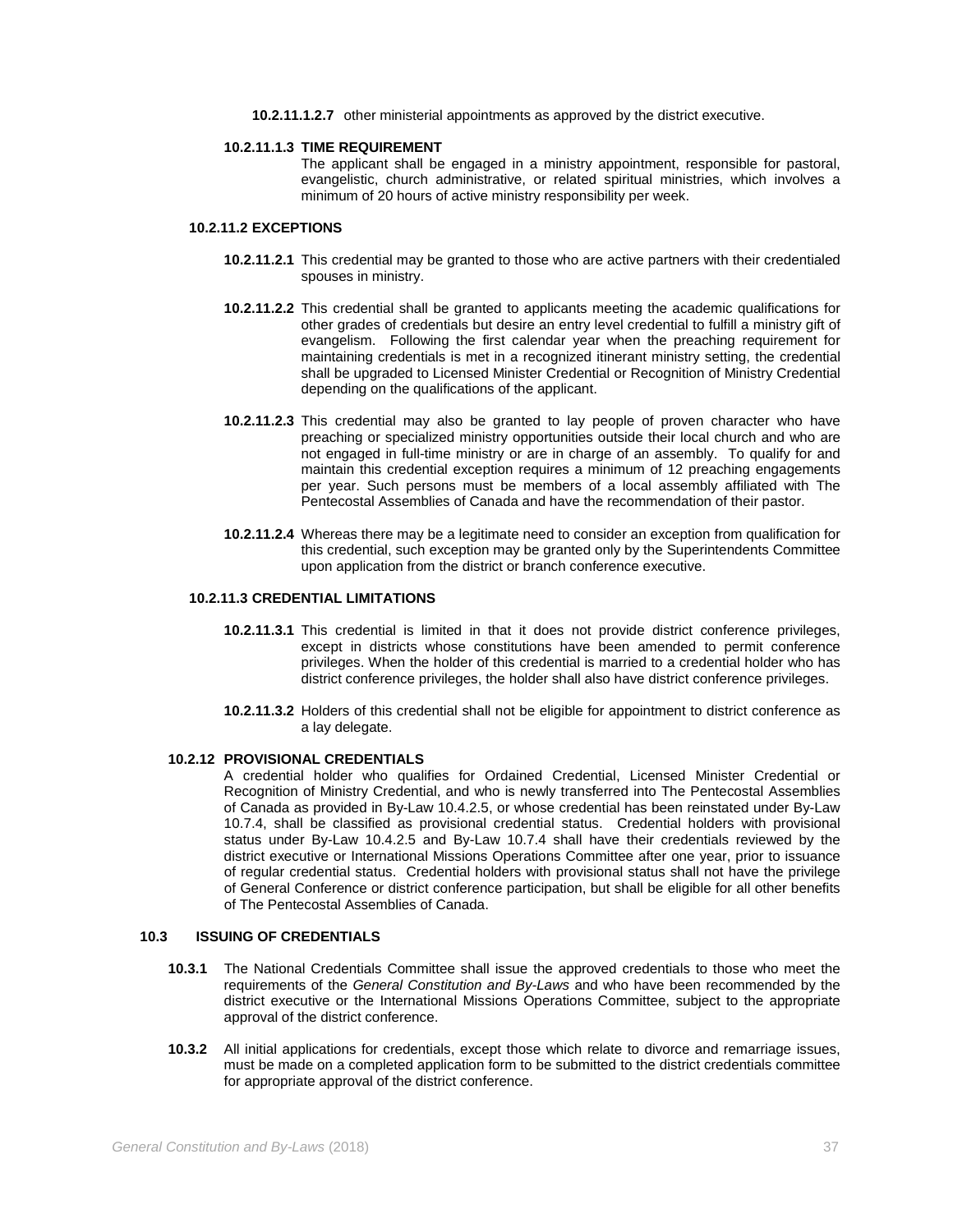**10.2.11.1.2.7** other ministerial appointments as approved by the district executive.

**10.2.11.1.3 TIME REQUIREMENT**

The applicant shall be engaged in a ministry appointment, responsible for pastoral, evangelistic, church administrative, or related spiritual ministries, which involves a minimum of 20 hours of active ministry responsibility per week.

**10.2.11.2 EXCEPTIONS**

**10.2.11.2.1** This credential may be granted to those who are active partners with their credentialed spouses in ministry.

**10.2.11.2.2** This credential shall be granted to applicants meeting the academic qualifications for other grades of credentials but desire an entry level credential to fulfill a ministry gift of evangelism. Following the first calendar year when the preaching requirement for maintaining credentials is met in a recognized itinerant ministry setting, the credential shall be upgraded to Licensed Minister Credential or Recognition of Ministry Credential depending on the qualifications of the applicant.

**10.2.11.2.3** This credential may also be granted to lay people of proven character who have preaching or specialized ministry opportunities outside their local church and who are not engaged in full-time ministry or are in charge of an assembly. To qualify for and maintain this credential exception requires a minimum of 12 preaching engagements per year. Such persons must be members of a local assembly affiliated with The Pentecostal Assemblies of Canada and have the recommendation of their pastor.

**10.2.11.2.4** Whereas there may be a legitimate need to consider an exception from qualification for this credential, such exception may be granted only by the Superintendents Committee upon application from the district or branch conference executive.

**10.2.11.3 CREDENTIAL LIMITATIONS**

**10.2.11.3.1** This credential is limited in that it does not provide district conference privileges, except in districts whose constitutions have been amended to permit conference privileges. When the holder of this credential is married to a credential holder who has district conference privileges, the holder shall also have district conference privileges.

**10.2.11.3.2** Holders of this credential shall not be eligible for appointment to district conference as a lay delegate.

**10.2.12 PROVISIONAL CREDENTIALS**

A credential holder who qualifies for Ordained Credential, Licensed Minister Credential or Recognition of Ministry Credential, and who is newly transferred into The Pentecostal Assemblies of Canada as provided in By-Law 10.4.2.5, or whose credential has been reinstated under By-Law 10.7.4, shall be classified as provisional credential status. Credential holders with provisional status under By-Law 10.4.2.5 and By-Law 10.7.4 shall have their credentials reviewed by the district executive or International Missions Operations Committee after one year, prior to issuance of regular credential status. Credential holders with provisional status shall not have the privilege of General Conference or district conference participation, but shall be eligible for all other benefits of The Pentecostal Assemblies of Canada.

**10.3 ISSUING OF CREDENTIALS**

**10.3.1** The National Credentials Committee shall issue the approved credentials to those who meet the requirements of the *General Constitution and By-Laws* and who have been recommended by the district executive or the International Missions Operations Committee, subject to the appropriate approval of the district conference.

**10.3.2** All initial applications for credentials, except those which relate to divorce and remarriage issues, must be made on a completed application form to be submitted to the district credentials committee for appropriate approval of the district conference.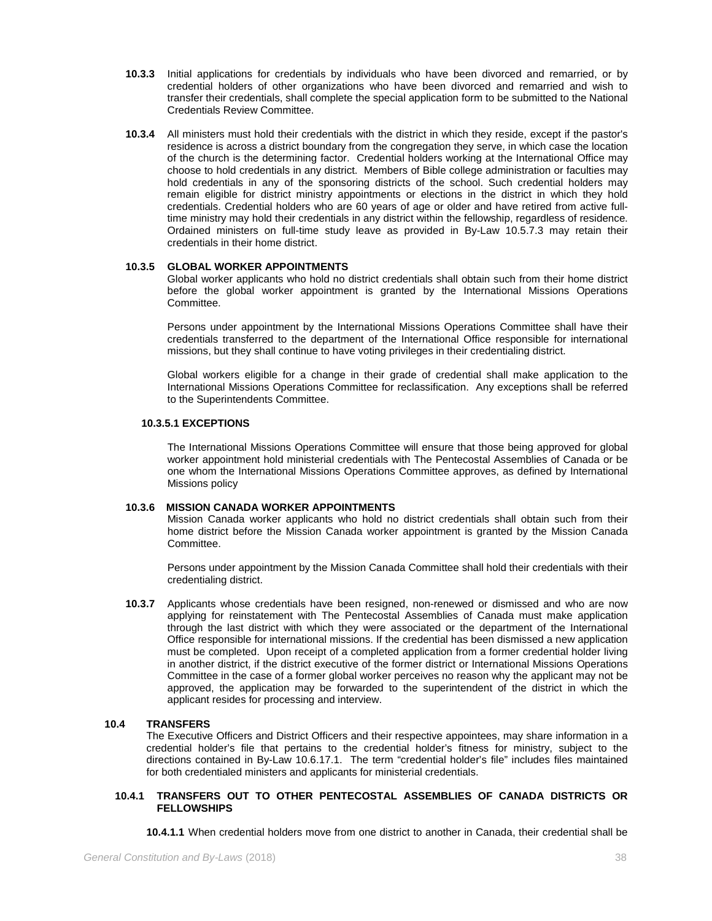**10.3.3** Initial applications for credentials by individuals who have been divorced and remarried, or by credential holders of other organizations who have been divorced and remarried and wish to transfer their credentials, shall complete the special application form to be submitted to the National Credentials Review Committee.

**10.3.4** All ministers must hold their credentials with the district in which they reside, except if the pastor's residence is across a district boundary from the congregation they serve, in which case the location of the church is the determining factor. Credential holders working at the International Office may choose to hold credentials in any district. Members of Bible college administration or faculties may hold credentials in any of the sponsoring districts of the school. Such credential holders may remain eligible for district ministry appointments or elections in the district in which they hold credentials. Credential holders who are 60 years of age or older and have retired from active full-time ministry may hold their credentials in any district within the fellowship, regardless of residence. Ordained ministers on full-time study leave as provided in By-Law 10.5.7.3 may retain their credentials in their home district.

**10.3.5 GLOBAL WORKER APPOINTMENTS**

Global worker applicants who hold no district credentials shall obtain such from their home district before the global worker appointment is granted by the International Missions Operations Committee.

Persons under appointment by the International Missions Operations Committee shall have their credentials transferred to the department of the International Office responsible for international missions, but they shall continue to have voting privileges in their credentialing district.

Global workers eligible for a change in their grade of credential shall make application to the International Missions Operations Committee for reclassification. Any exceptions shall be referred to the Superintendents Committee.

**10.3.5.1 EXCEPTIONS**

The International Missions Operations Committee will ensure that those being approved for global worker appointment hold ministerial credentials with The Pentecostal Assemblies of Canada or be one whom the International Missions Operations Committee approves, as defined by International Missions policy

**10.3.6 MISSION CANADA WORKER APPOINTMENTS**

Mission Canada worker applicants who hold no district credentials shall obtain such from their home district before the Mission Canada worker appointment is granted by the Mission Canada Committee.

Persons under appointment by the Mission Canada Committee shall hold their credentials with their credentialing district.

**10.3.7** Applicants whose credentials have been resigned, non-renewed or dismissed and who are now applying for reinstatement with The Pentecostal Assemblies of Canada must make application through the last district with which they were associated or the department of the International Office responsible for international missions. If the credential has been dismissed a new application must be completed. Upon receipt of a completed application from a former credential holder living in another district, if the district executive of the former district or International Missions Operations Committee in the case of a former global worker perceives no reason why the applicant may not be approved, the application may be forwarded to the superintendent of the district in which the applicant resides for processing and interview.

**10.4 TRANSFERS**

The Executive Officers and District Officers and their respective appointees, may share information in a credential holder's file that pertains to the credential holder's fitness for ministry, subject to the directions contained in By-Law 10.6.17.1. The term "credential holder's file" includes files maintained for both credentialed ministers and applicants for ministerial credentials.

**10.4.1 TRANSFERS OUT TO OTHER PENTECOSTAL ASSEMBLIES OF CANADA DISTRICTS OR FELLOWSHIPS**

**10.4.1.1** When credential holders move from one district to another in Canada, their credential shall be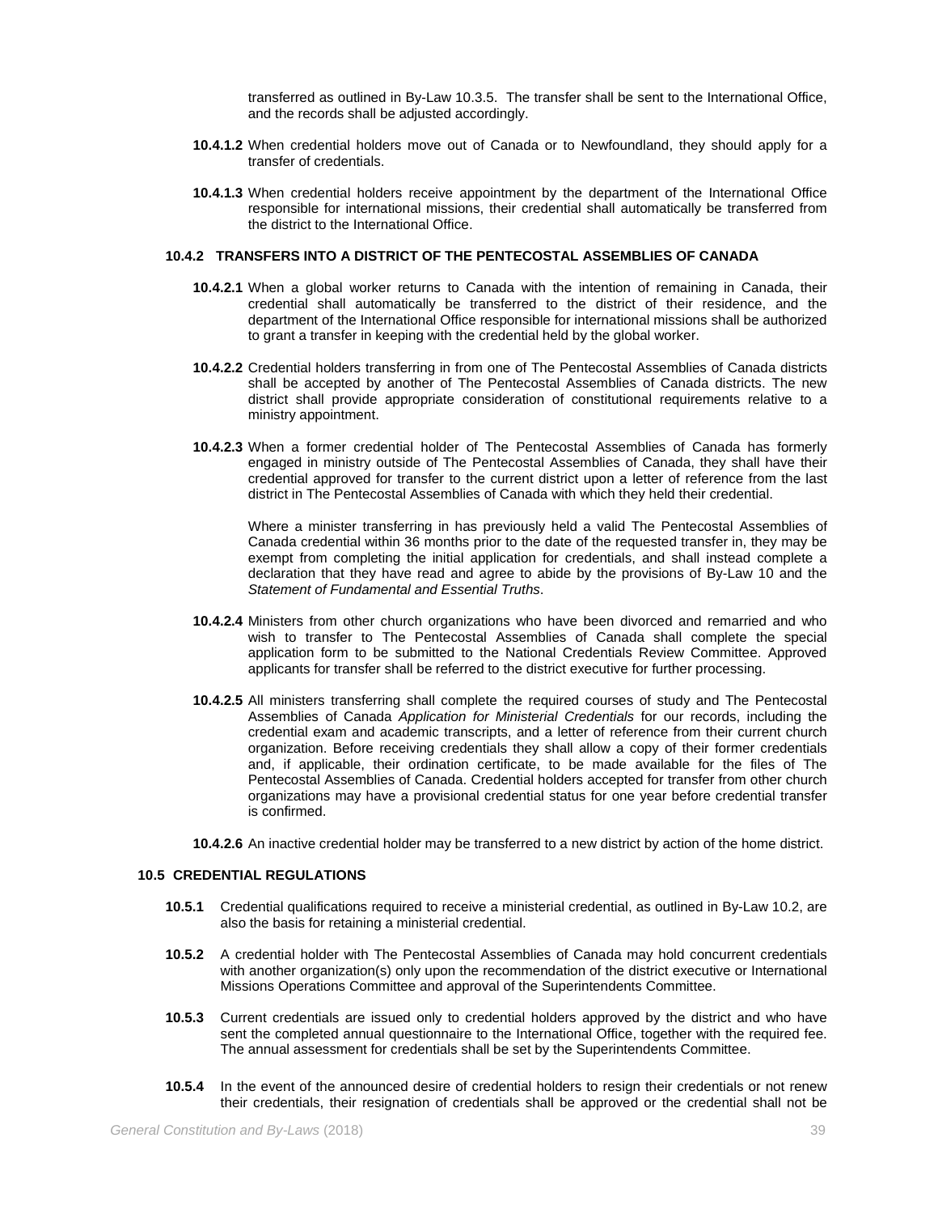transferred as outlined in By-Law 10.3.5. The transfer shall be sent to the International Office, and the records shall be adjusted accordingly.

**10.4.1.2** When credential holders move out of Canada or to Newfoundland, they should apply for a transfer of credentials.

**10.4.1.3** When credential holders receive appointment by the department of the International Office responsible for international missions, their credential shall automatically be transferred from the district to the International Office.

### 10.4.2 TRANSFERS INTO A DISTRICT OF THE PENTECOSTAL ASSEMBLIES OF CANADA

**10.4.2.1** When a global worker returns to Canada with the intention of remaining in Canada, their credential shall automatically be transferred to the district of their residence, and the department of the International Office responsible for international missions shall be authorized to grant a transfer in keeping with the credential held by the global worker.

**10.4.2.2** Credential holders transferring in from one of The Pentecostal Assemblies of Canada districts shall be accepted by another of The Pentecostal Assemblies of Canada districts. The new district shall provide appropriate consideration of constitutional requirements relative to a ministry appointment.

**10.4.2.3** When a former credential holder of The Pentecostal Assemblies of Canada has formerly engaged in ministry outside of The Pentecostal Assemblies of Canada, they shall have their credential approved for transfer to the current district upon a letter of reference from the last district in The Pentecostal Assemblies of Canada with which they held their credential.

Where a minister transferring in has previously held a valid The Pentecostal Assemblies of Canada credential within 36 months prior to the date of the requested transfer in, they may be exempt from completing the initial application for credentials, and shall instead complete a declaration that they have read and agree to abide by the provisions of By-Law 10 and the *Statement of Fundamental and Essential Truths*.

**10.4.2.4** Ministers from other church organizations who have been divorced and remarried and who wish to transfer to The Pentecostal Assemblies of Canada shall complete the special application form to be submitted to the National Credentials Review Committee. Approved applicants for transfer shall be referred to the district executive for further processing.

**10.4.2.5** All ministers transferring shall complete the required courses of study and The Pentecostal Assemblies of Canada *Application for Ministerial Credentials* for our records, including the credential exam and academic transcripts, and a letter of reference from their current church organization. Before receiving credentials they shall allow a copy of their former credentials and, if applicable, their ordination certificate, to be made available for the files of The Pentecostal Assemblies of Canada. Credential holders accepted for transfer from other church organizations may have a provisional credential status for one year before credential transfer is confirmed.

**10.4.2.6** An inactive credential holder may be transferred to a new district by action of the home district.

## 10.5 CREDENTIAL REGULATIONS

**10.5.1** Credential qualifications required to receive a ministerial credential, as outlined in By-Law 10.2, are also the basis for retaining a ministerial credential.

**10.5.2** A credential holder with The Pentecostal Assemblies of Canada may hold concurrent credentials with another organization(s) only upon the recommendation of the district executive or International Missions Operations Committee and approval of the Superintendents Committee.

**10.5.3** Current credentials are issued only to credential holders approved by the district and who have sent the completed annual questionnaire to the International Office, together with the required fee. The annual assessment for credentials shall be set by the Superintendents Committee.

**10.5.4** In the event of the announced desire of credential holders to resign their credentials or not renew their credentials, their resignation of credentials shall be approved or the credential shall not be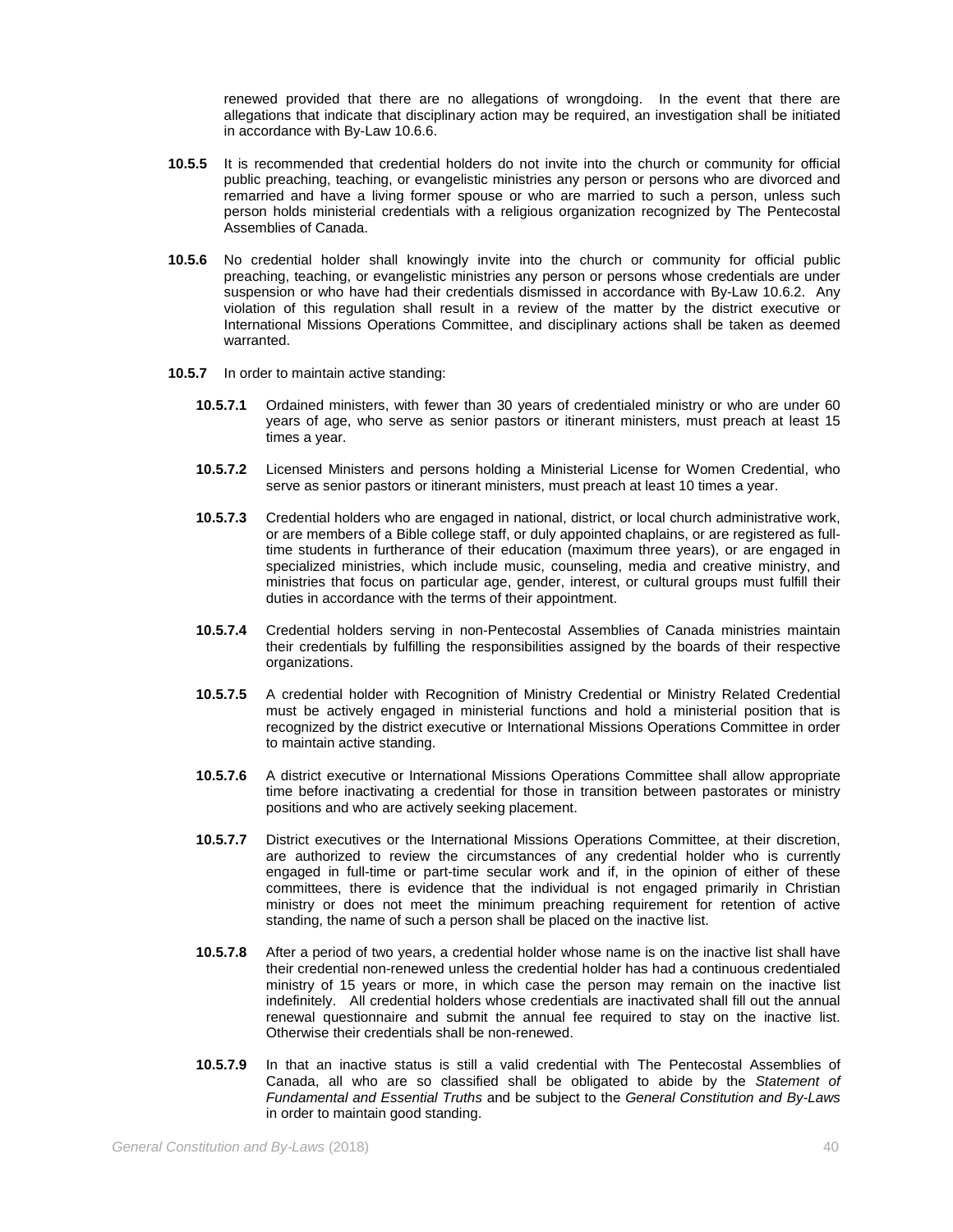renewed provided that there are no allegations of wrongdoing. In the event that there are allegations that indicate that disciplinary action may be required, an investigation shall be initiated in accordance with By-Law 10.6.6.

**10.5.5** It is recommended that credential holders do not invite into the church or community for official public preaching, teaching, or evangelistic ministries any person or persons who are divorced and remarried and have a living former spouse or who are married to such a person, unless such person holds ministerial credentials with a religious organization recognized by The Pentecostal Assemblies of Canada.

**10.5.6** No credential holder shall knowingly invite into the church or community for official public preaching, teaching, or evangelistic ministries any person or persons whose credentials are under suspension or who have had their credentials dismissed in accordance with By-Law 10.6.2. Any violation of this regulation shall result in a review of the matter by the district executive or International Missions Operations Committee, and disciplinary actions shall be taken as deemed warranted.

**10.5.7** In order to maintain active standing:

**10.5.7.1** Ordained ministers, with fewer than 30 years of credentialed ministry or who are under 60 years of age, who serve as senior pastors or itinerant ministers, must preach at least 15 times a year.

**10.5.7.2** Licensed Ministers and persons holding a Ministerial License for Women Credential, who serve as senior pastors or itinerant ministers, must preach at least 10 times a year.

**10.5.7.3** Credential holders who are engaged in national, district, or local church administrative work, or are members of a Bible college staff, or duly appointed chaplains, or are registered as full-time students in furtherance of their education (maximum three years), or are engaged in specialized ministries, which include music, counseling, media and creative ministry, and ministries that focus on particular age, gender, interest, or cultural groups must fulfill their duties in accordance with the terms of their appointment.

**10.5.7.4** Credential holders serving in non-Pentecostal Assemblies of Canada ministries maintain their credentials by fulfilling the responsibilities assigned by the boards of their respective organizations.

**10.5.7.5** A credential holder with Recognition of Ministry Credential or Ministry Related Credential must be actively engaged in ministerial functions and hold a ministerial position that is recognized by the district executive or International Missions Operations Committee in order to maintain active standing.

**10.5.7.6** A district executive or International Missions Operations Committee shall allow appropriate time before inactivating a credential for those in transition between pastorates or ministry positions and who are actively seeking placement.

**10.5.7.7** District executives or the International Missions Operations Committee, at their discretion, are authorized to review the circumstances of any credential holder who is currently engaged in full-time or part-time secular work and if, in the opinion of either of these committees, there is evidence that the individual is not engaged primarily in Christian ministry or does not meet the minimum preaching requirement for retention of active standing, the name of such a person shall be placed on the inactive list.

**10.5.7.8** After a period of two years, a credential holder whose name is on the inactive list shall have their credential non-renewed unless the credential holder has had a continuous credentialed ministry of 15 years or more, in which case the person may remain on the inactive list indefinitely. All credential holders whose credentials are inactivated shall fill out the annual renewal questionnaire and submit the annual fee required to stay on the inactive list. Otherwise their credentials shall be non-renewed.

**10.5.7.9** In that an inactive status is still a valid credential with The Pentecostal Assemblies of Canada, all who are so classified shall be obligated to abide by the *Statement of Fundamental and Essential Truths* and be subject to the *General Constitution and By-Laws* in order to maintain good standing.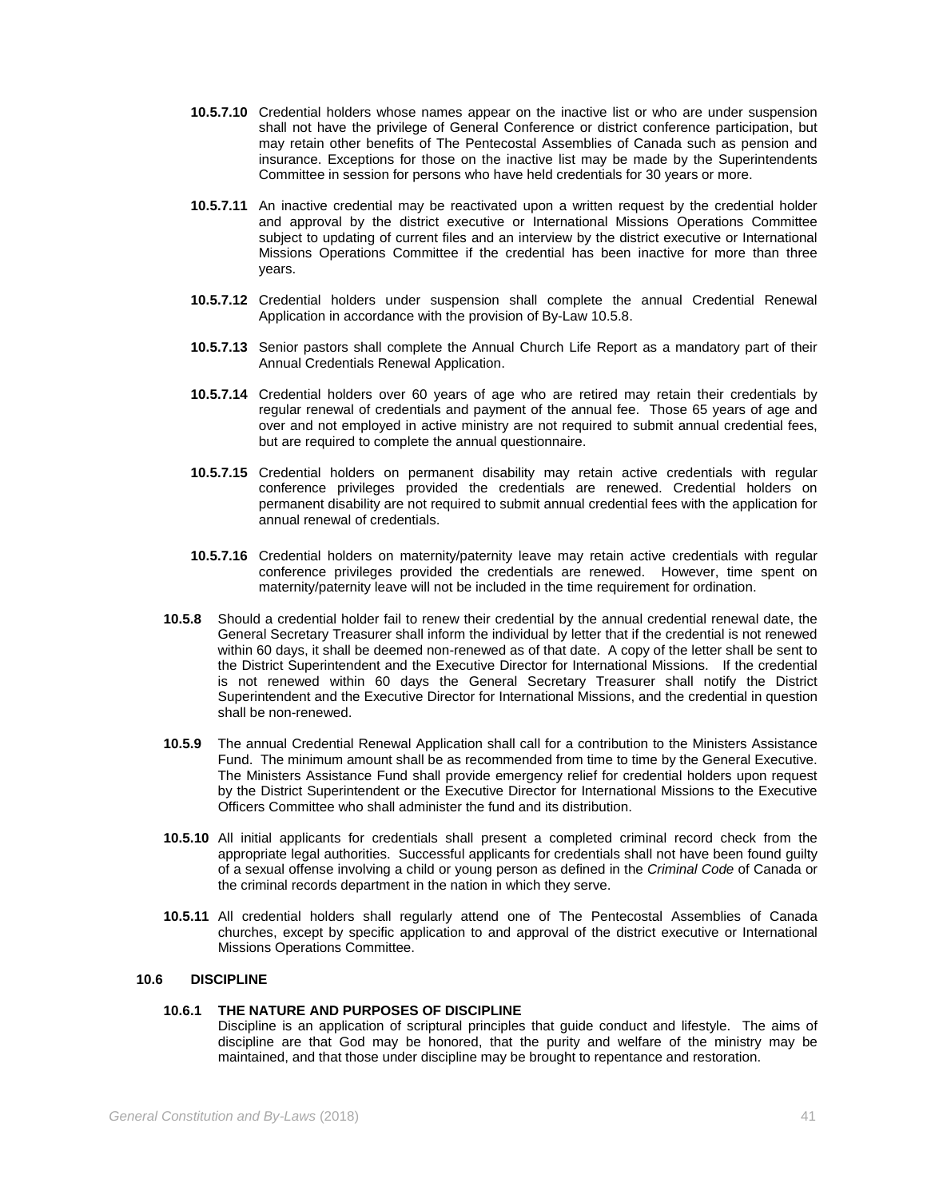**10.5.7.10** Credential holders whose names appear on the inactive list or who are under suspension shall not have the privilege of General Conference or district conference participation, but may retain other benefits of The Pentecostal Assemblies of Canada such as pension and insurance. Exceptions for those on the inactive list may be made by the Superintendents Committee in session for persons who have held credentials for 30 years or more.

**10.5.7.11** An inactive credential may be reactivated upon a written request by the credential holder and approval by the district executive or International Missions Operations Committee subject to updating of current files and an interview by the district executive or International Missions Operations Committee if the credential has been inactive for more than three years.

**10.5.7.12** Credential holders under suspension shall complete the annual Credential Renewal Application in accordance with the provision of By-Law 10.5.8.

**10.5.7.13** Senior pastors shall complete the Annual Church Life Report as a mandatory part of their Annual Credentials Renewal Application.

**10.5.7.14** Credential holders over 60 years of age who are retired may retain their credentials by regular renewal of credentials and payment of the annual fee. Those 65 years of age and over and not employed in active ministry are not required to submit annual credential fees, but are required to complete the annual questionnaire.

**10.5.7.15** Credential holders on permanent disability may retain active credentials with regular conference privileges provided the credentials are renewed. Credential holders on permanent disability are not required to submit annual credential fees with the application for annual renewal of credentials.

**10.5.7.16** Credential holders on maternity/paternity leave may retain active credentials with regular conference privileges provided the credentials are renewed. However, time spent on maternity/paternity leave will not be included in the time requirement for ordination.

**10.5.8** Should a credential holder fail to renew their credential by the annual credential renewal date, the General Secretary Treasurer shall inform the individual by letter that if the credential is not renewed within 60 days, it shall be deemed non-renewed as of that date. A copy of the letter shall be sent to the District Superintendent and the Executive Director for International Missions. If the credential is not renewed within 60 days the General Secretary Treasurer shall notify the District Superintendent and the Executive Director for International Missions, and the credential in question shall be non-renewed.

**10.5.9** The annual Credential Renewal Application shall call for a contribution to the Ministers Assistance Fund. The minimum amount shall be as recommended from time to time by the General Executive. The Ministers Assistance Fund shall provide emergency relief for credential holders upon request by the District Superintendent or the Executive Director for International Missions to the Executive Officers Committee who shall administer the fund and its distribution.

**10.5.10** All initial applicants for credentials shall present a completed criminal record check from the appropriate legal authorities. Successful applicants for credentials shall not have been found guilty of a sexual offense involving a child or young person as defined in the *Criminal Code* of Canada or the criminal records department in the nation in which they serve.

**10.5.11** All credential holders shall regularly attend one of The Pentecostal Assemblies of Canada churches, except by specific application to and approval of the district executive or International Missions Operations Committee.

## 10.6 DISCIPLINE

### 10.6.1 THE NATURE AND PURPOSES OF DISCIPLINE

Discipline is an application of scriptural principles that guide conduct and lifestyle. The aims of discipline are that God may be honored, that the purity and welfare of the ministry may be maintained, and that those under discipline may be brought to repentance and restoration.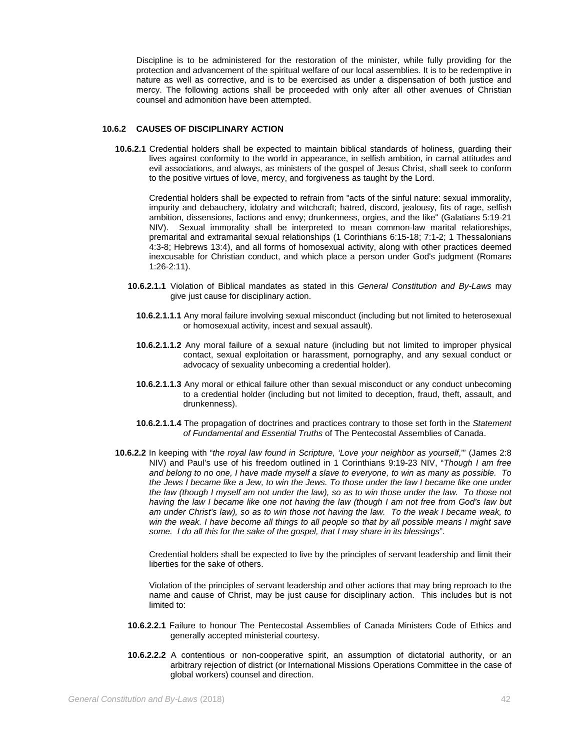Discipline is to be administered for the restoration of the minister, while fully providing for the protection and advancement of the spiritual welfare of our local assemblies. It is to be redemptive in nature as well as corrective, and is to be exercised as under a dispensation of both justice and mercy. The following actions shall be proceeded with only after all other avenues of Christian counsel and admonition have been attempted.

### 10.6.2 CAUSES OF DISCIPLINARY ACTION

**10.6.2.1** Credential holders shall be expected to maintain biblical standards of holiness, guarding their lives against conformity to the world in appearance, in selfish ambition, in carnal attitudes and evil associations, and always, as ministers of the gospel of Jesus Christ, shall seek to conform to the positive virtues of love, mercy, and forgiveness as taught by the Lord.

Credential holders shall be expected to refrain from "acts of the sinful nature: sexual immorality, impurity and debauchery, idolatry and witchcraft; hatred, discord, jealousy, fits of rage, selfish ambition, dissensions, factions and envy; drunkenness, orgies, and the like" (Galatians 5:19-21 NIV). Sexual immorality shall be interpreted to mean common-law marital relationships, premarital and extramarital sexual relationships (1 Corinthians 6:15-18; 7:1-2; 1 Thessalonians 4:3-8; Hebrews 13:4), and all forms of homosexual activity, along with other practices deemed inexcusable for Christian conduct, and which place a person under God's judgment (Romans 1:26-2:11).

**10.6.2.1.1** Violation of Biblical mandates as stated in this *General Constitution and By-Laws* may give just cause for disciplinary action.

**10.6.2.1.1.1** Any moral failure involving sexual misconduct (including but not limited to heterosexual or homosexual activity, incest and sexual assault).

**10.6.2.1.1.2** Any moral failure of a sexual nature (including but not limited to improper physical contact, sexual exploitation or harassment, pornography, and any sexual conduct or advocacy of sexuality unbecoming a credential holder).

**10.6.2.1.1.3** Any moral or ethical failure other than sexual misconduct or any conduct unbecoming to a credential holder (including but not limited to deception, fraud, theft, assault, and drunkenness).

**10.6.2.1.1.4** The propagation of doctrines and practices contrary to those set forth in the *Statement of Fundamental and Essential Truths* of The Pentecostal Assemblies of Canada.

**10.6.2.2** In keeping with "*the royal law found in Scripture, 'Love your neighbor as yourself*,'" (James 2:8 NIV) and Paul's use of his freedom outlined in 1 Corinthians 9:19-23 NIV, "*Though I am free and belong to no one, I have made myself a slave to everyone, to win as many as possible. To the Jews I became like a Jew, to win the Jews. To those under the law I became like one under the law (though I myself am not under the law), so as to win those under the law. To those not having the law I became like one not having the law (though I am not free from God's law but am under Christ's law), so as to win those not having the law. To the weak I became weak, to win the weak. I have become all things to all people so that by all possible means I might save some. I do all this for the sake of the gospel, that I may share in its blessings*".

Credential holders shall be expected to live by the principles of servant leadership and limit their liberties for the sake of others.

Violation of the principles of servant leadership and other actions that may bring reproach to the name and cause of Christ, may be just cause for disciplinary action. This includes but is not limited to:

**10.6.2.2.1** Failure to honour The Pentecostal Assemblies of Canada Ministers Code of Ethics and generally accepted ministerial courtesy.

**10.6.2.2.2** A contentious or non-cooperative spirit, an assumption of dictatorial authority, or an arbitrary rejection of district (or International Missions Operations Committee in the case of global workers) counsel and direction.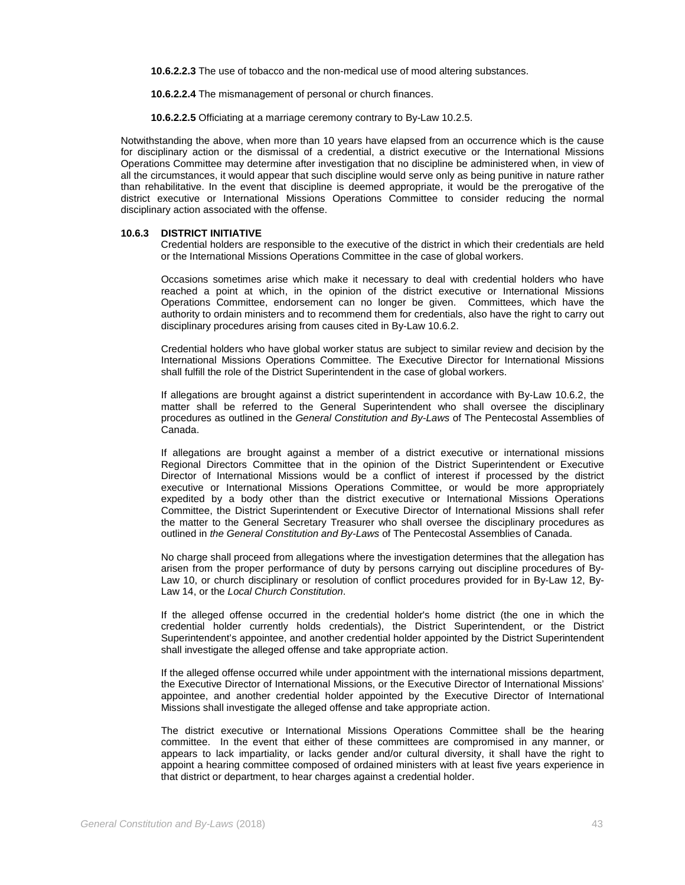**10.6.2.2.3** The use of tobacco and the non-medical use of mood altering substances.

**10.6.2.2.4** The mismanagement of personal or church finances.

**10.6.2.2.5** Officiating at a marriage ceremony contrary to By-Law 10.2.5.

Notwithstanding the above, when more than 10 years have elapsed from an occurrence which is the cause for disciplinary action or the dismissal of a credential, a district executive or the International Missions Operations Committee may determine after investigation that no discipline be administered when, in view of all the circumstances, it would appear that such discipline would serve only as being punitive in nature rather than rehabilitative. In the event that discipline is deemed appropriate, it would be the prerogative of the district executive or International Missions Operations Committee to consider reducing the normal disciplinary action associated with the offense.

**10.6.3 DISTRICT INITIATIVE**

Credential holders are responsible to the executive of the district in which their credentials are held or the International Missions Operations Committee in the case of global workers.

Occasions sometimes arise which make it necessary to deal with credential holders who have reached a point at which, in the opinion of the district executive or International Missions Operations Committee, endorsement can no longer be given. Committees, which have the authority to ordain ministers and to recommend them for credentials, also have the right to carry out disciplinary procedures arising from causes cited in By-Law 10.6.2.

Credential holders who have global worker status are subject to similar review and decision by the International Missions Operations Committee. The Executive Director for International Missions shall fulfill the role of the District Superintendent in the case of global workers.

If allegations are brought against a district superintendent in accordance with By-Law 10.6.2, the matter shall be referred to the General Superintendent who shall oversee the disciplinary procedures as outlined in the *General Constitution and By-Laws* of The Pentecostal Assemblies of Canada.

If allegations are brought against a member of a district executive or international missions Regional Directors Committee that in the opinion of the District Superintendent or Executive Director of International Missions would be a conflict of interest if processed by the district executive or International Missions Operations Committee, or would be more appropriately expedited by a body other than the district executive or International Missions Operations Committee, the District Superintendent or Executive Director of International Missions shall refer the matter to the General Secretary Treasurer who shall oversee the disciplinary procedures as outlined in *the General Constitution and By-Laws* of The Pentecostal Assemblies of Canada.

No charge shall proceed from allegations where the investigation determines that the allegation has arisen from the proper performance of duty by persons carrying out discipline procedures of By-Law 10, or church disciplinary or resolution of conflict procedures provided for in By-Law 12, By-Law 14, or the *Local Church Constitution*.

If the alleged offense occurred in the credential holder's home district (the one in which the credential holder currently holds credentials), the District Superintendent, or the District Superintendent's appointee, and another credential holder appointed by the District Superintendent shall investigate the alleged offense and take appropriate action.

If the alleged offense occurred while under appointment with the international missions department, the Executive Director of International Missions, or the Executive Director of International Missions' appointee, and another credential holder appointed by the Executive Director of International Missions shall investigate the alleged offense and take appropriate action.

The district executive or International Missions Operations Committee shall be the hearing committee. In the event that either of these committees are compromised in any manner, or appears to lack impartiality, or lacks gender and/or cultural diversity, it shall have the right to appoint a hearing committee composed of ordained ministers with at least five years experience in that district or department, to hear charges against a credential holder.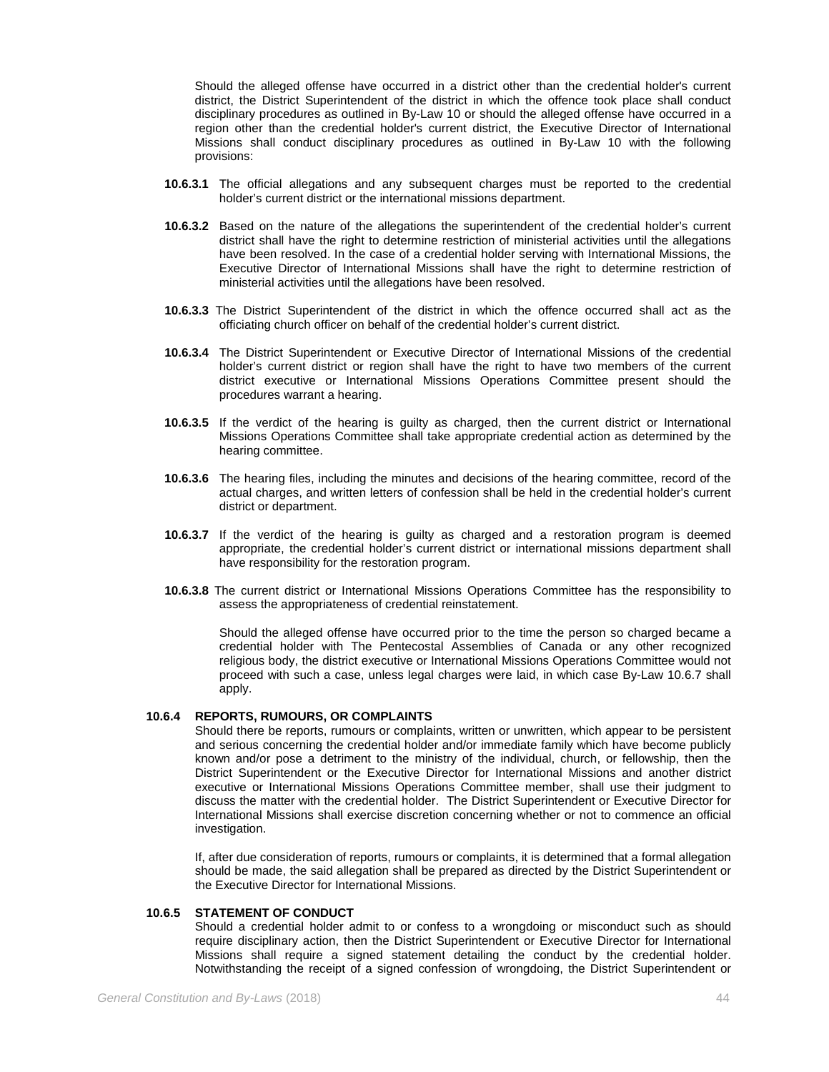Should the alleged offense have occurred in a district other than the credential holder's current district, the District Superintendent of the district in which the offence took place shall conduct disciplinary procedures as outlined in By-Law 10 or should the alleged offense have occurred in a region other than the credential holder's current district, the Executive Director of International Missions shall conduct disciplinary procedures as outlined in By-Law 10 with the following provisions:

**10.6.3.1** The official allegations and any subsequent charges must be reported to the credential holder's current district or the international missions department.

**10.6.3.2** Based on the nature of the allegations the superintendent of the credential holder's current district shall have the right to determine restriction of ministerial activities until the allegations have been resolved. In the case of a credential holder serving with International Missions, the Executive Director of International Missions shall have the right to determine restriction of ministerial activities until the allegations have been resolved.

**10.6.3.3** The District Superintendent of the district in which the offence occurred shall act as the officiating church officer on behalf of the credential holder's current district.

**10.6.3.4** The District Superintendent or Executive Director of International Missions of the credential holder's current district or region shall have the right to have two members of the current district executive or International Missions Operations Committee present should the procedures warrant a hearing.

**10.6.3.5** If the verdict of the hearing is guilty as charged, then the current district or International Missions Operations Committee shall take appropriate credential action as determined by the hearing committee.

**10.6.3.6** The hearing files, including the minutes and decisions of the hearing committee, record of the actual charges, and written letters of confession shall be held in the credential holder's current district or department.

**10.6.3.7** If the verdict of the hearing is guilty as charged and a restoration program is deemed appropriate, the credential holder's current district or international missions department shall have responsibility for the restoration program.

**10.6.3.8** The current district or International Missions Operations Committee has the responsibility to assess the appropriateness of credential reinstatement.

Should the alleged offense have occurred prior to the time the person so charged became a credential holder with The Pentecostal Assemblies of Canada or any other recognized religious body, the district executive or International Missions Operations Committee would not proceed with such a case, unless legal charges were laid, in which case By-Law 10.6.7 shall apply.

**10.6.4 REPORTS, RUMOURS, OR COMPLAINTS**

Should there be reports, rumours or complaints, written or unwritten, which appear to be persistent and serious concerning the credential holder and/or immediate family which have become publicly known and/or pose a detriment to the ministry of the individual, church, or fellowship, then the District Superintendent or the Executive Director for International Missions and another district executive or International Missions Operations Committee member, shall use their judgment to discuss the matter with the credential holder. The District Superintendent or Executive Director for International Missions shall exercise discretion concerning whether or not to commence an official investigation.

If, after due consideration of reports, rumours or complaints, it is determined that a formal allegation should be made, the said allegation shall be prepared as directed by the District Superintendent or the Executive Director for International Missions.

**10.6.5 STATEMENT OF CONDUCT**

Should a credential holder admit to or confess to a wrongdoing or misconduct such as should require disciplinary action, then the District Superintendent or Executive Director for International Missions shall require a signed statement detailing the conduct by the credential holder. Notwithstanding the receipt of a signed confession of wrongdoing, the District Superintendent or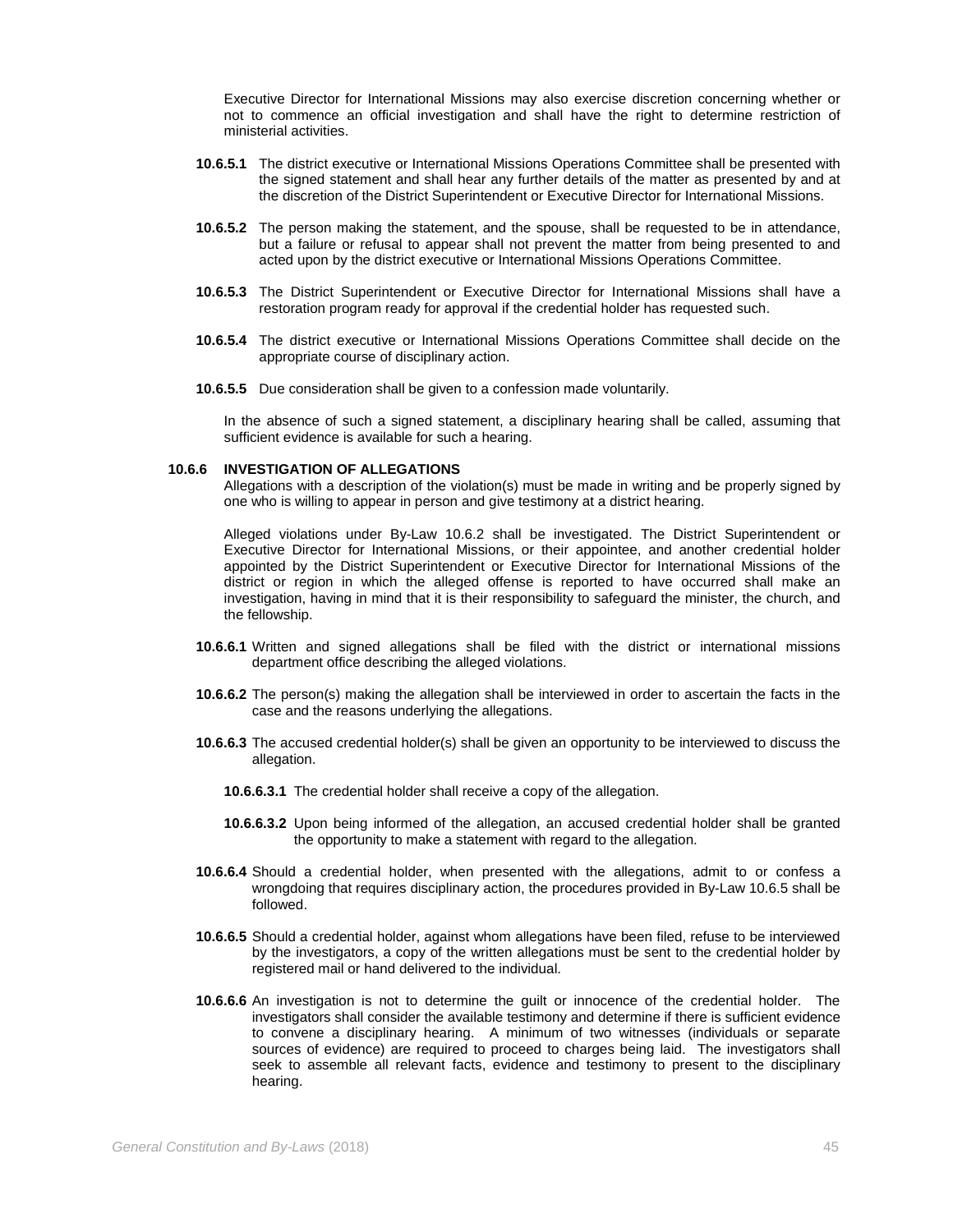Executive Director for International Missions may also exercise discretion concerning whether or not to commence an official investigation and shall have the right to determine restriction of ministerial activities.

**10.6.5.1** The district executive or International Missions Operations Committee shall be presented with the signed statement and shall hear any further details of the matter as presented by and at the discretion of the District Superintendent or Executive Director for International Missions.

**10.6.5.2** The person making the statement, and the spouse, shall be requested to be in attendance, but a failure or refusal to appear shall not prevent the matter from being presented to and acted upon by the district executive or International Missions Operations Committee.

**10.6.5.3** The District Superintendent or Executive Director for International Missions shall have a restoration program ready for approval if the credential holder has requested such.

**10.6.5.4** The district executive or International Missions Operations Committee shall decide on the appropriate course of disciplinary action.

**10.6.5.5** Due consideration shall be given to a confession made voluntarily.

In the absence of such a signed statement, a disciplinary hearing shall be called, assuming that sufficient evidence is available for such a hearing.

### 10.6.6 INVESTIGATION OF ALLEGATIONS

Allegations with a description of the violation(s) must be made in writing and be properly signed by one who is willing to appear in person and give testimony at a district hearing.

Alleged violations under By-Law 10.6.2 shall be investigated. The District Superintendent or Executive Director for International Missions, or their appointee, and another credential holder appointed by the District Superintendent or Executive Director for International Missions of the district or region in which the alleged offense is reported to have occurred shall make an investigation, having in mind that it is their responsibility to safeguard the minister, the church, and the fellowship.

**10.6.6.1** Written and signed allegations shall be filed with the district or international missions department office describing the alleged violations.

**10.6.6.2** The person(s) making the allegation shall be interviewed in order to ascertain the facts in the case and the reasons underlying the allegations.

**10.6.6.3** The accused credential holder(s) shall be given an opportunity to be interviewed to discuss the allegation.

**10.6.6.3.1** The credential holder shall receive a copy of the allegation.

**10.6.6.3.2** Upon being informed of the allegation, an accused credential holder shall be granted the opportunity to make a statement with regard to the allegation.

**10.6.6.4** Should a credential holder, when presented with the allegations, admit to or confess a wrongdoing that requires disciplinary action, the procedures provided in By-Law 10.6.5 shall be followed.

**10.6.6.5** Should a credential holder, against whom allegations have been filed, refuse to be interviewed by the investigators, a copy of the written allegations must be sent to the credential holder by registered mail or hand delivered to the individual.

**10.6.6.6** An investigation is not to determine the guilt or innocence of the credential holder. The investigators shall consider the available testimony and determine if there is sufficient evidence to convene a disciplinary hearing. A minimum of two witnesses (individuals or separate sources of evidence) are required to proceed to charges being laid. The investigators shall seek to assemble all relevant facts, evidence and testimony to present to the disciplinary hearing.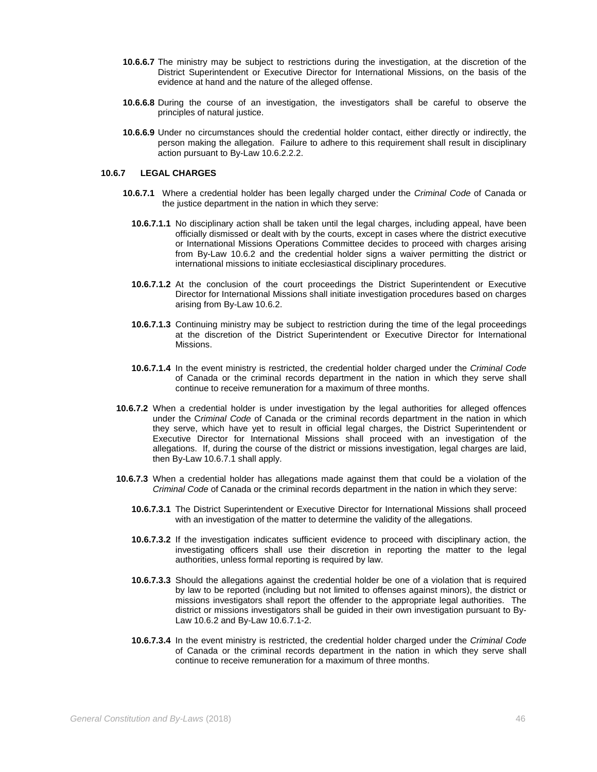**10.6.6.7** The ministry may be subject to restrictions during the investigation, at the discretion of the District Superintendent or Executive Director for International Missions, on the basis of the evidence at hand and the nature of the alleged offense.

**10.6.6.8** During the course of an investigation, the investigators shall be careful to observe the principles of natural justice.

**10.6.6.9** Under no circumstances should the credential holder contact, either directly or indirectly, the person making the allegation. Failure to adhere to this requirement shall result in disciplinary action pursuant to By-Law 10.6.2.2.2.

### 10.6.7 LEGAL CHARGES

**10.6.7.1** Where a credential holder has been legally charged under the *Criminal Code* of Canada or the justice department in the nation in which they serve:

**10.6.7.1.1** No disciplinary action shall be taken until the legal charges, including appeal, have been officially dismissed or dealt with by the courts, except in cases where the district executive or International Missions Operations Committee decides to proceed with charges arising from By-Law 10.6.2 and the credential holder signs a waiver permitting the district or international missions to initiate ecclesiastical disciplinary procedures.

**10.6.7.1.2** At the conclusion of the court proceedings the District Superintendent or Executive Director for International Missions shall initiate investigation procedures based on charges arising from By-Law 10.6.2.

**10.6.7.1.3** Continuing ministry may be subject to restriction during the time of the legal proceedings at the discretion of the District Superintendent or Executive Director for International Missions.

**10.6.7.1.4** In the event ministry is restricted, the credential holder charged under the *Criminal Code* of Canada or the criminal records department in the nation in which they serve shall continue to receive remuneration for a maximum of three months.

**10.6.7.2** When a credential holder is under investigation by the legal authorities for alleged offences under the *Criminal Code* of Canada or the criminal records department in the nation in which they serve, which have yet to result in official legal charges, the District Superintendent or Executive Director for International Missions shall proceed with an investigation of the allegations. If, during the course of the district or missions investigation, legal charges are laid, then By-Law 10.6.7.1 shall apply.

**10.6.7.3** When a credential holder has allegations made against them that could be a violation of the *Criminal Code* of Canada or the criminal records department in the nation in which they serve:

**10.6.7.3.1** The District Superintendent or Executive Director for International Missions shall proceed with an investigation of the matter to determine the validity of the allegations.

**10.6.7.3.2** If the investigation indicates sufficient evidence to proceed with disciplinary action, the investigating officers shall use their discretion in reporting the matter to the legal authorities, unless formal reporting is required by law.

**10.6.7.3.3** Should the allegations against the credential holder be one of a violation that is required by law to be reported (including but not limited to offenses against minors), the district or missions investigators shall report the offender to the appropriate legal authorities. The district or missions investigators shall be guided in their own investigation pursuant to By-Law 10.6.2 and By-Law 10.6.7.1-2.

**10.6.7.3.4** In the event ministry is restricted, the credential holder charged under the *Criminal Code* of Canada or the criminal records department in the nation in which they serve shall continue to receive remuneration for a maximum of three months.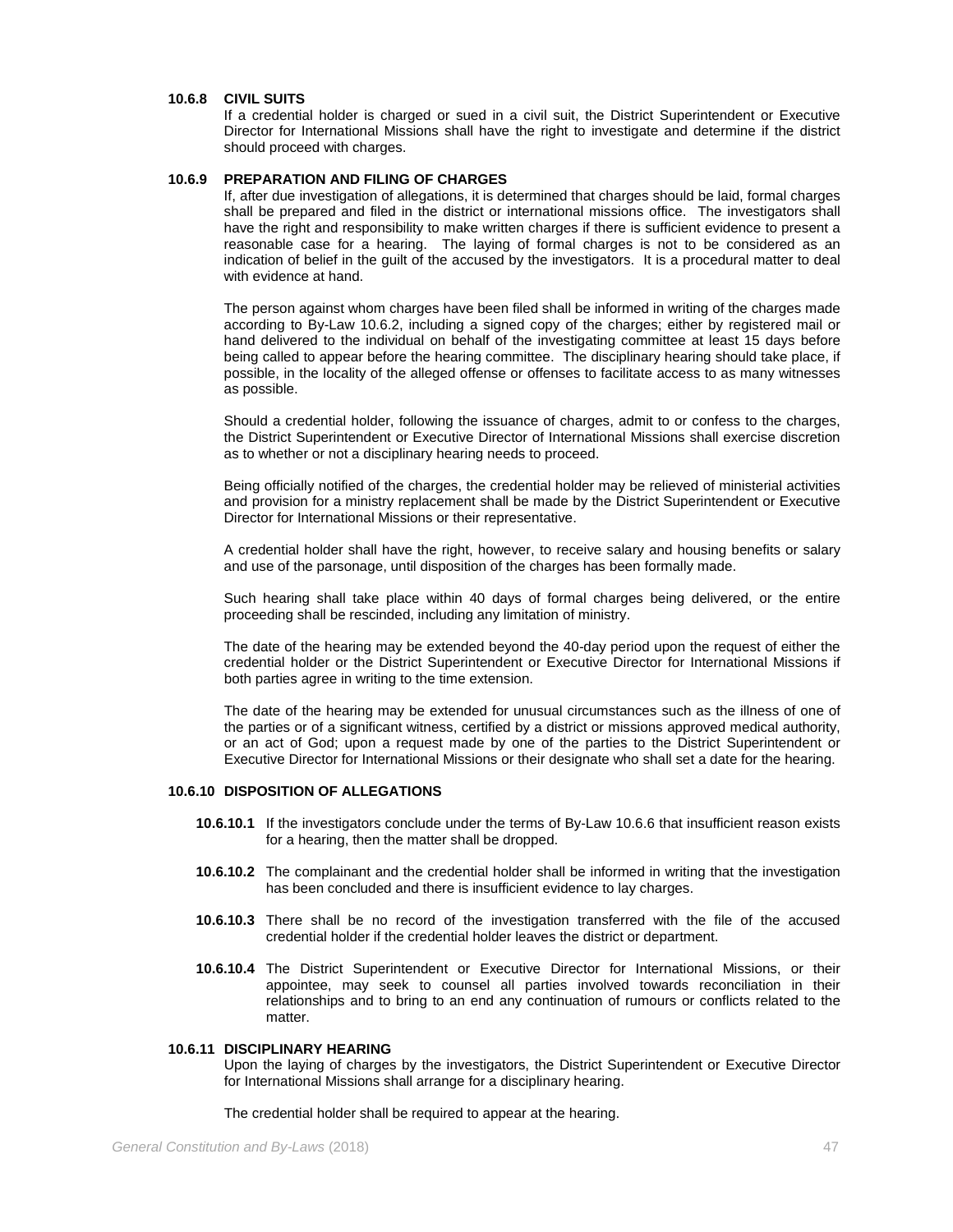#### 10.6.8 CIVIL SUITS

If a credential holder is charged or sued in a civil suit, the District Superintendent or Executive Director for International Missions shall have the right to investigate and determine if the district should proceed with charges.

#### 10.6.9 PREPARATION AND FILING OF CHARGES

If, after due investigation of allegations, it is determined that charges should be laid, formal charges shall be prepared and filed in the district or international missions office. The investigators shall have the right and responsibility to make written charges if there is sufficient evidence to present a reasonable case for a hearing. The laying of formal charges is not to be considered as an indication of belief in the guilt of the accused by the investigators. It is a procedural matter to deal with evidence at hand.

The person against whom charges have been filed shall be informed in writing of the charges made according to By-Law 10.6.2, including a signed copy of the charges; either by registered mail or hand delivered to the individual on behalf of the investigating committee at least 15 days before being called to appear before the hearing committee. The disciplinary hearing should take place, if possible, in the locality of the alleged offense or offenses to facilitate access to as many witnesses as possible.

Should a credential holder, following the issuance of charges, admit to or confess to the charges, the District Superintendent or Executive Director of International Missions shall exercise discretion as to whether or not a disciplinary hearing needs to proceed.

Being officially notified of the charges, the credential holder may be relieved of ministerial activities and provision for a ministry replacement shall be made by the District Superintendent or Executive Director for International Missions or their representative.

A credential holder shall have the right, however, to receive salary and housing benefits or salary and use of the parsonage, until disposition of the charges has been formally made.

Such hearing shall take place within 40 days of formal charges being delivered, or the entire proceeding shall be rescinded, including any limitation of ministry.

The date of the hearing may be extended beyond the 40-day period upon the request of either the credential holder or the District Superintendent or Executive Director for International Missions if both parties agree in writing to the time extension.

The date of the hearing may be extended for unusual circumstances such as the illness of one of the parties or of a significant witness, certified by a district or missions approved medical authority, or an act of God; upon a request made by one of the parties to the District Superintendent or Executive Director for International Missions or their designate who shall set a date for the hearing.

#### 10.6.10 DISPOSITION OF ALLEGATIONS

**10.6.10.1** If the investigators conclude under the terms of By-Law 10.6.6 that insufficient reason exists for a hearing, then the matter shall be dropped.

**10.6.10.2** The complainant and the credential holder shall be informed in writing that the investigation has been concluded and there is insufficient evidence to lay charges.

**10.6.10.3** There shall be no record of the investigation transferred with the file of the accused credential holder if the credential holder leaves the district or department.

**10.6.10.4** The District Superintendent or Executive Director for International Missions, or their appointee, may seek to counsel all parties involved towards reconciliation in their relationships and to bring to an end any continuation of rumours or conflicts related to the matter.

#### 10.6.11 DISCIPLINARY HEARING

Upon the laying of charges by the investigators, the District Superintendent or Executive Director for International Missions shall arrange for a disciplinary hearing.

The credential holder shall be required to appear at the hearing.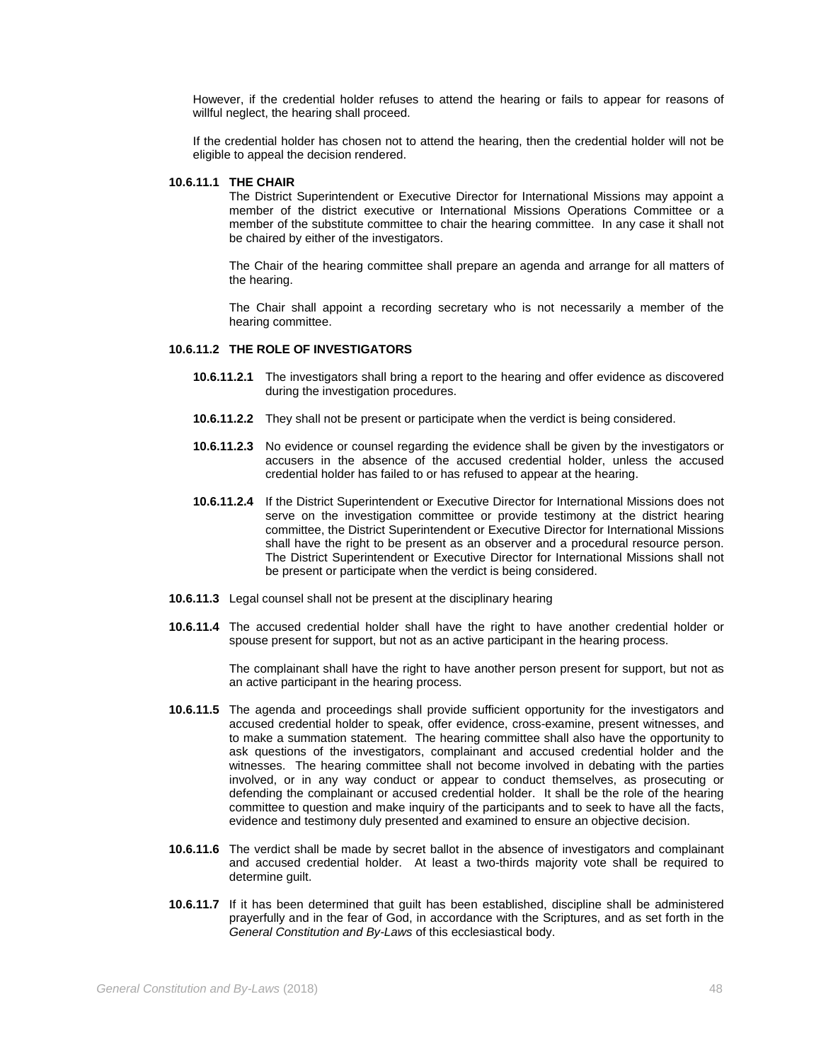However, if the credential holder refuses to attend the hearing or fails to appear for reasons of willful neglect, the hearing shall proceed.

If the credential holder has chosen not to attend the hearing, then the credential holder will not be eligible to appeal the decision rendered.

**10.6.11.1 THE CHAIR**

The District Superintendent or Executive Director for International Missions may appoint a member of the district executive or International Missions Operations Committee or a member of the substitute committee to chair the hearing committee. In any case it shall not be chaired by either of the investigators.

The Chair of the hearing committee shall prepare an agenda and arrange for all matters of the hearing.

The Chair shall appoint a recording secretary who is not necessarily a member of the hearing committee.

**10.6.11.2 THE ROLE OF INVESTIGATORS**

**10.6.11.2.1** The investigators shall bring a report to the hearing and offer evidence as discovered during the investigation procedures.

**10.6.11.2.2** They shall not be present or participate when the verdict is being considered.

**10.6.11.2.3** No evidence or counsel regarding the evidence shall be given by the investigators or accusers in the absence of the accused credential holder, unless the accused credential holder has failed to or has refused to appear at the hearing.

**10.6.11.2.4** If the District Superintendent or Executive Director for International Missions does not serve on the investigation committee or provide testimony at the district hearing committee, the District Superintendent or Executive Director for International Missions shall have the right to be present as an observer and a procedural resource person. The District Superintendent or Executive Director for International Missions shall not be present or participate when the verdict is being considered.

**10.6.11.3** Legal counsel shall not be present at the disciplinary hearing

**10.6.11.4** The accused credential holder shall have the right to have another credential holder or spouse present for support, but not as an active participant in the hearing process.

The complainant shall have the right to have another person present for support, but not as an active participant in the hearing process.

**10.6.11.5** The agenda and proceedings shall provide sufficient opportunity for the investigators and accused credential holder to speak, offer evidence, cross-examine, present witnesses, and to make a summation statement. The hearing committee shall also have the opportunity to ask questions of the investigators, complainant and accused credential holder and the witnesses. The hearing committee shall not become involved in debating with the parties involved, or in any way conduct or appear to conduct themselves, as prosecuting or defending the complainant or accused credential holder. It shall be the role of the hearing committee to question and make inquiry of the participants and to seek to have all the facts, evidence and testimony duly presented and examined to ensure an objective decision.

**10.6.11.6** The verdict shall be made by secret ballot in the absence of investigators and complainant and accused credential holder. At least a two-thirds majority vote shall be required to determine guilt.

**10.6.11.7** If it has been determined that guilt has been established, discipline shall be administered prayerfully and in the fear of God, in accordance with the Scriptures, and as set forth in the *General Constitution and By-Laws* of this ecclesiastical body.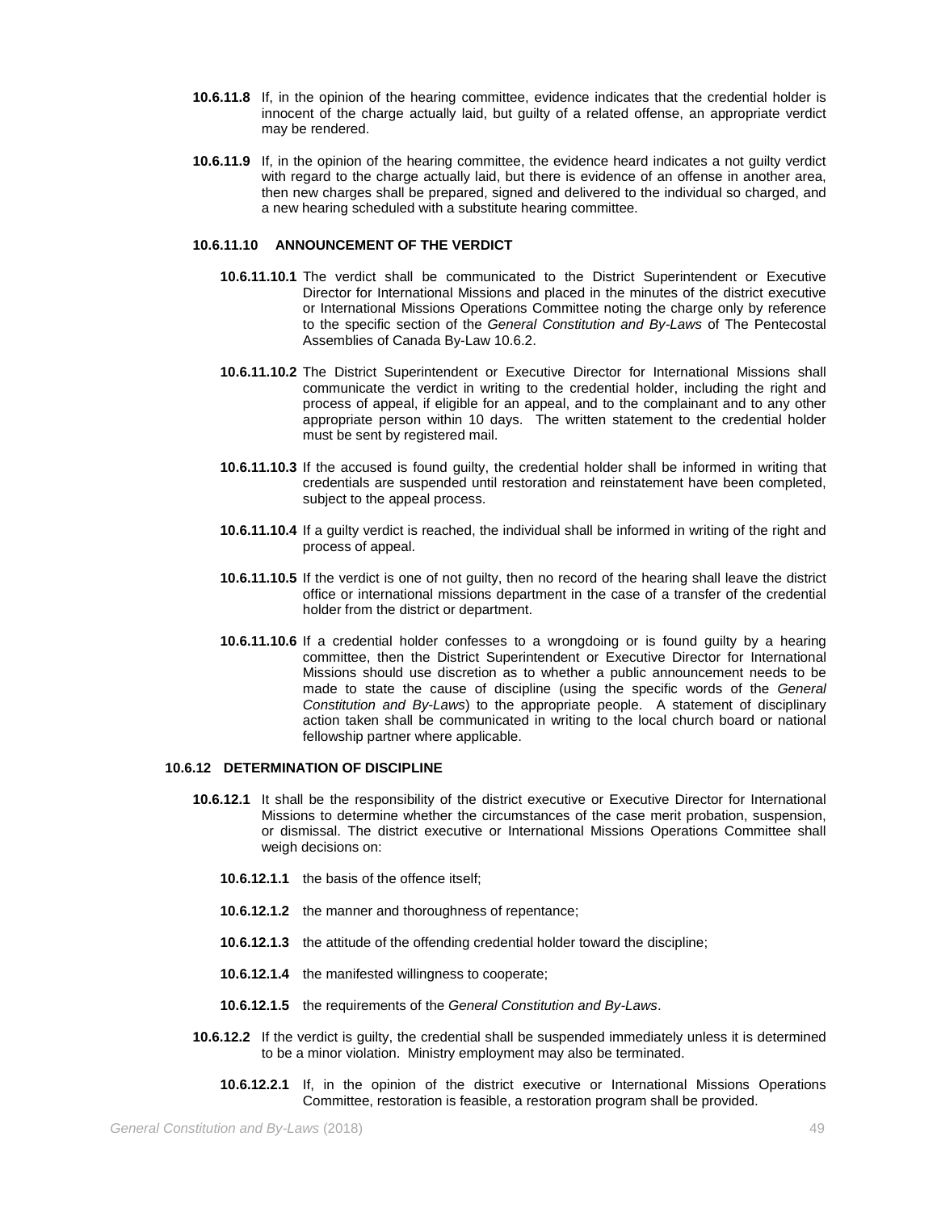**10.6.11.8** If, in the opinion of the hearing committee, evidence indicates that the credential holder is innocent of the charge actually laid, but guilty of a related offense, an appropriate verdict may be rendered.

**10.6.11.9** If, in the opinion of the hearing committee, the evidence heard indicates a not guilty verdict with regard to the charge actually laid, but there is evidence of an offense in another area, then new charges shall be prepared, signed and delivered to the individual so charged, and a new hearing scheduled with a substitute hearing committee.

**10.6.11.10 ANNOUNCEMENT OF THE VERDICT**

**10.6.11.10.1** The verdict shall be communicated to the District Superintendent or Executive Director for International Missions and placed in the minutes of the district executive or International Missions Operations Committee noting the charge only by reference to the specific section of the *General Constitution and By-Laws* of The Pentecostal Assemblies of Canada By-Law 10.6.2.

**10.6.11.10.2** The District Superintendent or Executive Director for International Missions shall communicate the verdict in writing to the credential holder, including the right and process of appeal, if eligible for an appeal, and to the complainant and to any other appropriate person within 10 days. The written statement to the credential holder must be sent by registered mail.

**10.6.11.10.3** If the accused is found guilty, the credential holder shall be informed in writing that credentials are suspended until restoration and reinstatement have been completed, subject to the appeal process.

**10.6.11.10.4** If a guilty verdict is reached, the individual shall be informed in writing of the right and process of appeal.

**10.6.11.10.5** If the verdict is one of not guilty, then no record of the hearing shall leave the district office or international missions department in the case of a transfer of the credential holder from the district or department.

**10.6.11.10.6** If a credential holder confesses to a wrongdoing or is found guilty by a hearing committee, then the District Superintendent or Executive Director for International Missions should use discretion as to whether a public announcement needs to be made to state the cause of discipline (using the specific words of the *General Constitution and By-Laws*) to the appropriate people. A statement of disciplinary action taken shall be communicated in writing to the local church board or national fellowship partner where applicable.

**10.6.12 DETERMINATION OF DISCIPLINE**

**10.6.12.1** It shall be the responsibility of the district executive or Executive Director for International Missions to determine whether the circumstances of the case merit probation, suspension, or dismissal. The district executive or International Missions Operations Committee shall weigh decisions on:

**10.6.12.1.1** the basis of the offence itself;

**10.6.12.1.2** the manner and thoroughness of repentance;

**10.6.12.1.3** the attitude of the offending credential holder toward the discipline;

**10.6.12.1.4** the manifested willingness to cooperate;

**10.6.12.1.5** the requirements of the *General Constitution and By-Laws*.

**10.6.12.2** If the verdict is guilty, the credential shall be suspended immediately unless it is determined to be a minor violation. Ministry employment may also be terminated.

**10.6.12.2.1** If, in the opinion of the district executive or International Missions Operations Committee, restoration is feasible, a restoration program shall be provided.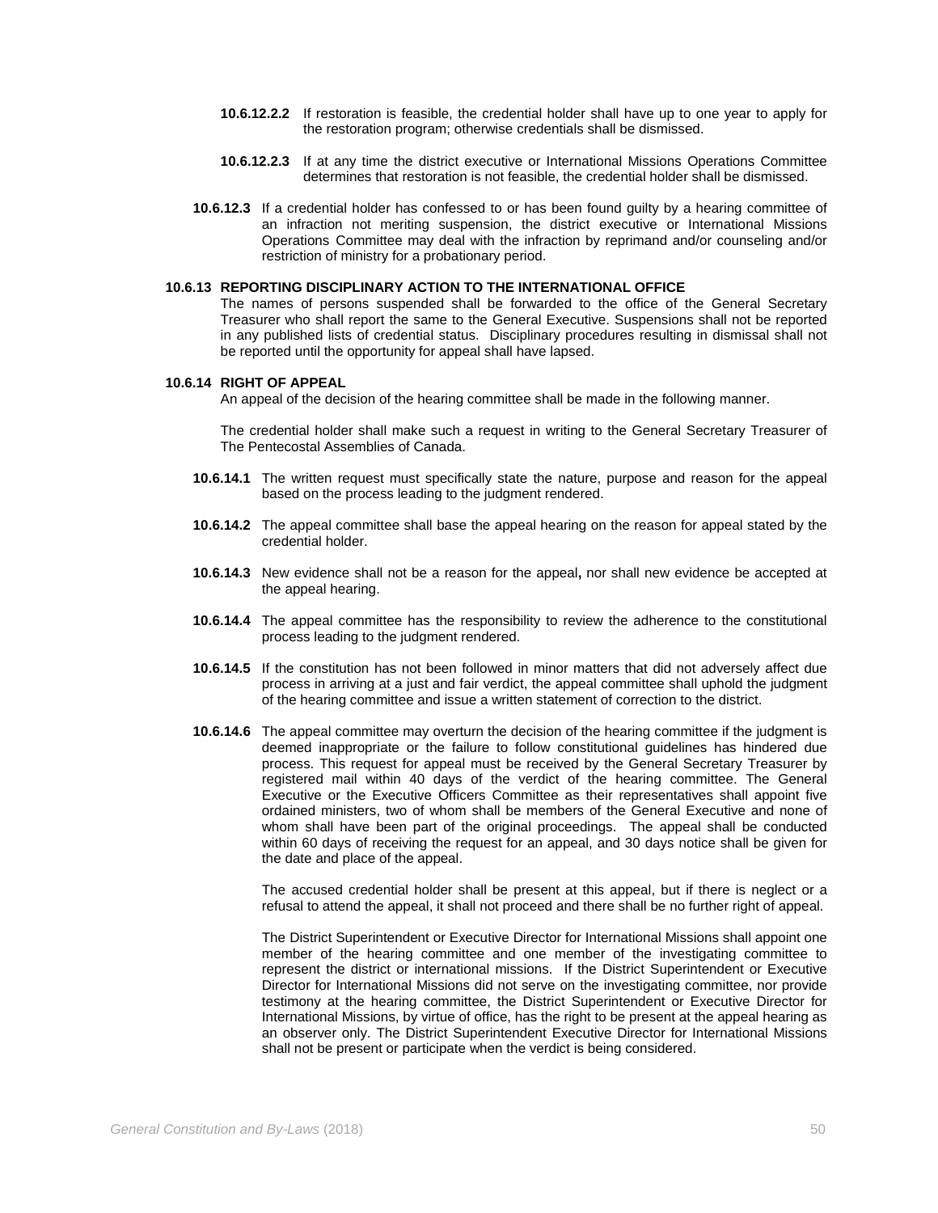**10.6.12.2.2** If restoration is feasible, the credential holder shall have up to one year to apply for the restoration program; otherwise credentials shall be dismissed.

**10.6.12.2.3** If at any time the district executive or International Missions Operations Committee determines that restoration is not feasible, the credential holder shall be dismissed.

**10.6.12.3** If a credential holder has confessed to or has been found guilty by a hearing committee of an infraction not meriting suspension, the district executive or International Missions Operations Committee may deal with the infraction by reprimand and/or counseling and/or restriction of ministry for a probationary period.

**10.6.13 REPORTING DISCIPLINARY ACTION TO THE INTERNATIONAL OFFICE**

The names of persons suspended shall be forwarded to the office of the General Secretary Treasurer who shall report the same to the General Executive. Suspensions shall not be reported in any published lists of credential status. Disciplinary procedures resulting in dismissal shall not be reported until the opportunity for appeal shall have lapsed.

**10.6.14 RIGHT OF APPEAL**

An appeal of the decision of the hearing committee shall be made in the following manner.

The credential holder shall make such a request in writing to the General Secretary Treasurer of The Pentecostal Assemblies of Canada.

**10.6.14.1** The written request must specifically state the nature, purpose and reason for the appeal based on the process leading to the judgment rendered.

**10.6.14.2** The appeal committee shall base the appeal hearing on the reason for appeal stated by the credential holder.

**10.6.14.3** New evidence shall not be a reason for the appeal**,** nor shall new evidence be accepted at the appeal hearing.

**10.6.14.4** The appeal committee has the responsibility to review the adherence to the constitutional process leading to the judgment rendered.

**10.6.14.5** If the constitution has not been followed in minor matters that did not adversely affect due process in arriving at a just and fair verdict, the appeal committee shall uphold the judgment of the hearing committee and issue a written statement of correction to the district.

**10.6.14.6** The appeal committee may overturn the decision of the hearing committee if the judgment is deemed inappropriate or the failure to follow constitutional guidelines has hindered due process. This request for appeal must be received by the General Secretary Treasurer by registered mail within 40 days of the verdict of the hearing committee. The General Executive or the Executive Officers Committee as their representatives shall appoint five ordained ministers, two of whom shall be members of the General Executive and none of whom shall have been part of the original proceedings. The appeal shall be conducted within 60 days of receiving the request for an appeal, and 30 days notice shall be given for the date and place of the appeal.

The accused credential holder shall be present at this appeal, but if there is neglect or a refusal to attend the appeal, it shall not proceed and there shall be no further right of appeal.

The District Superintendent or Executive Director for International Missions shall appoint one member of the hearing committee and one member of the investigating committee to represent the district or international missions. If the District Superintendent or Executive Director for International Missions did not serve on the investigating committee, nor provide testimony at the hearing committee, the District Superintendent or Executive Director for International Missions, by virtue of office, has the right to be present at the appeal hearing as an observer only. The District Superintendent Executive Director for International Missions shall not be present or participate when the verdict is being considered.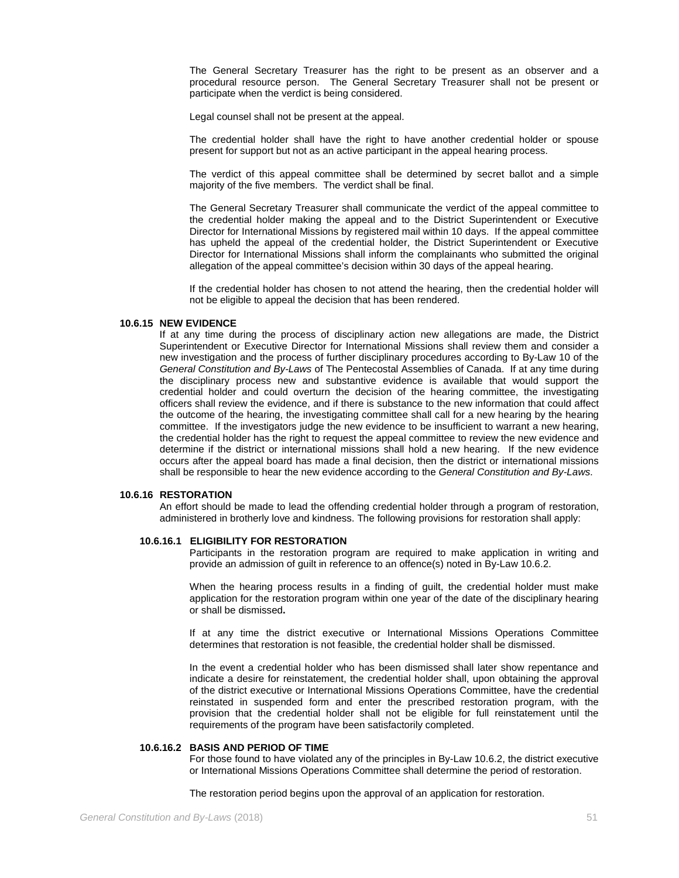The General Secretary Treasurer has the right to be present as an observer and a procedural resource person. The General Secretary Treasurer shall not be present or participate when the verdict is being considered.

Legal counsel shall not be present at the appeal.

The credential holder shall have the right to have another credential holder or spouse present for support but not as an active participant in the appeal hearing process.

The verdict of this appeal committee shall be determined by secret ballot and a simple majority of the five members. The verdict shall be final.

The General Secretary Treasurer shall communicate the verdict of the appeal committee to the credential holder making the appeal and to the District Superintendent or Executive Director for International Missions by registered mail within 10 days. If the appeal committee has upheld the appeal of the credential holder, the District Superintendent or Executive Director for International Missions shall inform the complainants who submitted the original allegation of the appeal committee's decision within 30 days of the appeal hearing.

If the credential holder has chosen to not attend the hearing, then the credential holder will not be eligible to appeal the decision that has been rendered.

#### 10.6.15 NEW EVIDENCE

If at any time during the process of disciplinary action new allegations are made, the District Superintendent or Executive Director for International Missions shall review them and consider a new investigation and the process of further disciplinary procedures according to By-Law 10 of the *General Constitution and By-Laws* of The Pentecostal Assemblies of Canada. If at any time during the disciplinary process new and substantive evidence is available that would support the credential holder and could overturn the decision of the hearing committee, the investigating officers shall review the evidence, and if there is substance to the new information that could affect the outcome of the hearing, the investigating committee shall call for a new hearing by the hearing committee. If the investigators judge the new evidence to be insufficient to warrant a new hearing, the credential holder has the right to request the appeal committee to review the new evidence and determine if the district or international missions shall hold a new hearing. If the new evidence occurs after the appeal board has made a final decision, then the district or international missions shall be responsible to hear the new evidence according to the *General Constitution and By-Laws*.

#### 10.6.16 RESTORATION

An effort should be made to lead the offending credential holder through a program of restoration, administered in brotherly love and kindness. The following provisions for restoration shall apply:

##### 10.6.16.1 ELIGIBILITY FOR RESTORATION

Participants in the restoration program are required to make application in writing and provide an admission of guilt in reference to an offence(s) noted in By-Law 10.6.2.

When the hearing process results in a finding of guilt, the credential holder must make application for the restoration program within one year of the date of the disciplinary hearing or shall be dismissed**.**

If at any time the district executive or International Missions Operations Committee determines that restoration is not feasible, the credential holder shall be dismissed.

In the event a credential holder who has been dismissed shall later show repentance and indicate a desire for reinstatement, the credential holder shall, upon obtaining the approval of the district executive or International Missions Operations Committee, have the credential reinstated in suspended form and enter the prescribed restoration program, with the provision that the credential holder shall not be eligible for full reinstatement until the requirements of the program have been satisfactorily completed.

##### 10.6.16.2 BASIS AND PERIOD OF TIME

For those found to have violated any of the principles in By-Law 10.6.2, the district executive or International Missions Operations Committee shall determine the period of restoration.

The restoration period begins upon the approval of an application for restoration.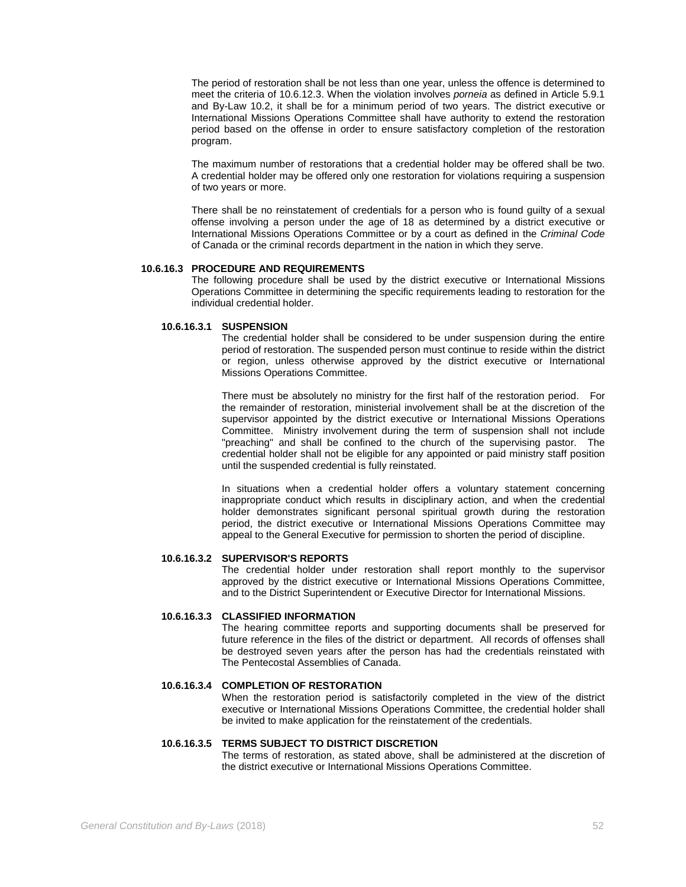The period of restoration shall be not less than one year, unless the offence is determined to meet the criteria of 10.6.12.3. When the violation involves *porneia* as defined in Article 5.9.1 and By-Law 10.2, it shall be for a minimum period of two years. The district executive or International Missions Operations Committee shall have authority to extend the restoration period based on the offense in order to ensure satisfactory completion of the restoration program.

The maximum number of restorations that a credential holder may be offered shall be two. A credential holder may be offered only one restoration for violations requiring a suspension of two years or more.

There shall be no reinstatement of credentials for a person who is found guilty of a sexual offense involving a person under the age of 18 as determined by a district executive or International Missions Operations Committee or by a court as defined in the *Criminal Code* of Canada or the criminal records department in the nation in which they serve.

**10.6.16.3 PROCEDURE AND REQUIREMENTS**

The following procedure shall be used by the district executive or International Missions Operations Committee in determining the specific requirements leading to restoration for the individual credential holder.

**10.6.16.3.1 SUSPENSION**

The credential holder shall be considered to be under suspension during the entire period of restoration. The suspended person must continue to reside within the district or region, unless otherwise approved by the district executive or International Missions Operations Committee.

There must be absolutely no ministry for the first half of the restoration period. For the remainder of restoration, ministerial involvement shall be at the discretion of the supervisor appointed by the district executive or International Missions Operations Committee. Ministry involvement during the term of suspension shall not include "preaching" and shall be confined to the church of the supervising pastor. The credential holder shall not be eligible for any appointed or paid ministry staff position until the suspended credential is fully reinstated.

In situations when a credential holder offers a voluntary statement concerning inappropriate conduct which results in disciplinary action, and when the credential holder demonstrates significant personal spiritual growth during the restoration period, the district executive or International Missions Operations Committee may appeal to the General Executive for permission to shorten the period of discipline.

**10.6.16.3.2 SUPERVISOR'S REPORTS**

The credential holder under restoration shall report monthly to the supervisor approved by the district executive or International Missions Operations Committee, and to the District Superintendent or Executive Director for International Missions.

**10.6.16.3.3 CLASSIFIED INFORMATION**

The hearing committee reports and supporting documents shall be preserved for future reference in the files of the district or department. All records of offenses shall be destroyed seven years after the person has had the credentials reinstated with The Pentecostal Assemblies of Canada.

**10.6.16.3.4 COMPLETION OF RESTORATION**

When the restoration period is satisfactorily completed in the view of the district executive or International Missions Operations Committee, the credential holder shall be invited to make application for the reinstatement of the credentials.

**10.6.16.3.5 TERMS SUBJECT TO DISTRICT DISCRETION**

The terms of restoration, as stated above, shall be administered at the discretion of the district executive or International Missions Operations Committee.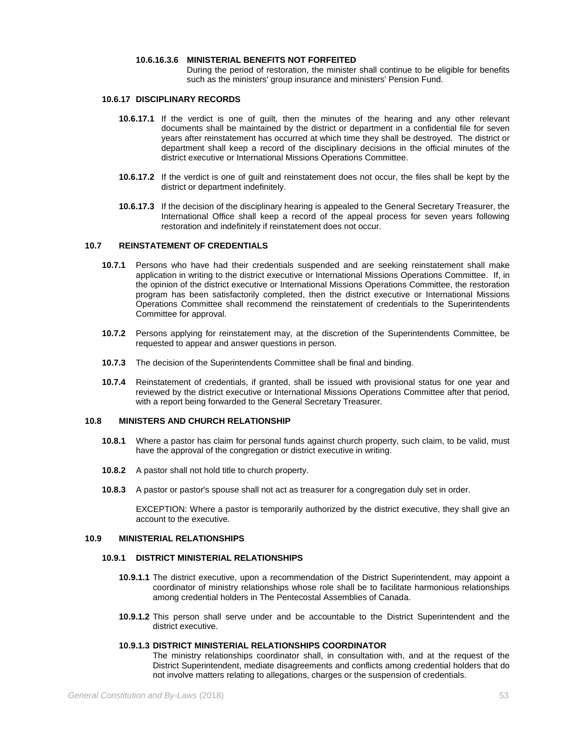#### 10.6.16.3.6 MINISTERIAL BENEFITS NOT FORFEITED

During the period of restoration, the minister shall continue to be eligible for benefits such as the ministers' group insurance and ministers' Pension Fund.

### 10.6.17 DISCIPLINARY RECORDS

**10.6.17.1** If the verdict is one of guilt, then the minutes of the hearing and any other relevant documents shall be maintained by the district or department in a confidential file for seven years after reinstatement has occurred at which time they shall be destroyed. The district or department shall keep a record of the disciplinary decisions in the official minutes of the district executive or International Missions Operations Committee.

**10.6.17.2** If the verdict is one of guilt and reinstatement does not occur, the files shall be kept by the district or department indefinitely.

**10.6.17.3** If the decision of the disciplinary hearing is appealed to the General Secretary Treasurer, the International Office shall keep a record of the appeal process for seven years following restoration and indefinitely if reinstatement does not occur.

## 10.7 REINSTATEMENT OF CREDENTIALS

**10.7.1** Persons who have had their credentials suspended and are seeking reinstatement shall make application in writing to the district executive or International Missions Operations Committee. If, in the opinion of the district executive or International Missions Operations Committee, the restoration program has been satisfactorily completed, then the district executive or International Missions Operations Committee shall recommend the reinstatement of credentials to the Superintendents Committee for approval.

**10.7.2** Persons applying for reinstatement may, at the discretion of the Superintendents Committee, be requested to appear and answer questions in person.

**10.7.3** The decision of the Superintendents Committee shall be final and binding.

**10.7.4** Reinstatement of credentials, if granted, shall be issued with provisional status for one year and reviewed by the district executive or International Missions Operations Committee after that period, with a report being forwarded to the General Secretary Treasurer.

## 10.8 MINISTERS AND CHURCH RELATIONSHIP

**10.8.1** Where a pastor has claim for personal funds against church property, such claim, to be valid, must have the approval of the congregation or district executive in writing.

**10.8.2** A pastor shall not hold title to church property.

**10.8.3** A pastor or pastor's spouse shall not act as treasurer for a congregation duly set in order.

EXCEPTION: Where a pastor is temporarily authorized by the district executive, they shall give an account to the executive.

## 10.9 MINISTERIAL RELATIONSHIPS

### 10.9.1 DISTRICT MINISTERIAL RELATIONSHIPS

**10.9.1.1** The district executive, upon a recommendation of the District Superintendent, may appoint a coordinator of ministry relationships whose role shall be to facilitate harmonious relationships among credential holders in The Pentecostal Assemblies of Canada.

**10.9.1.2** This person shall serve under and be accountable to the District Superintendent and the district executive.

#### 10.9.1.3 DISTRICT MINISTERIAL RELATIONSHIPS COORDINATOR

The ministry relationships coordinator shall, in consultation with, and at the request of the District Superintendent, mediate disagreements and conflicts among credential holders that do not involve matters relating to allegations, charges or the suspension of credentials.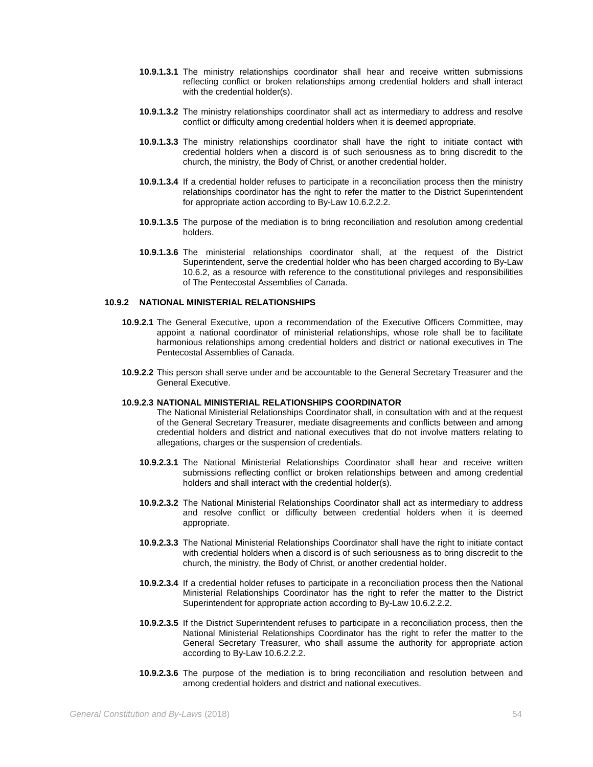**10.9.1.3.1** The ministry relationships coordinator shall hear and receive written submissions reflecting conflict or broken relationships among credential holders and shall interact with the credential holder(s).

**10.9.1.3.2** The ministry relationships coordinator shall act as intermediary to address and resolve conflict or difficulty among credential holders when it is deemed appropriate.

**10.9.1.3.3** The ministry relationships coordinator shall have the right to initiate contact with credential holders when a discord is of such seriousness as to bring discredit to the church, the ministry, the Body of Christ, or another credential holder.

**10.9.1.3.4** If a credential holder refuses to participate in a reconciliation process then the ministry relationships coordinator has the right to refer the matter to the District Superintendent for appropriate action according to By-Law 10.6.2.2.2.

**10.9.1.3.5** The purpose of the mediation is to bring reconciliation and resolution among credential holders.

**10.9.1.3.6** The ministerial relationships coordinator shall, at the request of the District Superintendent, serve the credential holder who has been charged according to By-Law 10.6.2, as a resource with reference to the constitutional privileges and responsibilities of The Pentecostal Assemblies of Canada.

**10.9.2 NATIONAL MINISTERIAL RELATIONSHIPS**

**10.9.2.1** The General Executive, upon a recommendation of the Executive Officers Committee, may appoint a national coordinator of ministerial relationships, whose role shall be to facilitate harmonious relationships among credential holders and district or national executives in The Pentecostal Assemblies of Canada.

**10.9.2.2** This person shall serve under and be accountable to the General Secretary Treasurer and the General Executive.

**10.9.2.3 NATIONAL MINISTERIAL RELATIONSHIPS COORDINATOR**

The National Ministerial Relationships Coordinator shall, in consultation with and at the request of the General Secretary Treasurer, mediate disagreements and conflicts between and among credential holders and district and national executives that do not involve matters relating to allegations, charges or the suspension of credentials.

**10.9.2.3.1** The National Ministerial Relationships Coordinator shall hear and receive written submissions reflecting conflict or broken relationships between and among credential holders and shall interact with the credential holder(s).

**10.9.2.3.2** The National Ministerial Relationships Coordinator shall act as intermediary to address and resolve conflict or difficulty between credential holders when it is deemed appropriate.

**10.9.2.3.3** The National Ministerial Relationships Coordinator shall have the right to initiate contact with credential holders when a discord is of such seriousness as to bring discredit to the church, the ministry, the Body of Christ, or another credential holder.

**10.9.2.3.4** If a credential holder refuses to participate in a reconciliation process then the National Ministerial Relationships Coordinator has the right to refer the matter to the District Superintendent for appropriate action according to By-Law 10.6.2.2.2.

**10.9.2.3.5** If the District Superintendent refuses to participate in a reconciliation process, then the National Ministerial Relationships Coordinator has the right to refer the matter to the General Secretary Treasurer, who shall assume the authority for appropriate action according to By-Law 10.6.2.2.2.

**10.9.2.3.6** The purpose of the mediation is to bring reconciliation and resolution between and among credential holders and district and national executives.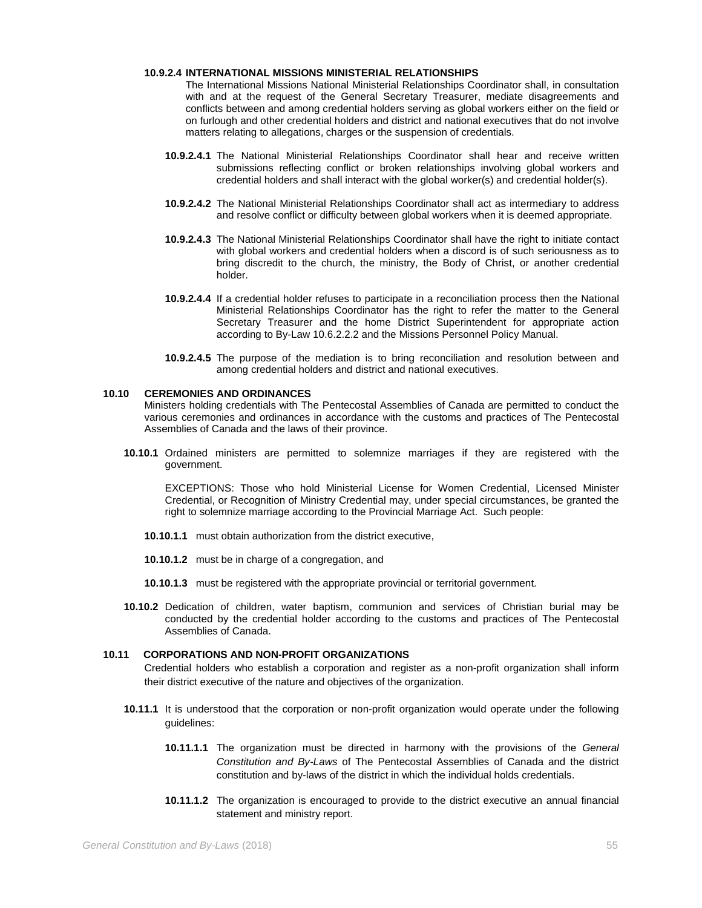**10.9.2.4 INTERNATIONAL MISSIONS MINISTERIAL RELATIONSHIPS**

The International Missions National Ministerial Relationships Coordinator shall, in consultation with and at the request of the General Secretary Treasurer, mediate disagreements and conflicts between and among credential holders serving as global workers either on the field or on furlough and other credential holders and district and national executives that do not involve matters relating to allegations, charges or the suspension of credentials.

**10.9.2.4.1** The National Ministerial Relationships Coordinator shall hear and receive written submissions reflecting conflict or broken relationships involving global workers and credential holders and shall interact with the global worker(s) and credential holder(s).

**10.9.2.4.2** The National Ministerial Relationships Coordinator shall act as intermediary to address and resolve conflict or difficulty between global workers when it is deemed appropriate.

**10.9.2.4.3** The National Ministerial Relationships Coordinator shall have the right to initiate contact with global workers and credential holders when a discord is of such seriousness as to bring discredit to the church, the ministry, the Body of Christ, or another credential holder.

**10.9.2.4.4** If a credential holder refuses to participate in a reconciliation process then the National Ministerial Relationships Coordinator has the right to refer the matter to the General Secretary Treasurer and the home District Superintendent for appropriate action according to By-Law 10.6.2.2.2 and the Missions Personnel Policy Manual.

**10.9.2.4.5** The purpose of the mediation is to bring reconciliation and resolution between and among credential holders and district and national executives.

## 10.10 CEREMONIES AND ORDINANCES

Ministers holding credentials with The Pentecostal Assemblies of Canada are permitted to conduct the various ceremonies and ordinances in accordance with the customs and practices of The Pentecostal Assemblies of Canada and the laws of their province.

**10.10.1** Ordained ministers are permitted to solemnize marriages if they are registered with the government.

EXCEPTIONS: Those who hold Ministerial License for Women Credential, Licensed Minister Credential, or Recognition of Ministry Credential may, under special circumstances, be granted the right to solemnize marriage according to the Provincial Marriage Act. Such people:

**10.10.1.1** must obtain authorization from the district executive,

**10.10.1.2** must be in charge of a congregation, and

**10.10.1.3** must be registered with the appropriate provincial or territorial government.

**10.10.2** Dedication of children, water baptism, communion and services of Christian burial may be conducted by the credential holder according to the customs and practices of The Pentecostal Assemblies of Canada.

## 10.11 CORPORATIONS AND NON-PROFIT ORGANIZATIONS

Credential holders who establish a corporation and register as a non-profit organization shall inform their district executive of the nature and objectives of the organization.

**10.11.1** It is understood that the corporation or non-profit organization would operate under the following guidelines:

**10.11.1.1** The organization must be directed in harmony with the provisions of the *General Constitution and By-Laws* of The Pentecostal Assemblies of Canada and the district constitution and by-laws of the district in which the individual holds credentials.

**10.11.1.2** The organization is encouraged to provide to the district executive an annual financial statement and ministry report.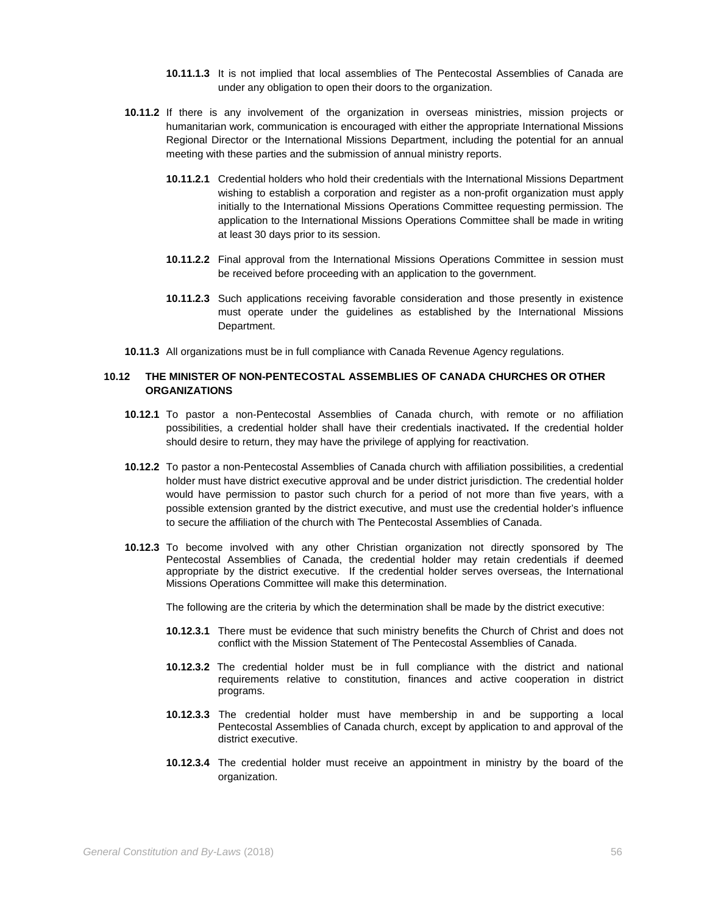**10.11.1.3** It is not implied that local assemblies of The Pentecostal Assemblies of Canada are under any obligation to open their doors to the organization.

**10.11.2** If there is any involvement of the organization in overseas ministries, mission projects or humanitarian work, communication is encouraged with either the appropriate International Missions Regional Director or the International Missions Department, including the potential for an annual meeting with these parties and the submission of annual ministry reports.

**10.11.2.1** Credential holders who hold their credentials with the International Missions Department wishing to establish a corporation and register as a non-profit organization must apply initially to the International Missions Operations Committee requesting permission. The application to the International Missions Operations Committee shall be made in writing at least 30 days prior to its session.

**10.11.2.2** Final approval from the International Missions Operations Committee in session must be received before proceeding with an application to the government.

**10.11.2.3** Such applications receiving favorable consideration and those presently in existence must operate under the guidelines as established by the International Missions Department.

**10.11.3** All organizations must be in full compliance with Canada Revenue Agency regulations.

## 10.12 THE MINISTER OF NON-PENTECOSTAL ASSEMBLIES OF CANADA CHURCHES OR OTHER ORGANIZATIONS

**10.12.1** To pastor a non-Pentecostal Assemblies of Canada church, with remote or no affiliation possibilities, a credential holder shall have their credentials inactivated**.** If the credential holder should desire to return, they may have the privilege of applying for reactivation.

**10.12.2** To pastor a non-Pentecostal Assemblies of Canada church with affiliation possibilities, a credential holder must have district executive approval and be under district jurisdiction. The credential holder would have permission to pastor such church for a period of not more than five years, with a possible extension granted by the district executive, and must use the credential holder's influence to secure the affiliation of the church with The Pentecostal Assemblies of Canada.

**10.12.3** To become involved with any other Christian organization not directly sponsored by The Pentecostal Assemblies of Canada, the credential holder may retain credentials if deemed appropriate by the district executive. If the credential holder serves overseas, the International Missions Operations Committee will make this determination.

The following are the criteria by which the determination shall be made by the district executive:

**10.12.3.1** There must be evidence that such ministry benefits the Church of Christ and does not conflict with the Mission Statement of The Pentecostal Assemblies of Canada.

**10.12.3.2** The credential holder must be in full compliance with the district and national requirements relative to constitution, finances and active cooperation in district programs.

**10.12.3.3** The credential holder must have membership in and be supporting a local Pentecostal Assemblies of Canada church, except by application to and approval of the district executive.

**10.12.3.4** The credential holder must receive an appointment in ministry by the board of the organization.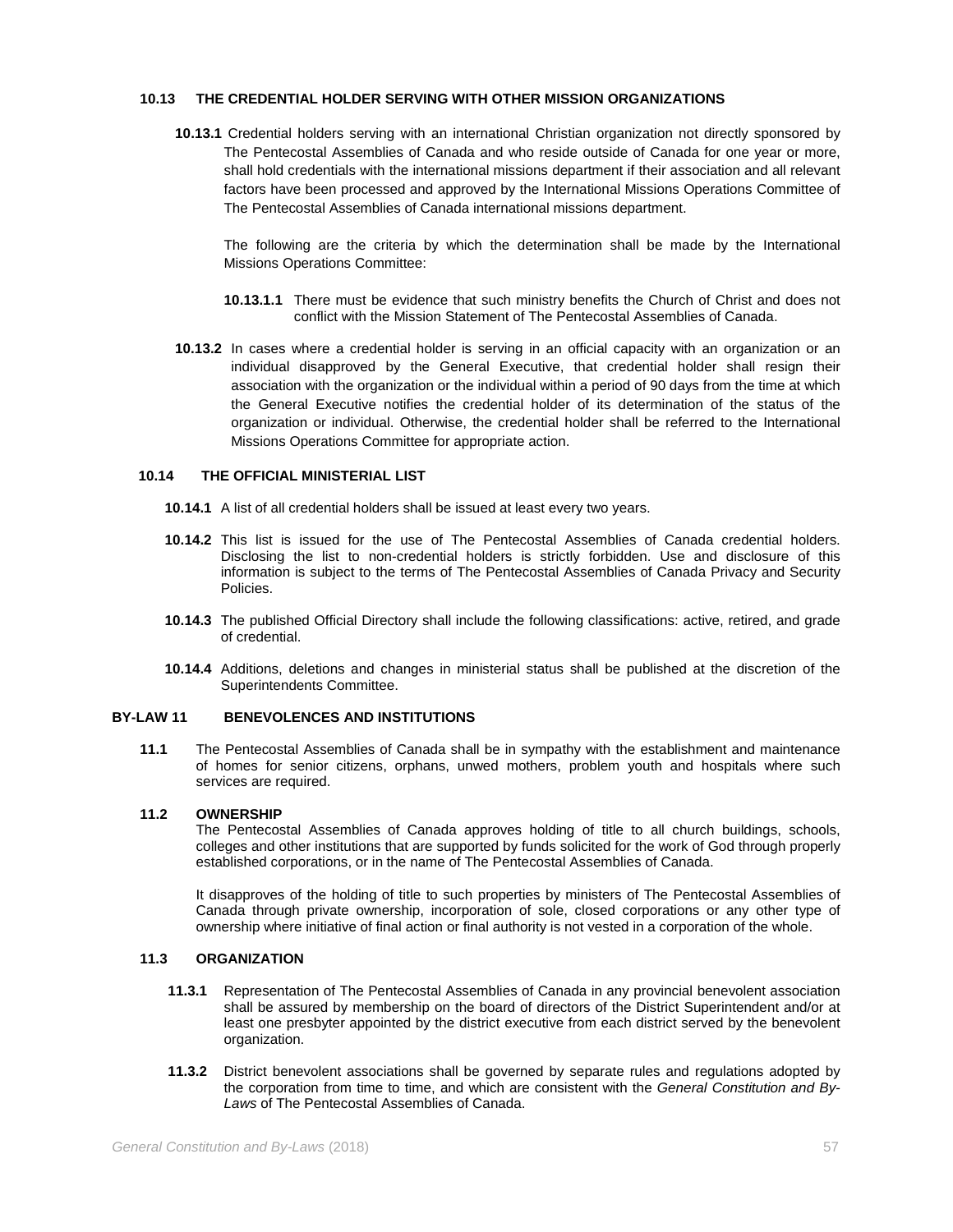### 10.13 THE CREDENTIAL HOLDER SERVING WITH OTHER MISSION ORGANIZATIONS

**10.13.1** Credential holders serving with an international Christian organization not directly sponsored by The Pentecostal Assemblies of Canada and who reside outside of Canada for one year or more, shall hold credentials with the international missions department if their association and all relevant factors have been processed and approved by the International Missions Operations Committee of The Pentecostal Assemblies of Canada international missions department.

The following are the criteria by which the determination shall be made by the International Missions Operations Committee:

**10.13.1.1** There must be evidence that such ministry benefits the Church of Christ and does not conflict with the Mission Statement of The Pentecostal Assemblies of Canada.

**10.13.2** In cases where a credential holder is serving in an official capacity with an organization or an individual disapproved by the General Executive, that credential holder shall resign their association with the organization or the individual within a period of 90 days from the time at which the General Executive notifies the credential holder of its determination of the status of the organization or individual. Otherwise, the credential holder shall be referred to the International Missions Operations Committee for appropriate action.

### 10.14 THE OFFICIAL MINISTERIAL LIST

**10.14.1** A list of all credential holders shall be issued at least every two years.

**10.14.2** This list is issued for the use of The Pentecostal Assemblies of Canada credential holders. Disclosing the list to non-credential holders is strictly forbidden. Use and disclosure of this information is subject to the terms of The Pentecostal Assemblies of Canada Privacy and Security Policies.

**10.14.3** The published Official Directory shall include the following classifications: active, retired, and grade of credential.

**10.14.4** Additions, deletions and changes in ministerial status shall be published at the discretion of the Superintendents Committee.

## BY-LAW 11 BENEVOLENCES AND INSTITUTIONS

**11.1** The Pentecostal Assemblies of Canada shall be in sympathy with the establishment and maintenance of homes for senior citizens, orphans, unwed mothers, problem youth and hospitals where such services are required.

### 11.2 OWNERSHIP

The Pentecostal Assemblies of Canada approves holding of title to all church buildings, schools, colleges and other institutions that are supported by funds solicited for the work of God through properly established corporations, or in the name of The Pentecostal Assemblies of Canada.

It disapproves of the holding of title to such properties by ministers of The Pentecostal Assemblies of Canada through private ownership, incorporation of sole, closed corporations or any other type of ownership where initiative of final action or final authority is not vested in a corporation of the whole.

### 11.3 ORGANIZATION

**11.3.1** Representation of The Pentecostal Assemblies of Canada in any provincial benevolent association shall be assured by membership on the board of directors of the District Superintendent and/or at least one presbyter appointed by the district executive from each district served by the benevolent organization.

**11.3.2** District benevolent associations shall be governed by separate rules and regulations adopted by the corporation from time to time, and which are consistent with the *General Constitution and By-Laws* of The Pentecostal Assemblies of Canada.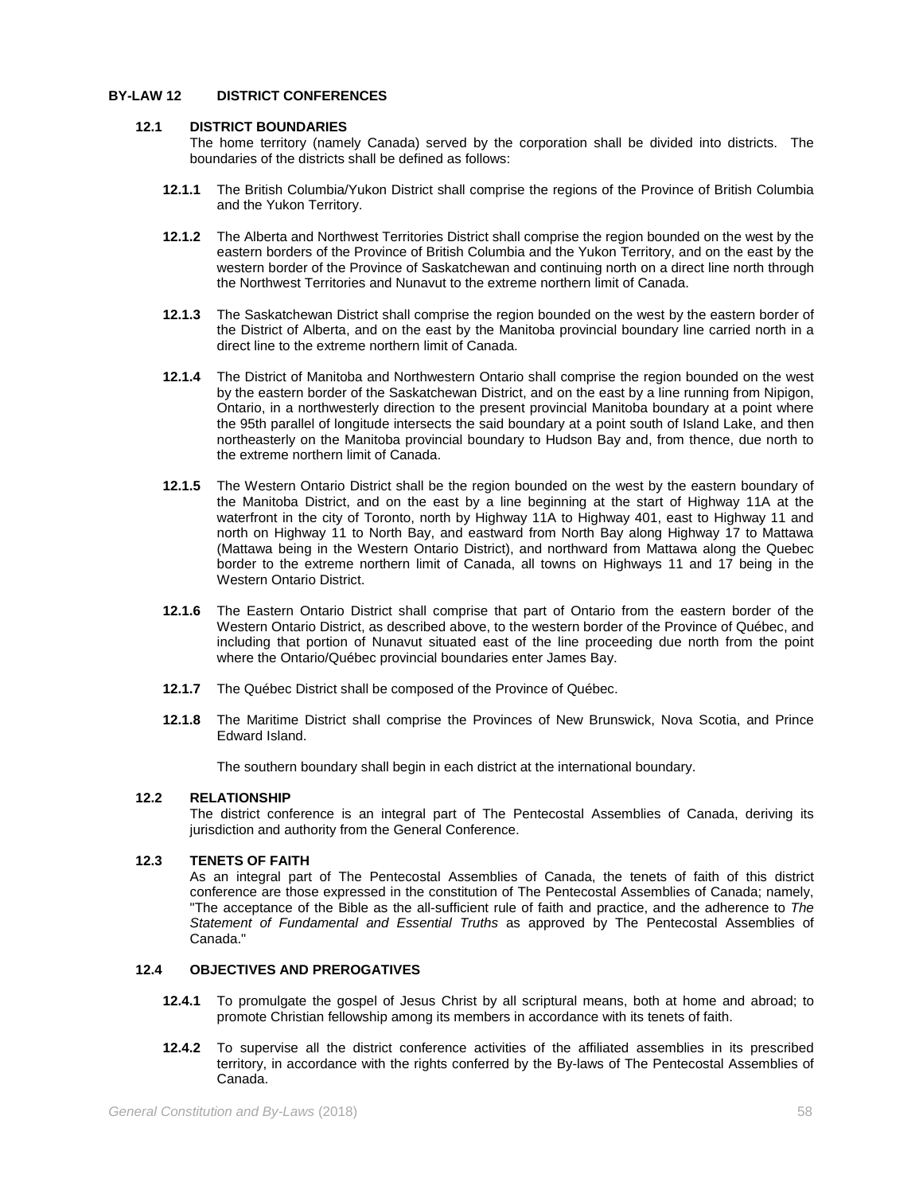## BY-LAW 12 DISTRICT CONFERENCES

### 12.1 DISTRICT BOUNDARIES

The home territory (namely Canada) served by the corporation shall be divided into districts. The boundaries of the districts shall be defined as follows:

**12.1.1** The British Columbia/Yukon District shall comprise the regions of the Province of British Columbia and the Yukon Territory.

**12.1.2** The Alberta and Northwest Territories District shall comprise the region bounded on the west by the eastern borders of the Province of British Columbia and the Yukon Territory, and on the east by the western border of the Province of Saskatchewan and continuing north on a direct line north through the Northwest Territories and Nunavut to the extreme northern limit of Canada.

**12.1.3** The Saskatchewan District shall comprise the region bounded on the west by the eastern border of the District of Alberta, and on the east by the Manitoba provincial boundary line carried north in a direct line to the extreme northern limit of Canada.

**12.1.4** The District of Manitoba and Northwestern Ontario shall comprise the region bounded on the west by the eastern border of the Saskatchewan District, and on the east by a line running from Nipigon, Ontario, in a northwesterly direction to the present provincial Manitoba boundary at a point where the 95th parallel of longitude intersects the said boundary at a point south of Island Lake, and then northeasterly on the Manitoba provincial boundary to Hudson Bay and, from thence, due north to the extreme northern limit of Canada.

**12.1.5** The Western Ontario District shall be the region bounded on the west by the eastern boundary of the Manitoba District, and on the east by a line beginning at the start of Highway 11A at the waterfront in the city of Toronto, north by Highway 11A to Highway 401, east to Highway 11 and north on Highway 11 to North Bay, and eastward from North Bay along Highway 17 to Mattawa (Mattawa being in the Western Ontario District), and northward from Mattawa along the Quebec border to the extreme northern limit of Canada, all towns on Highways 11 and 17 being in the Western Ontario District.

**12.1.6** The Eastern Ontario District shall comprise that part of Ontario from the eastern border of the Western Ontario District, as described above, to the western border of the Province of Québec, and including that portion of Nunavut situated east of the line proceeding due north from the point where the Ontario/Québec provincial boundaries enter James Bay.

**12.1.7** The Québec District shall be composed of the Province of Québec.

**12.1.8** The Maritime District shall comprise the Provinces of New Brunswick, Nova Scotia, and Prince Edward Island.

The southern boundary shall begin in each district at the international boundary.

### 12.2 RELATIONSHIP

The district conference is an integral part of The Pentecostal Assemblies of Canada, deriving its jurisdiction and authority from the General Conference.

### 12.3 TENETS OF FAITH

As an integral part of The Pentecostal Assemblies of Canada, the tenets of faith of this district conference are those expressed in the constitution of The Pentecostal Assemblies of Canada; namely, "The acceptance of the Bible as the all-sufficient rule of faith and practice, and the adherence to *The Statement of Fundamental and Essential Truths* as approved by The Pentecostal Assemblies of Canada."

### 12.4 OBJECTIVES AND PREROGATIVES

**12.4.1** To promulgate the gospel of Jesus Christ by all scriptural means, both at home and abroad; to promote Christian fellowship among its members in accordance with its tenets of faith.

**12.4.2** To supervise all the district conference activities of the affiliated assemblies in its prescribed territory, in accordance with the rights conferred by the By-laws of The Pentecostal Assemblies of Canada.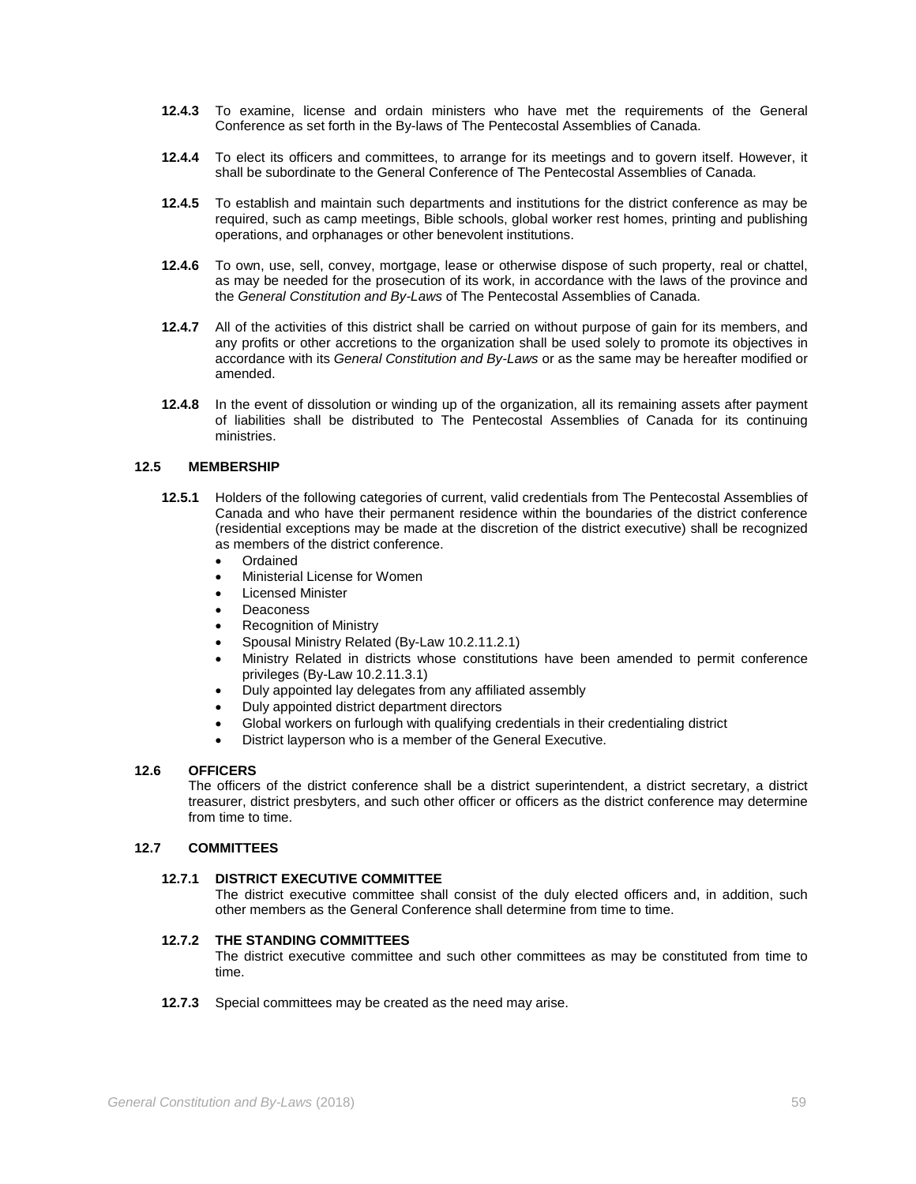**12.4.3** To examine, license and ordain ministers who have met the requirements of the General Conference as set forth in the By-laws of The Pentecostal Assemblies of Canada.

**12.4.4** To elect its officers and committees, to arrange for its meetings and to govern itself. However, it shall be subordinate to the General Conference of The Pentecostal Assemblies of Canada.

**12.4.5** To establish and maintain such departments and institutions for the district conference as may be required, such as camp meetings, Bible schools, global worker rest homes, printing and publishing operations, and orphanages or other benevolent institutions.

**12.4.6** To own, use, sell, convey, mortgage, lease or otherwise dispose of such property, real or chattel, as may be needed for the prosecution of its work, in accordance with the laws of the province and the *General Constitution and By-Laws* of The Pentecostal Assemblies of Canada.

**12.4.7** All of the activities of this district shall be carried on without purpose of gain for its members, and any profits or other accretions to the organization shall be used solely to promote its objectives in accordance with its *General Constitution and By-Laws* or as the same may be hereafter modified or amended.

**12.4.8** In the event of dissolution or winding up of the organization, all its remaining assets after payment of liabilities shall be distributed to The Pentecostal Assemblies of Canada for its continuing ministries.

### 12.5 MEMBERSHIP

**12.5.1** Holders of the following categories of current, valid credentials from The Pentecostal Assemblies of Canada and who have their permanent residence within the boundaries of the district conference (residential exceptions may be made at the discretion of the district executive) shall be recognized as members of the district conference.

- Ordained
- Ministerial License for Women
- Licensed Minister
- Deaconess
- Recognition of Ministry
- Spousal Ministry Related (By-Law 10.2.11.2.1)
- Ministry Related in districts whose constitutions have been amended to permit conference privileges (By-Law 10.2.11.3.1)
- Duly appointed lay delegates from any affiliated assembly
- Duly appointed district department directors
- Global workers on furlough with qualifying credentials in their credentialing district
- District layperson who is a member of the General Executive.

### 12.6 OFFICERS

The officers of the district conference shall be a district superintendent, a district secretary, a district treasurer, district presbyters, and such other officer or officers as the district conference may determine from time to time.

### 12.7 COMMITTEES

**12.7.1 DISTRICT EXECUTIVE COMMITTEE**
The district executive committee shall consist of the duly elected officers and, in addition, such other members as the General Conference shall determine from time to time.

**12.7.2 THE STANDING COMMITTEES**
The district executive committee and such other committees as may be constituted from time to time.

**12.7.3** Special committees may be created as the need may arise.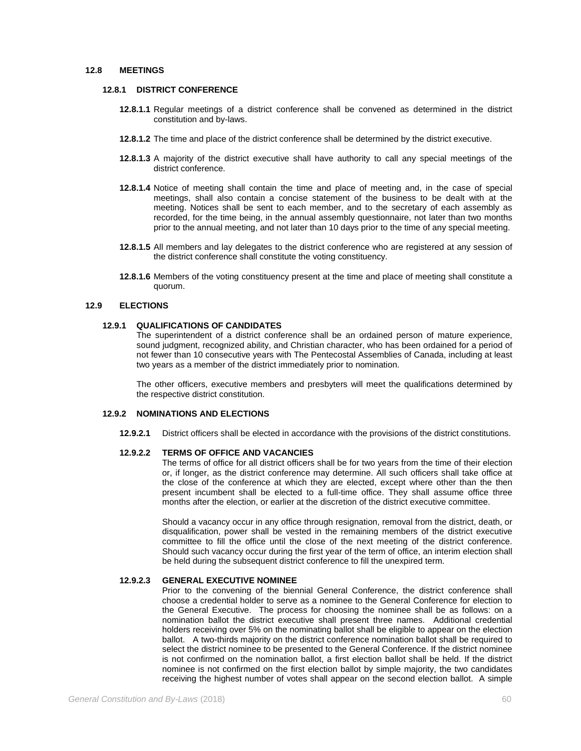## 12.8 MEETINGS

### 12.8.1 DISTRICT CONFERENCE

**12.8.1.1** Regular meetings of a district conference shall be convened as determined in the district constitution and by-laws.

**12.8.1.2** The time and place of the district conference shall be determined by the district executive.

**12.8.1.3** A majority of the district executive shall have authority to call any special meetings of the district conference.

**12.8.1.4** Notice of meeting shall contain the time and place of meeting and, in the case of special meetings, shall also contain a concise statement of the business to be dealt with at the meeting. Notices shall be sent to each member, and to the secretary of each assembly as recorded, for the time being, in the annual assembly questionnaire, not later than two months prior to the annual meeting, and not later than 10 days prior to the time of any special meeting.

**12.8.1.5** All members and lay delegates to the district conference who are registered at any session of the district conference shall constitute the voting constituency.

**12.8.1.6** Members of the voting constituency present at the time and place of meeting shall constitute a quorum.

## 12.9 ELECTIONS

### 12.9.1 QUALIFICATIONS OF CANDIDATES

The superintendent of a district conference shall be an ordained person of mature experience, sound judgment, recognized ability, and Christian character, who has been ordained for a period of not fewer than 10 consecutive years with The Pentecostal Assemblies of Canada, including at least two years as a member of the district immediately prior to nomination.

The other officers, executive members and presbyters will meet the qualifications determined by the respective district constitution.

### 12.9.2 NOMINATIONS AND ELECTIONS

**12.9.2.1** District officers shall be elected in accordance with the provisions of the district constitutions.

**12.9.2.2 TERMS OF OFFICE AND VACANCIES**

The terms of office for all district officers shall be for two years from the time of their election or, if longer, as the district conference may determine. All such officers shall take office at the close of the conference at which they are elected, except where other than the then present incumbent shall be elected to a full-time office. They shall assume office three months after the election, or earlier at the discretion of the district executive committee.

Should a vacancy occur in any office through resignation, removal from the district, death, or disqualification, power shall be vested in the remaining members of the district executive committee to fill the office until the close of the next meeting of the district conference. Should such vacancy occur during the first year of the term of office, an interim election shall be held during the subsequent district conference to fill the unexpired term.

**12.9.2.3 GENERAL EXECUTIVE NOMINEE**

Prior to the convening of the biennial General Conference, the district conference shall choose a credential holder to serve as a nominee to the General Conference for election to the General Executive. The process for choosing the nominee shall be as follows: on a nomination ballot the district executive shall present three names. Additional credential holders receiving over 5% on the nominating ballot shall be eligible to appear on the election ballot. A two-thirds majority on the district conference nomination ballot shall be required to select the district nominee to be presented to the General Conference. If the district nominee is not confirmed on the nomination ballot, a first election ballot shall be held. If the district nominee is not confirmed on the first election ballot by simple majority, the two candidates receiving the highest number of votes shall appear on the second election ballot. A simple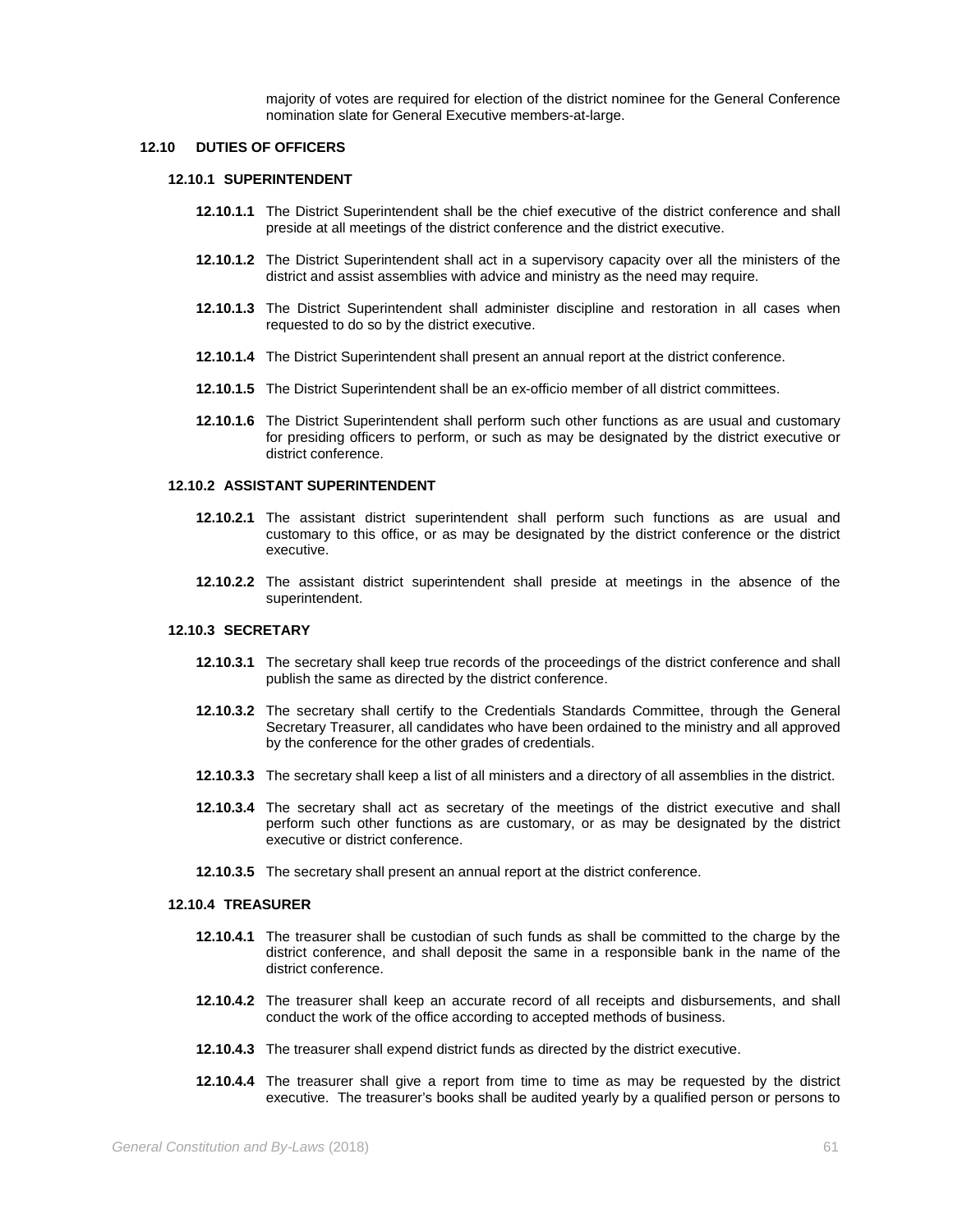majority of votes are required for election of the district nominee for the General Conference nomination slate for General Executive members-at-large.

## 12.10 DUTIES OF OFFICERS

### 12.10.1 SUPERINTENDENT

**12.10.1.1** The District Superintendent shall be the chief executive of the district conference and shall preside at all meetings of the district conference and the district executive.

**12.10.1.2** The District Superintendent shall act in a supervisory capacity over all the ministers of the district and assist assemblies with advice and ministry as the need may require.

**12.10.1.3** The District Superintendent shall administer discipline and restoration in all cases when requested to do so by the district executive.

**12.10.1.4** The District Superintendent shall present an annual report at the district conference.

**12.10.1.5** The District Superintendent shall be an ex-officio member of all district committees.

**12.10.1.6** The District Superintendent shall perform such other functions as are usual and customary for presiding officers to perform, or such as may be designated by the district executive or district conference.

### 12.10.2 ASSISTANT SUPERINTENDENT

**12.10.2.1** The assistant district superintendent shall perform such functions as are usual and customary to this office, or as may be designated by the district conference or the district executive.

**12.10.2.2** The assistant district superintendent shall preside at meetings in the absence of the superintendent.

### 12.10.3 SECRETARY

**12.10.3.1** The secretary shall keep true records of the proceedings of the district conference and shall publish the same as directed by the district conference.

**12.10.3.2** The secretary shall certify to the Credentials Standards Committee, through the General Secretary Treasurer, all candidates who have been ordained to the ministry and all approved by the conference for the other grades of credentials.

**12.10.3.3** The secretary shall keep a list of all ministers and a directory of all assemblies in the district.

**12.10.3.4** The secretary shall act as secretary of the meetings of the district executive and shall perform such other functions as are customary, or as may be designated by the district executive or district conference.

**12.10.3.5** The secretary shall present an annual report at the district conference.

### 12.10.4 TREASURER

**12.10.4.1** The treasurer shall be custodian of such funds as shall be committed to the charge by the district conference, and shall deposit the same in a responsible bank in the name of the district conference.

**12.10.4.2** The treasurer shall keep an accurate record of all receipts and disbursements, and shall conduct the work of the office according to accepted methods of business.

**12.10.4.3** The treasurer shall expend district funds as directed by the district executive.

**12.10.4.4** The treasurer shall give a report from time to time as may be requested by the district executive. The treasurer's books shall be audited yearly by a qualified person or persons to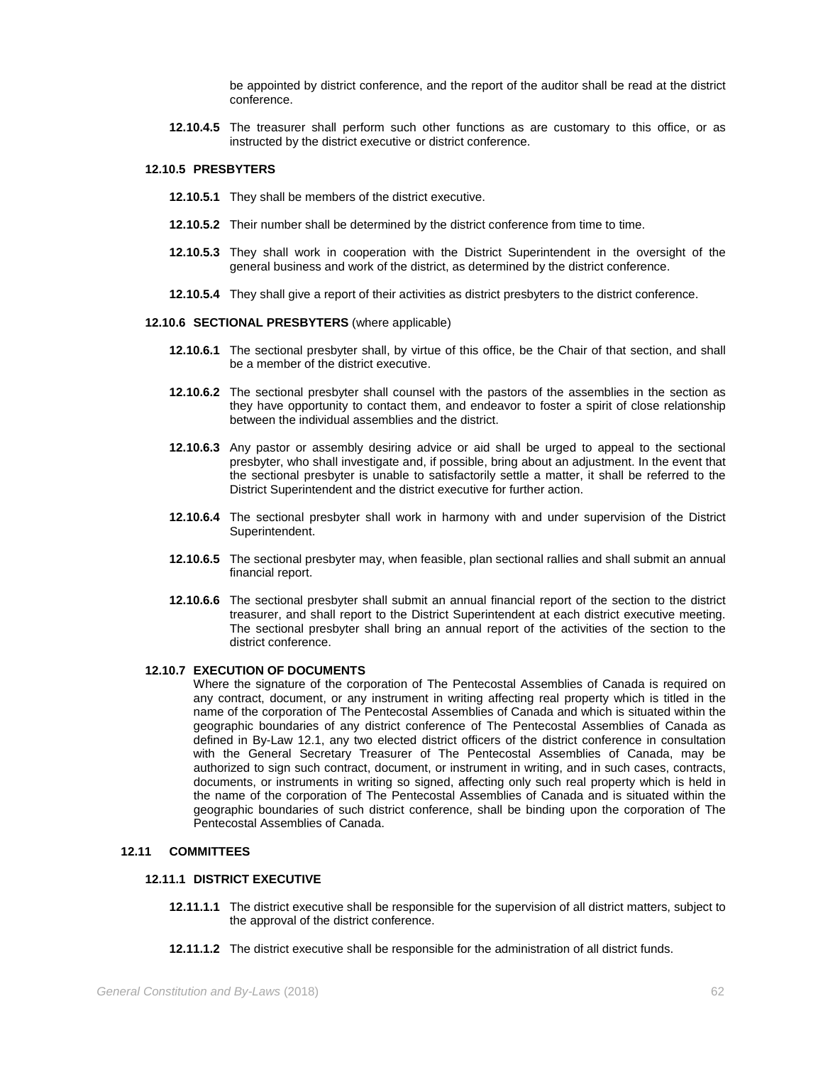be appointed by district conference, and the report of the auditor shall be read at the district conference.

**12.10.4.5** The treasurer shall perform such other functions as are customary to this office, or as instructed by the district executive or district conference.

#### 12.10.5 PRESBYTERS

**12.10.5.1** They shall be members of the district executive.

**12.10.5.2** Their number shall be determined by the district conference from time to time.

**12.10.5.3** They shall work in cooperation with the District Superintendent in the oversight of the general business and work of the district, as determined by the district conference.

**12.10.5.4** They shall give a report of their activities as district presbyters to the district conference.

#### 12.10.6 SECTIONAL PRESBYTERS (where applicable)

**12.10.6.1** The sectional presbyter shall, by virtue of this office, be the Chair of that section, and shall be a member of the district executive.

**12.10.6.2** The sectional presbyter shall counsel with the pastors of the assemblies in the section as they have opportunity to contact them, and endeavor to foster a spirit of close relationship between the individual assemblies and the district.

**12.10.6.3** Any pastor or assembly desiring advice or aid shall be urged to appeal to the sectional presbyter, who shall investigate and, if possible, bring about an adjustment. In the event that the sectional presbyter is unable to satisfactorily settle a matter, it shall be referred to the District Superintendent and the district executive for further action.

**12.10.6.4** The sectional presbyter shall work in harmony with and under supervision of the District Superintendent.

**12.10.6.5** The sectional presbyter may, when feasible, plan sectional rallies and shall submit an annual financial report.

**12.10.6.6** The sectional presbyter shall submit an annual financial report of the section to the district treasurer, and shall report to the District Superintendent at each district executive meeting. The sectional presbyter shall bring an annual report of the activities of the section to the district conference.

#### 12.10.7 EXECUTION OF DOCUMENTS

Where the signature of the corporation of The Pentecostal Assemblies of Canada is required on any contract, document, or any instrument in writing affecting real property which is titled in the name of the corporation of The Pentecostal Assemblies of Canada and which is situated within the geographic boundaries of any district conference of The Pentecostal Assemblies of Canada as defined in By-Law 12.1, any two elected district officers of the district conference in consultation with the General Secretary Treasurer of The Pentecostal Assemblies of Canada, may be authorized to sign such contract, document, or instrument in writing, and in such cases, contracts, documents, or instruments in writing so signed, affecting only such real property which is held in the name of the corporation of The Pentecostal Assemblies of Canada and is situated within the geographic boundaries of such district conference, shall be binding upon the corporation of The Pentecostal Assemblies of Canada.

### 12.11 COMMITTEES

#### 12.11.1 DISTRICT EXECUTIVE

**12.11.1.1** The district executive shall be responsible for the supervision of all district matters, subject to the approval of the district conference.

**12.11.1.2** The district executive shall be responsible for the administration of all district funds.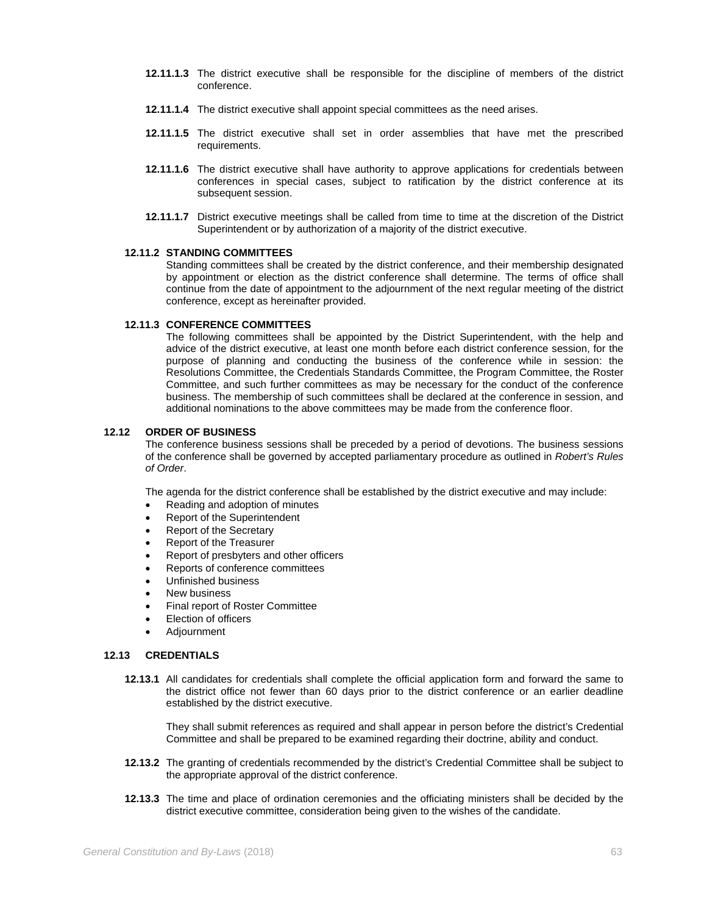**12.11.1.3** The district executive shall be responsible for the discipline of members of the district conference.

**12.11.1.4** The district executive shall appoint special committees as the need arises.

**12.11.1.5** The district executive shall set in order assemblies that have met the prescribed requirements.

**12.11.1.6** The district executive shall have authority to approve applications for credentials between conferences in special cases, subject to ratification by the district conference at its subsequent session.

**12.11.1.7** District executive meetings shall be called from time to time at the discretion of the District Superintendent or by authorization of a majority of the district executive.

### 12.11.2 STANDING COMMITTEES

Standing committees shall be created by the district conference, and their membership designated by appointment or election as the district conference shall determine. The terms of office shall continue from the date of appointment to the adjournment of the next regular meeting of the district conference, except as hereinafter provided.

### 12.11.3 CONFERENCE COMMITTEES

The following committees shall be appointed by the District Superintendent, with the help and advice of the district executive, at least one month before each district conference session, for the purpose of planning and conducting the business of the conference while in session: the Resolutions Committee, the Credentials Standards Committee, the Program Committee, the Roster Committee, and such further committees as may be necessary for the conduct of the conference business. The membership of such committees shall be declared at the conference in session, and additional nominations to the above committees may be made from the conference floor.

## 12.12 ORDER OF BUSINESS

The conference business sessions shall be preceded by a period of devotions. The business sessions of the conference shall be governed by accepted parliamentary procedure as outlined in *Robert's Rules of Order*.

The agenda for the district conference shall be established by the district executive and may include:

- Reading and adoption of minutes
- Report of the Superintendent
- Report of the Secretary
- Report of the Treasurer
- Report of presbyters and other officers
- Reports of conference committees
- Unfinished business
- New business
- Final report of Roster Committee
- Election of officers
- Adjournment

## 12.13 CREDENTIALS

**12.13.1** All candidates for credentials shall complete the official application form and forward the same to the district office not fewer than 60 days prior to the district conference or an earlier deadline established by the district executive.

They shall submit references as required and shall appear in person before the district's Credential Committee and shall be prepared to be examined regarding their doctrine, ability and conduct.

**12.13.2** The granting of credentials recommended by the district's Credential Committee shall be subject to the appropriate approval of the district conference.

**12.13.3** The time and place of ordination ceremonies and the officiating ministers shall be decided by the district executive committee, consideration being given to the wishes of the candidate.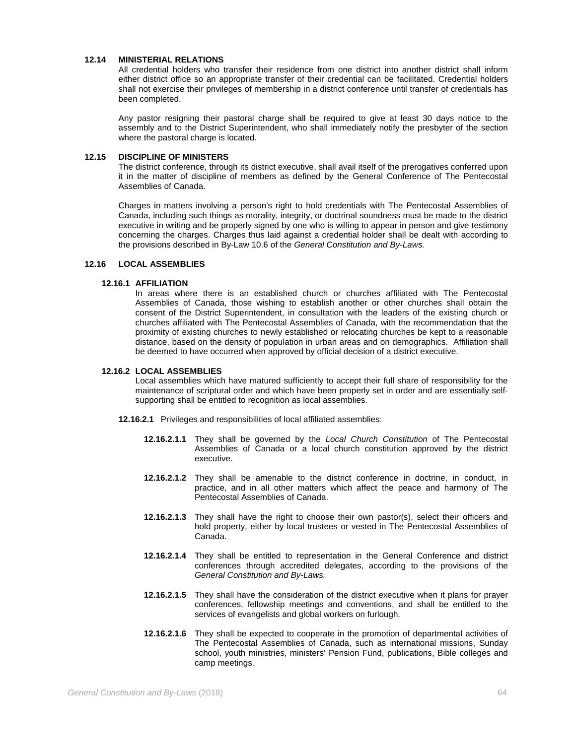### 12.14 MINISTERIAL RELATIONS

All credential holders who transfer their residence from one district into another district shall inform either district office so an appropriate transfer of their credential can be facilitated. Credential holders shall not exercise their privileges of membership in a district conference until transfer of credentials has been completed.

Any pastor resigning their pastoral charge shall be required to give at least 30 days notice to the assembly and to the District Superintendent, who shall immediately notify the presbyter of the section where the pastoral charge is located.

### 12.15 DISCIPLINE OF MINISTERS

The district conference, through its district executive, shall avail itself of the prerogatives conferred upon it in the matter of discipline of members as defined by the General Conference of The Pentecostal Assemblies of Canada.

Charges in matters involving a person's right to hold credentials with The Pentecostal Assemblies of Canada, including such things as morality, integrity, or doctrinal soundness must be made to the district executive in writing and be properly signed by one who is willing to appear in person and give testimony concerning the charges. Charges thus laid against a credential holder shall be dealt with according to the provisions described in By-Law 10.6 of the *General Constitution and By-Laws.*

### 12.16 LOCAL ASSEMBLIES

#### 12.16.1 AFFILIATION

In areas where there is an established church or churches affiliated with The Pentecostal Assemblies of Canada, those wishing to establish another or other churches shall obtain the consent of the District Superintendent, in consultation with the leaders of the existing church or churches affiliated with The Pentecostal Assemblies of Canada, with the recommendation that the proximity of existing churches to newly established or relocating churches be kept to a reasonable distance, based on the density of population in urban areas and on demographics. Affiliation shall be deemed to have occurred when approved by official decision of a district executive.

#### 12.16.2 LOCAL ASSEMBLIES

Local assemblies which have matured sufficiently to accept their full share of responsibility for the maintenance of scriptural order and which have been properly set in order and are essentially self-supporting shall be entitled to recognition as local assemblies.

**12.16.2.1** Privileges and responsibilities of local affiliated assemblies:

**12.16.2.1.1** They shall be governed by the *Local Church Constitution* of The Pentecostal Assemblies of Canada or a local church constitution approved by the district executive.

**12.16.2.1.2** They shall be amenable to the district conference in doctrine, in conduct, in practice, and in all other matters which affect the peace and harmony of The Pentecostal Assemblies of Canada.

**12.16.2.1.3** They shall have the right to choose their own pastor(s), select their officers and hold property, either by local trustees or vested in The Pentecostal Assemblies of Canada.

**12.16.2.1.4** They shall be entitled to representation in the General Conference and district conferences through accredited delegates, according to the provisions of the *General Constitution and By-Laws.*

**12.16.2.1.5** They shall have the consideration of the district executive when it plans for prayer conferences, fellowship meetings and conventions, and shall be entitled to the services of evangelists and global workers on furlough.

**12.16.2.1.6** They shall be expected to cooperate in the promotion of departmental activities of The Pentecostal Assemblies of Canada, such as international missions, Sunday school, youth ministries, ministers' Pension Fund, publications, Bible colleges and camp meetings.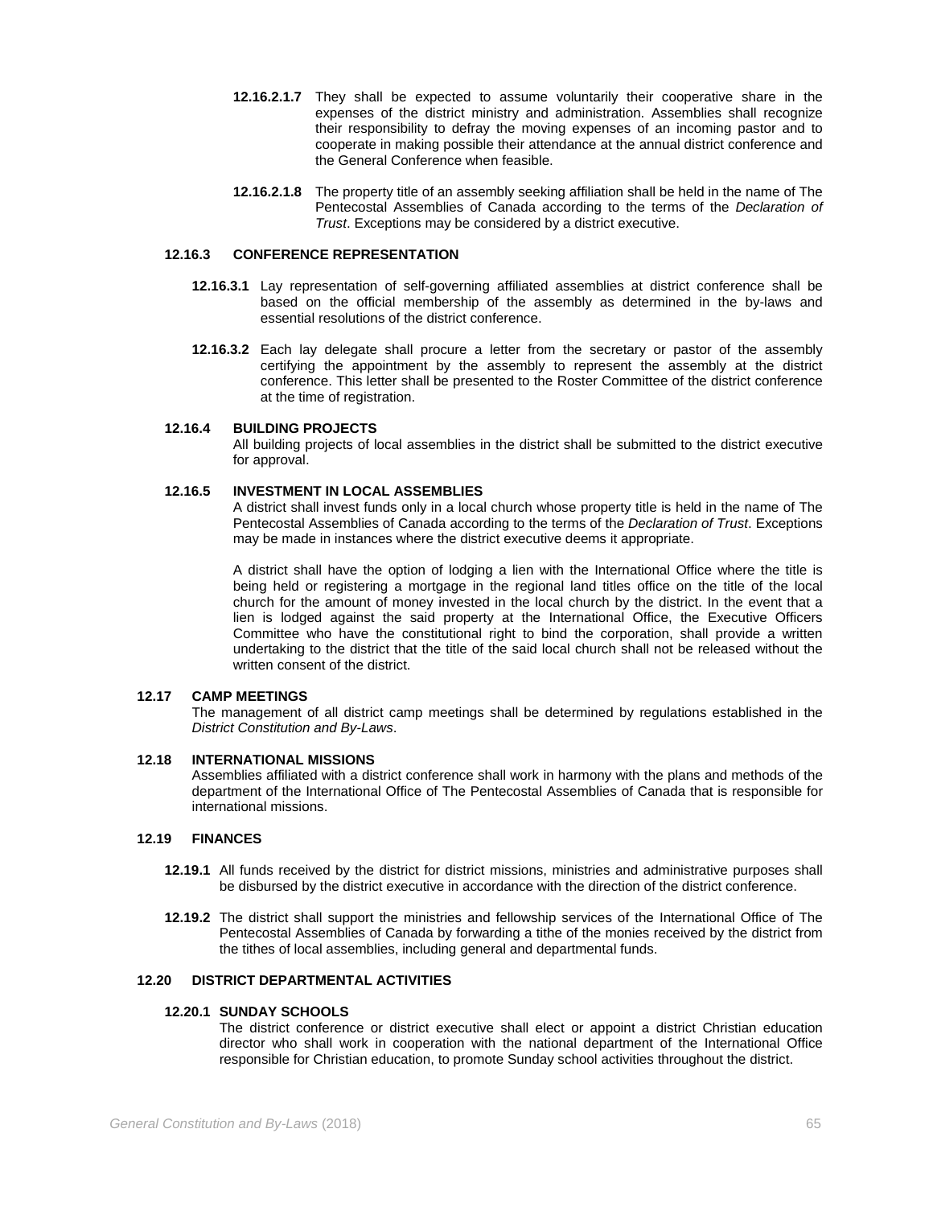**12.16.2.1.7** They shall be expected to assume voluntarily their cooperative share in the expenses of the district ministry and administration. Assemblies shall recognize their responsibility to defray the moving expenses of an incoming pastor and to cooperate in making possible their attendance at the annual district conference and the General Conference when feasible.

**12.16.2.1.8** The property title of an assembly seeking affiliation shall be held in the name of The Pentecostal Assemblies of Canada according to the terms of the *Declaration of Trust*. Exceptions may be considered by a district executive.

### 12.16.3 CONFERENCE REPRESENTATION

**12.16.3.1** Lay representation of self-governing affiliated assemblies at district conference shall be based on the official membership of the assembly as determined in the by-laws and essential resolutions of the district conference.

**12.16.3.2** Each lay delegate shall procure a letter from the secretary or pastor of the assembly certifying the appointment by the assembly to represent the assembly at the district conference. This letter shall be presented to the Roster Committee of the district conference at the time of registration.

### 12.16.4 BUILDING PROJECTS

All building projects of local assemblies in the district shall be submitted to the district executive for approval.

### 12.16.5 INVESTMENT IN LOCAL ASSEMBLIES

A district shall invest funds only in a local church whose property title is held in the name of The Pentecostal Assemblies of Canada according to the terms of the *Declaration of Trust*. Exceptions may be made in instances where the district executive deems it appropriate.

A district shall have the option of lodging a lien with the International Office where the title is being held or registering a mortgage in the regional land titles office on the title of the local church for the amount of money invested in the local church by the district. In the event that a lien is lodged against the said property at the International Office, the Executive Officers Committee who have the constitutional right to bind the corporation, shall provide a written undertaking to the district that the title of the said local church shall not be released without the written consent of the district.

## 12.17 CAMP MEETINGS

The management of all district camp meetings shall be determined by regulations established in the *District Constitution and By-Laws*.

## 12.18 INTERNATIONAL MISSIONS

Assemblies affiliated with a district conference shall work in harmony with the plans and methods of the department of the International Office of The Pentecostal Assemblies of Canada that is responsible for international missions.

## 12.19 FINANCES

**12.19.1** All funds received by the district for district missions, ministries and administrative purposes shall be disbursed by the district executive in accordance with the direction of the district conference.

**12.19.2** The district shall support the ministries and fellowship services of the International Office of The Pentecostal Assemblies of Canada by forwarding a tithe of the monies received by the district from the tithes of local assemblies, including general and departmental funds.

## 12.20 DISTRICT DEPARTMENTAL ACTIVITIES

### 12.20.1 SUNDAY SCHOOLS

The district conference or district executive shall elect or appoint a district Christian education director who shall work in cooperation with the national department of the International Office responsible for Christian education, to promote Sunday school activities throughout the district.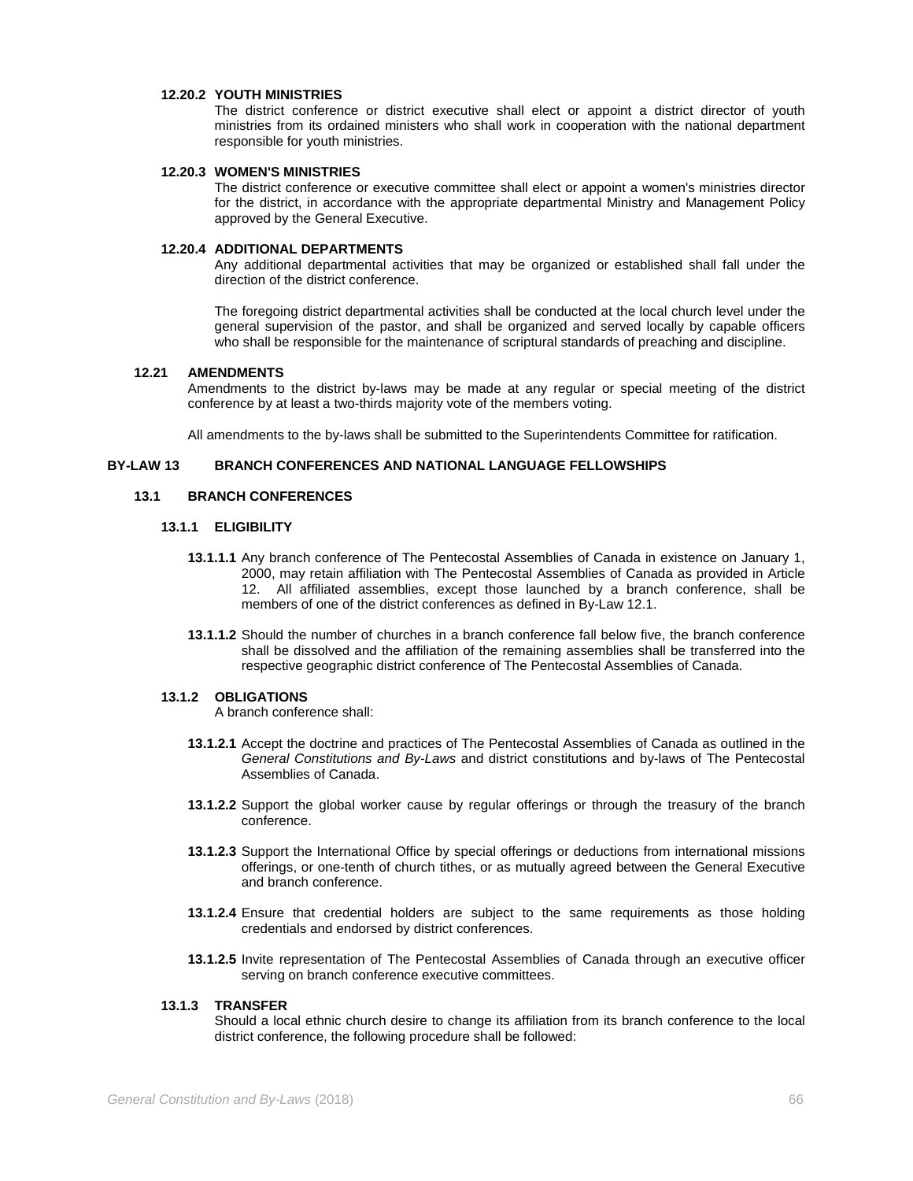#### 12.20.2 YOUTH MINISTRIES

The district conference or district executive shall elect or appoint a district director of youth ministries from its ordained ministers who shall work in cooperation with the national department responsible for youth ministries.

#### 12.20.3 WOMEN'S MINISTRIES

The district conference or executive committee shall elect or appoint a women's ministries director for the district, in accordance with the appropriate departmental Ministry and Management Policy approved by the General Executive.

#### 12.20.4 ADDITIONAL DEPARTMENTS

Any additional departmental activities that may be organized or established shall fall under the direction of the district conference.

The foregoing district departmental activities shall be conducted at the local church level under the general supervision of the pastor, and shall be organized and served locally by capable officers who shall be responsible for the maintenance of scriptural standards of preaching and discipline.

### 12.21 AMENDMENTS

Amendments to the district by-laws may be made at any regular or special meeting of the district conference by at least a two-thirds majority vote of the members voting.

All amendments to the by-laws shall be submitted to the Superintendents Committee for ratification.

## BY-LAW 13 BRANCH CONFERENCES AND NATIONAL LANGUAGE FELLOWSHIPS

### 13.1 BRANCH CONFERENCES

#### 13.1.1 ELIGIBILITY

**13.1.1.1** Any branch conference of The Pentecostal Assemblies of Canada in existence on January 1, 2000, may retain affiliation with The Pentecostal Assemblies of Canada as provided in Article 12. All affiliated assemblies, except those launched by a branch conference, shall be members of one of the district conferences as defined in By-Law 12.1.

**13.1.1.2** Should the number of churches in a branch conference fall below five, the branch conference shall be dissolved and the affiliation of the remaining assemblies shall be transferred into the respective geographic district conference of The Pentecostal Assemblies of Canada.

#### 13.1.2 OBLIGATIONS

A branch conference shall:

**13.1.2.1** Accept the doctrine and practices of The Pentecostal Assemblies of Canada as outlined in the *General Constitutions and By-Laws* and district constitutions and by-laws of The Pentecostal Assemblies of Canada.

**13.1.2.2** Support the global worker cause by regular offerings or through the treasury of the branch conference.

**13.1.2.3** Support the International Office by special offerings or deductions from international missions offerings, or one-tenth of church tithes, or as mutually agreed between the General Executive and branch conference.

**13.1.2.4** Ensure that credential holders are subject to the same requirements as those holding credentials and endorsed by district conferences.

**13.1.2.5** Invite representation of The Pentecostal Assemblies of Canada through an executive officer serving on branch conference executive committees.

#### 13.1.3 TRANSFER

Should a local ethnic church desire to change its affiliation from its branch conference to the local district conference, the following procedure shall be followed: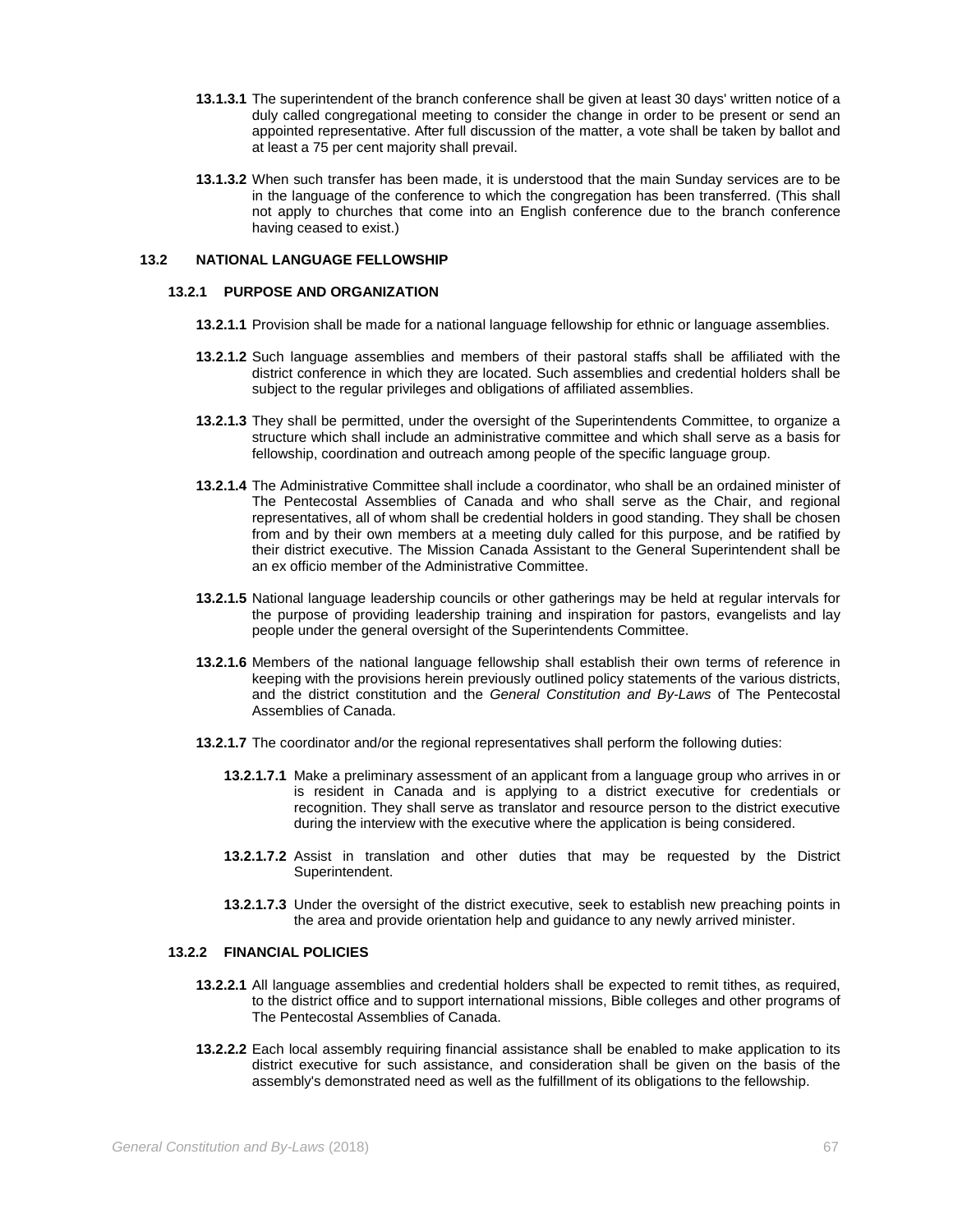**13.1.3.1** The superintendent of the branch conference shall be given at least 30 days' written notice of a duly called congregational meeting to consider the change in order to be present or send an appointed representative. After full discussion of the matter, a vote shall be taken by ballot and at least a 75 per cent majority shall prevail.

**13.1.3.2** When such transfer has been made, it is understood that the main Sunday services are to be in the language of the conference to which the congregation has been transferred. (This shall not apply to churches that come into an English conference due to the branch conference having ceased to exist.)

## 13.2 NATIONAL LANGUAGE FELLOWSHIP

### 13.2.1 PURPOSE AND ORGANIZATION

**13.2.1.1** Provision shall be made for a national language fellowship for ethnic or language assemblies.

**13.2.1.2** Such language assemblies and members of their pastoral staffs shall be affiliated with the district conference in which they are located. Such assemblies and credential holders shall be subject to the regular privileges and obligations of affiliated assemblies.

**13.2.1.3** They shall be permitted, under the oversight of the Superintendents Committee, to organize a structure which shall include an administrative committee and which shall serve as a basis for fellowship, coordination and outreach among people of the specific language group.

**13.2.1.4** The Administrative Committee shall include a coordinator, who shall be an ordained minister of The Pentecostal Assemblies of Canada and who shall serve as the Chair, and regional representatives, all of whom shall be credential holders in good standing. They shall be chosen from and by their own members at a meeting duly called for this purpose, and be ratified by their district executive. The Mission Canada Assistant to the General Superintendent shall be an ex officio member of the Administrative Committee.

**13.2.1.5** National language leadership councils or other gatherings may be held at regular intervals for the purpose of providing leadership training and inspiration for pastors, evangelists and lay people under the general oversight of the Superintendents Committee.

**13.2.1.6** Members of the national language fellowship shall establish their own terms of reference in keeping with the provisions herein previously outlined policy statements of the various districts, and the district constitution and the *General Constitution and By-Laws* of The Pentecostal Assemblies of Canada.

**13.2.1.7** The coordinator and/or the regional representatives shall perform the following duties:

**13.2.1.7.1** Make a preliminary assessment of an applicant from a language group who arrives in or is resident in Canada and is applying to a district executive for credentials or recognition. They shall serve as translator and resource person to the district executive during the interview with the executive where the application is being considered.

**13.2.1.7.2** Assist in translation and other duties that may be requested by the District Superintendent.

**13.2.1.7.3** Under the oversight of the district executive, seek to establish new preaching points in the area and provide orientation help and guidance to any newly arrived minister.

### 13.2.2 FINANCIAL POLICIES

**13.2.2.1** All language assemblies and credential holders shall be expected to remit tithes, as required, to the district office and to support international missions, Bible colleges and other programs of The Pentecostal Assemblies of Canada.

**13.2.2.2** Each local assembly requiring financial assistance shall be enabled to make application to its district executive for such assistance, and consideration shall be given on the basis of the assembly's demonstrated need as well as the fulfillment of its obligations to the fellowship.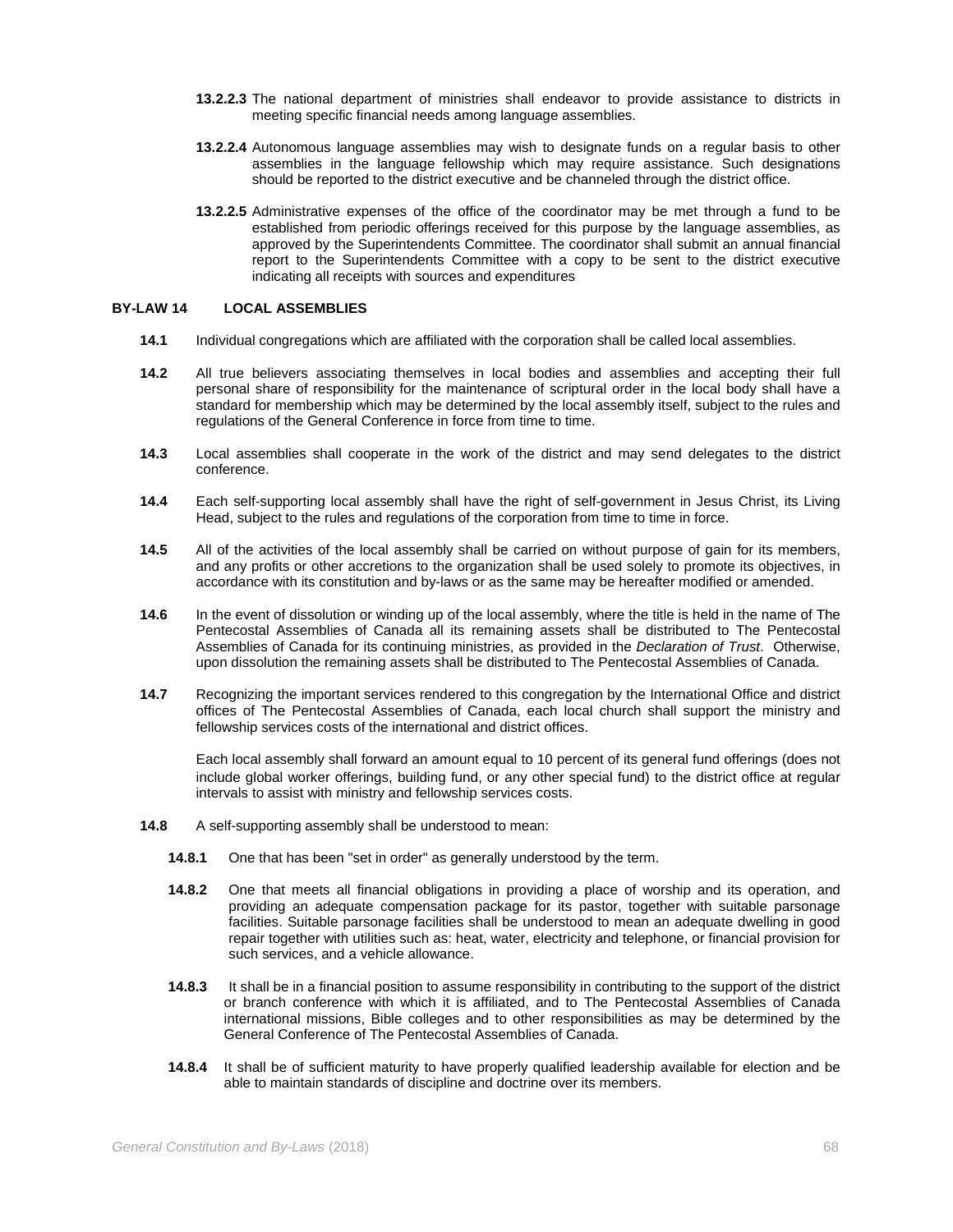**13.2.2.3** The national department of ministries shall endeavor to provide assistance to districts in meeting specific financial needs among language assemblies.

**13.2.2.4** Autonomous language assemblies may wish to designate funds on a regular basis to other assemblies in the language fellowship which may require assistance. Such designations should be reported to the district executive and be channeled through the district office.

**13.2.2.5** Administrative expenses of the office of the coordinator may be met through a fund to be established from periodic offerings received for this purpose by the language assemblies, as approved by the Superintendents Committee. The coordinator shall submit an annual financial report to the Superintendents Committee with a copy to be sent to the district executive indicating all receipts with sources and expenditures

## BY-LAW 14 LOCAL ASSEMBLIES

**14.1** Individual congregations which are affiliated with the corporation shall be called local assemblies.

**14.2** All true believers associating themselves in local bodies and assemblies and accepting their full personal share of responsibility for the maintenance of scriptural order in the local body shall have a standard for membership which may be determined by the local assembly itself, subject to the rules and regulations of the General Conference in force from time to time.

**14.3** Local assemblies shall cooperate in the work of the district and may send delegates to the district conference.

**14.4** Each self-supporting local assembly shall have the right of self-government in Jesus Christ, its Living Head, subject to the rules and regulations of the corporation from time to time in force.

**14.5** All of the activities of the local assembly shall be carried on without purpose of gain for its members, and any profits or other accretions to the organization shall be used solely to promote its objectives, in accordance with its constitution and by-laws or as the same may be hereafter modified or amended.

**14.6** In the event of dissolution or winding up of the local assembly, where the title is held in the name of The Pentecostal Assemblies of Canada all its remaining assets shall be distributed to The Pentecostal Assemblies of Canada for its continuing ministries, as provided in the *Declaration of Trust*. Otherwise, upon dissolution the remaining assets shall be distributed to The Pentecostal Assemblies of Canada.

**14.7** Recognizing the important services rendered to this congregation by the International Office and district offices of The Pentecostal Assemblies of Canada, each local church shall support the ministry and fellowship services costs of the international and district offices.

Each local assembly shall forward an amount equal to 10 percent of its general fund offerings (does not include global worker offerings, building fund, or any other special fund) to the district office at regular intervals to assist with ministry and fellowship services costs.

**14.8** A self-supporting assembly shall be understood to mean:

**14.8.1** One that has been "set in order" as generally understood by the term.

**14.8.2** One that meets all financial obligations in providing a place of worship and its operation, and providing an adequate compensation package for its pastor, together with suitable parsonage facilities. Suitable parsonage facilities shall be understood to mean an adequate dwelling in good repair together with utilities such as: heat, water, electricity and telephone, or financial provision for such services, and a vehicle allowance.

**14.8.3** It shall be in a financial position to assume responsibility in contributing to the support of the district or branch conference with which it is affiliated, and to The Pentecostal Assemblies of Canada international missions, Bible colleges and to other responsibilities as may be determined by the General Conference of The Pentecostal Assemblies of Canada.

**14.8.4** It shall be of sufficient maturity to have properly qualified leadership available for election and be able to maintain standards of discipline and doctrine over its members.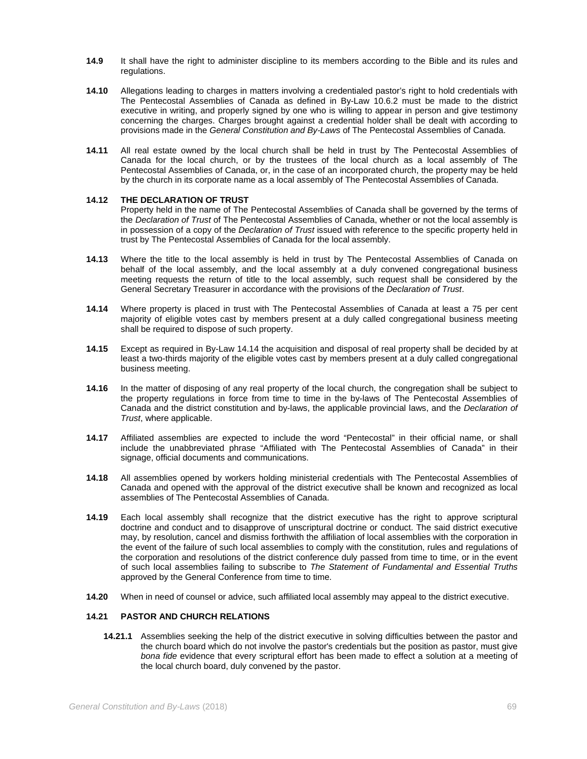**14.9** It shall have the right to administer discipline to its members according to the Bible and its rules and regulations.

**14.10** Allegations leading to charges in matters involving a credentialed pastor's right to hold credentials with The Pentecostal Assemblies of Canada as defined in By-Law 10.6.2 must be made to the district executive in writing, and properly signed by one who is willing to appear in person and give testimony concerning the charges. Charges brought against a credential holder shall be dealt with according to provisions made in the *General Constitution and By-Laws* of The Pentecostal Assemblies of Canada.

**14.11** All real estate owned by the local church shall be held in trust by The Pentecostal Assemblies of Canada for the local church, or by the trustees of the local church as a local assembly of The Pentecostal Assemblies of Canada, or, in the case of an incorporated church, the property may be held by the church in its corporate name as a local assembly of The Pentecostal Assemblies of Canada.

**14.12 THE DECLARATION OF TRUST**

Property held in the name of The Pentecostal Assemblies of Canada shall be governed by the terms of the *Declaration of Trust* of The Pentecostal Assemblies of Canada, whether or not the local assembly is in possession of a copy of the *Declaration of Trust* issued with reference to the specific property held in trust by The Pentecostal Assemblies of Canada for the local assembly.

**14.13** Where the title to the local assembly is held in trust by The Pentecostal Assemblies of Canada on behalf of the local assembly, and the local assembly at a duly convened congregational business meeting requests the return of title to the local assembly, such request shall be considered by the General Secretary Treasurer in accordance with the provisions of the *Declaration of Trust*.

**14.14** Where property is placed in trust with The Pentecostal Assemblies of Canada at least a 75 per cent majority of eligible votes cast by members present at a duly called congregational business meeting shall be required to dispose of such property.

**14.15** Except as required in By-Law 14.14 the acquisition and disposal of real property shall be decided by at least a two-thirds majority of the eligible votes cast by members present at a duly called congregational business meeting.

**14.16** In the matter of disposing of any real property of the local church, the congregation shall be subject to the property regulations in force from time to time in the by-laws of The Pentecostal Assemblies of Canada and the district constitution and by-laws, the applicable provincial laws, and the *Declaration of Trust*, where applicable.

**14.17** Affiliated assemblies are expected to include the word "Pentecostal" in their official name, or shall include the unabbreviated phrase "Affiliated with The Pentecostal Assemblies of Canada" in their signage, official documents and communications.

**14.18** All assemblies opened by workers holding ministerial credentials with The Pentecostal Assemblies of Canada and opened with the approval of the district executive shall be known and recognized as local assemblies of The Pentecostal Assemblies of Canada.

**14.19** Each local assembly shall recognize that the district executive has the right to approve scriptural doctrine and conduct and to disapprove of unscriptural doctrine or conduct. The said district executive may, by resolution, cancel and dismiss forthwith the affiliation of local assemblies with the corporation in the event of the failure of such local assemblies to comply with the constitution, rules and regulations of the corporation and resolutions of the district conference duly passed from time to time, or in the event of such local assemblies failing to subscribe to *The Statement of Fundamental and Essential Truths* approved by the General Conference from time to time.

**14.20** When in need of counsel or advice, such affiliated local assembly may appeal to the district executive.

**14.21 PASTOR AND CHURCH RELATIONS**

**14.21.1** Assemblies seeking the help of the district executive in solving difficulties between the pastor and the church board which do not involve the pastor's credentials but the position as pastor, must give *bona fide* evidence that every scriptural effort has been made to effect a solution at a meeting of the local church board, duly convened by the pastor.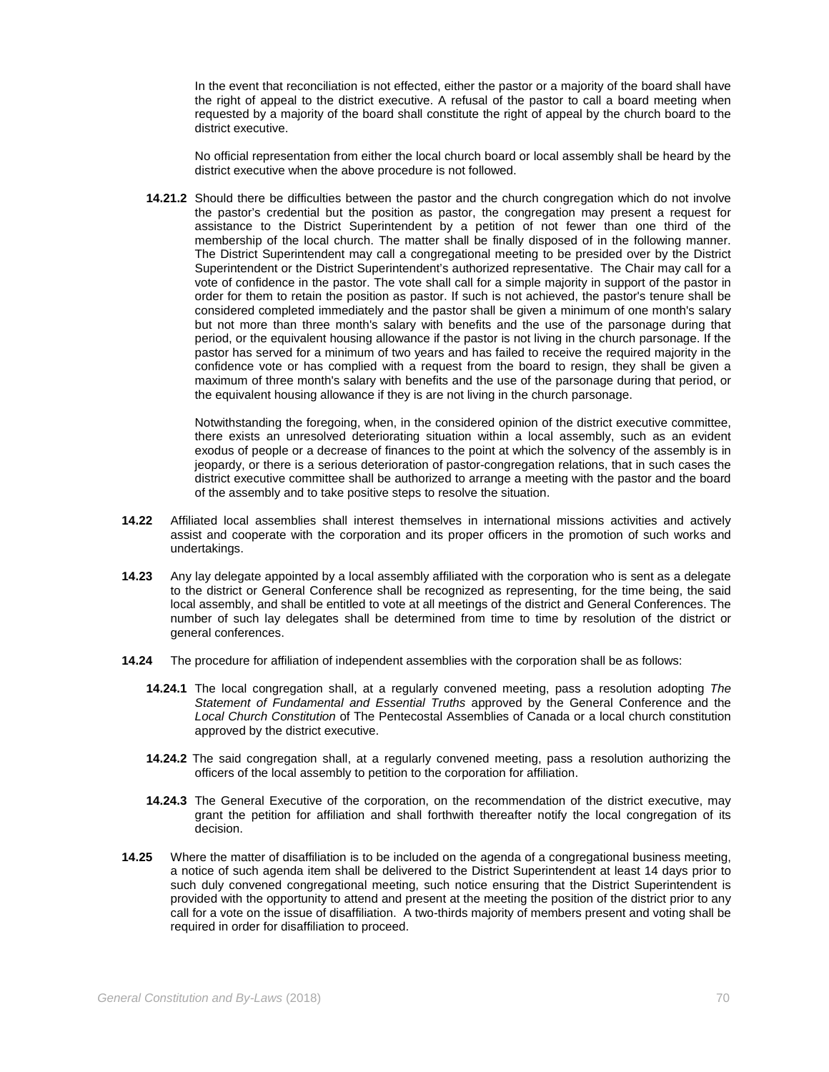In the event that reconciliation is not effected, either the pastor or a majority of the board shall have the right of appeal to the district executive. A refusal of the pastor to call a board meeting when requested by a majority of the board shall constitute the right of appeal by the church board to the district executive.

No official representation from either the local church board or local assembly shall be heard by the district executive when the above procedure is not followed.

**14.21.2** Should there be difficulties between the pastor and the church congregation which do not involve the pastor's credential but the position as pastor, the congregation may present a request for assistance to the District Superintendent by a petition of not fewer than one third of the membership of the local church. The matter shall be finally disposed of in the following manner. The District Superintendent may call a congregational meeting to be presided over by the District Superintendent or the District Superintendent's authorized representative. The Chair may call for a vote of confidence in the pastor. The vote shall call for a simple majority in support of the pastor in order for them to retain the position as pastor. If such is not achieved, the pastor's tenure shall be considered completed immediately and the pastor shall be given a minimum of one month's salary but not more than three month's salary with benefits and the use of the parsonage during that period, or the equivalent housing allowance if the pastor is not living in the church parsonage. If the pastor has served for a minimum of two years and has failed to receive the required majority in the confidence vote or has complied with a request from the board to resign, they shall be given a maximum of three month's salary with benefits and the use of the parsonage during that period, or the equivalent housing allowance if they is are not living in the church parsonage.

Notwithstanding the foregoing, when, in the considered opinion of the district executive committee, there exists an unresolved deteriorating situation within a local assembly, such as an evident exodus of people or a decrease of finances to the point at which the solvency of the assembly is in jeopardy, or there is a serious deterioration of pastor-congregation relations, that in such cases the district executive committee shall be authorized to arrange a meeting with the pastor and the board of the assembly and to take positive steps to resolve the situation.

**14.22** Affiliated local assemblies shall interest themselves in international missions activities and actively assist and cooperate with the corporation and its proper officers in the promotion of such works and undertakings.

**14.23** Any lay delegate appointed by a local assembly affiliated with the corporation who is sent as a delegate to the district or General Conference shall be recognized as representing, for the time being, the said local assembly, and shall be entitled to vote at all meetings of the district and General Conferences. The number of such lay delegates shall be determined from time to time by resolution of the district or general conferences.

**14.24** The procedure for affiliation of independent assemblies with the corporation shall be as follows:

**14.24.1** The local congregation shall, at a regularly convened meeting, pass a resolution adopting *The Statement of Fundamental and Essential Truths* approved by the General Conference and the *Local Church Constitution* of The Pentecostal Assemblies of Canada or a local church constitution approved by the district executive.

**14.24.2** The said congregation shall, at a regularly convened meeting, pass a resolution authorizing the officers of the local assembly to petition to the corporation for affiliation.

**14.24.3** The General Executive of the corporation, on the recommendation of the district executive, may grant the petition for affiliation and shall forthwith thereafter notify the local congregation of its decision.

**14.25** Where the matter of disaffiliation is to be included on the agenda of a congregational business meeting, a notice of such agenda item shall be delivered to the District Superintendent at least 14 days prior to such duly convened congregational meeting, such notice ensuring that the District Superintendent is provided with the opportunity to attend and present at the meeting the position of the district prior to any call for a vote on the issue of disaffiliation. A two-thirds majority of members present and voting shall be required in order for disaffiliation to proceed.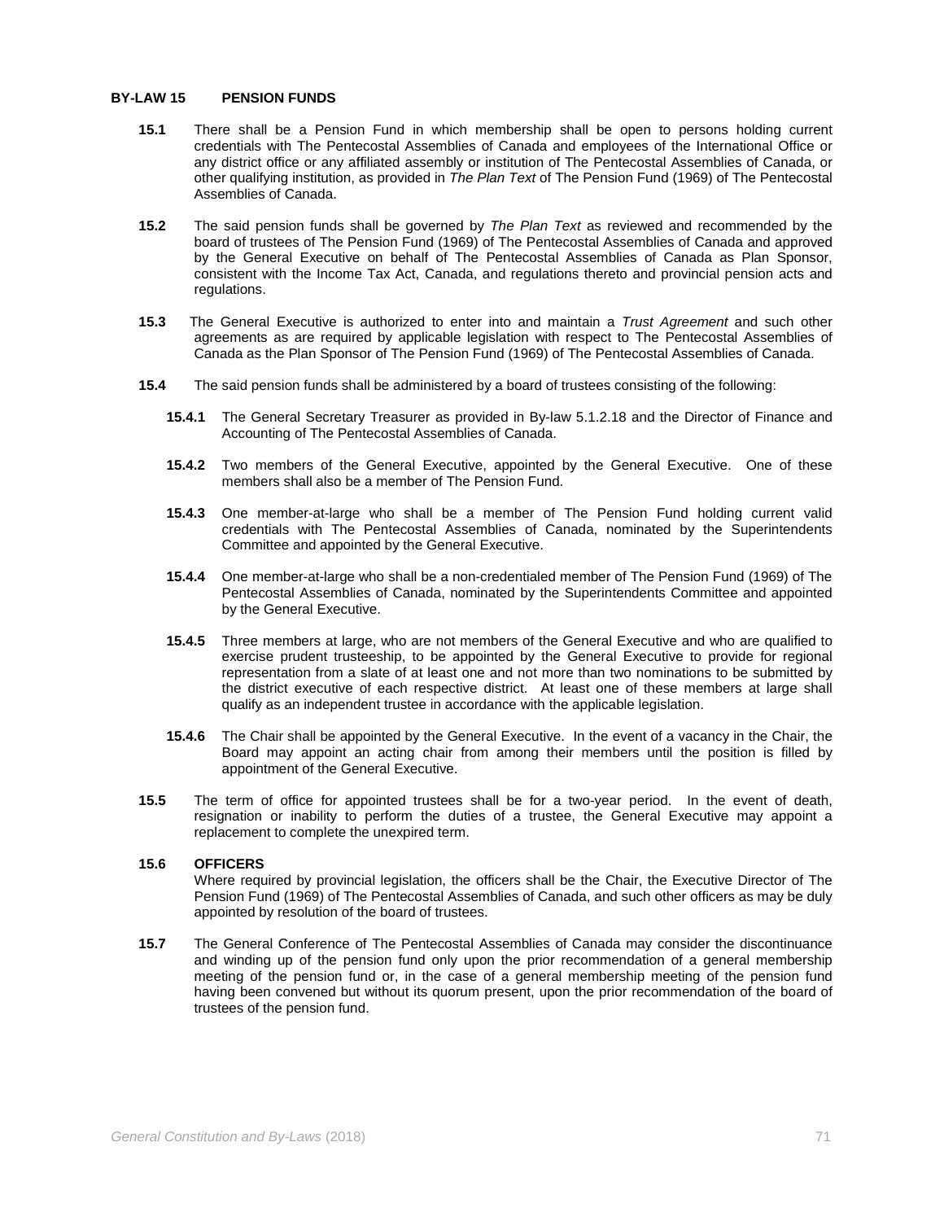## BY-LAW 15 PENSION FUNDS

**15.1** There shall be a Pension Fund in which membership shall be open to persons holding current credentials with The Pentecostal Assemblies of Canada and employees of the International Office or any district office or any affiliated assembly or institution of The Pentecostal Assemblies of Canada, or other qualifying institution, as provided in *The Plan Text* of The Pension Fund (1969) of The Pentecostal Assemblies of Canada.

**15.2** The said pension funds shall be governed by *The Plan Text* as reviewed and recommended by the board of trustees of The Pension Fund (1969) of The Pentecostal Assemblies of Canada and approved by the General Executive on behalf of The Pentecostal Assemblies of Canada as Plan Sponsor, consistent with the Income Tax Act, Canada, and regulations thereto and provincial pension acts and regulations.

**15.3** The General Executive is authorized to enter into and maintain a *Trust Agreement* and such other agreements as are required by applicable legislation with respect to The Pentecostal Assemblies of Canada as the Plan Sponsor of The Pension Fund (1969) of The Pentecostal Assemblies of Canada.

**15.4** The said pension funds shall be administered by a board of trustees consisting of the following:

**15.4.1** The General Secretary Treasurer as provided in By-law 5.1.2.18 and the Director of Finance and Accounting of The Pentecostal Assemblies of Canada.

**15.4.2** Two members of the General Executive, appointed by the General Executive. One of these members shall also be a member of The Pension Fund.

**15.4.3** One member-at-large who shall be a member of The Pension Fund holding current valid credentials with The Pentecostal Assemblies of Canada, nominated by the Superintendents Committee and appointed by the General Executive.

**15.4.4** One member-at-large who shall be a non-credentialed member of The Pension Fund (1969) of The Pentecostal Assemblies of Canada, nominated by the Superintendents Committee and appointed by the General Executive.

**15.4.5** Three members at large, who are not members of the General Executive and who are qualified to exercise prudent trusteeship, to be appointed by the General Executive to provide for regional representation from a slate of at least one and not more than two nominations to be submitted by the district executive of each respective district. At least one of these members at large shall qualify as an independent trustee in accordance with the applicable legislation.

**15.4.6** The Chair shall be appointed by the General Executive. In the event of a vacancy in the Chair, the Board may appoint an acting chair from among their members until the position is filled by appointment of the General Executive.

**15.5** The term of office for appointed trustees shall be for a two-year period. In the event of death, resignation or inability to perform the duties of a trustee, the General Executive may appoint a replacement to complete the unexpired term.

**15.6 OFFICERS**

Where required by provincial legislation, the officers shall be the Chair, the Executive Director of The Pension Fund (1969) of The Pentecostal Assemblies of Canada, and such other officers as may be duly appointed by resolution of the board of trustees.

**15.7** The General Conference of The Pentecostal Assemblies of Canada may consider the discontinuance and winding up of the pension fund only upon the prior recommendation of a general membership meeting of the pension fund or, in the case of a general membership meeting of the pension fund having been convened but without its quorum present, upon the prior recommendation of the board of trustees of the pension fund.